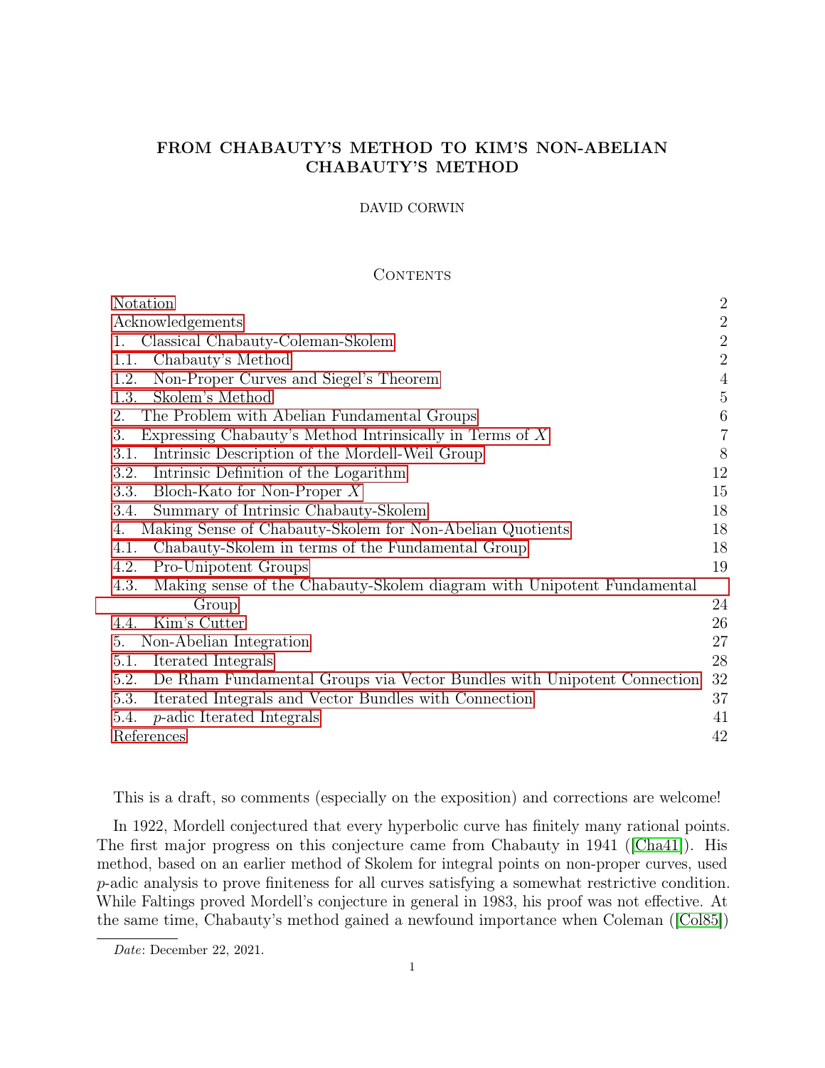# FROM CHABAUTY'S METHOD TO KIM'S NON-ABELIAN CHABAUTY'S METHOD

DAVID CORWIN

## Contents

- Notation 2
- Acknowledgements 2
- 1. Classical Chabauty-Coleman-Skolem 2
  - 1.1. Chabauty's Method 2
  - 1.2. Non-Proper Curves and Siegel's Theorem 4
  - 1.3. Skolem's Method 5
- 2. The Problem with Abelian Fundamental Groups 6
- 3. Expressing Chabauty's Method Intrinsically in Terms of $X$ 7
  - 3.1. Intrinsic Description of the Mordell-Weil Group 8
  - 3.2. Intrinsic Definition of the Logarithm 12
  - 3.3. Bloch-Kato for Non-Proper $X$ 15
  - 3.4. Summary of Intrinsic Chabauty-Skolem 18
- 4. Making Sense of Chabauty-Skolem for Non-Abelian Quotients 18
  - 4.1. Chabauty-Skolem in terms of the Fundamental Group 18
  - 4.2. Pro-Unipotent Groups 19
  - 4.3. Making sense of the Chabauty-Skolem diagram with Unipotent Fundamental Group 24
  - 4.4. Kim's Cutter 26
- 5. Non-Abelian Integration 27
  - 5.1. Iterated Integrals 28
  - 5.2. De Rham Fundamental Groups via Vector Bundles with Unipotent Connection 32
  - 5.3. Iterated Integrals and Vector Bundles with Connection 37
  - 5.4. $p$-adic Iterated Integrals 41
- References 42

This is a draft, so comments (especially on the exposition) and corrections are welcome!

In 1922, Mordell conjectured that every hyperbolic curve has finitely many rational points. The first major progress on this conjecture came from Chabauty in 1941 ([Cha41]). His method, based on an earlier method of Skolem for integral points on non-proper curves, used $p$-adic analysis to prove finiteness for all curves satisfying a somewhat restrictive condition. While Faltings proved Mordell's conjecture in general in 1983, his proof was not effective. At the same time, Chabauty's method gained a newfound importance when Coleman ([Col85])

*Date*: December 22, 2021.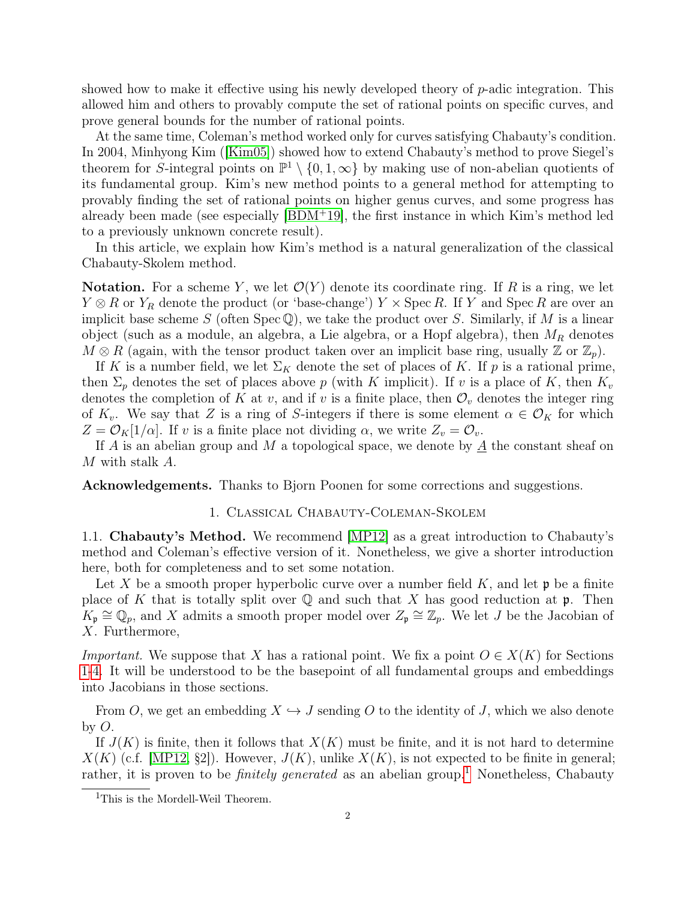showed how to make it effective using his newly developed theory of $p$-adic integration. This allowed him and others to provably compute the set of rational points on specific curves, and prove general bounds for the number of rational points.

At the same time, Coleman's method worked only for curves satisfying Chabauty's condition. In 2004, Minhyong Kim ([Kim05]) showed how to extend Chabauty's method to prove Siegel's theorem for $S$-integral points on $\mathbb{P}^1 \setminus \{0, 1, \infty\}$ by making use of non-abelian quotients of its fundamental group. Kim's new method points to a general method for attempting to provably finding the set of rational points on higher genus curves, and some progress has already been made (see especially [BDM+19], the first instance in which Kim's method led to a previously unknown concrete result).

In this article, we explain how Kim's method is a natural generalization of the classical Chabauty-Skolem method.

**Notation.** For a scheme $Y$, we let $\mathcal{O}(Y)$ denote its coordinate ring. If $R$ is a ring, we let $Y \otimes R$ or $Y_R$ denote the product (or 'base-change') $Y \times \operatorname{Spec} R$. If $Y$ and $\operatorname{Spec} R$ are over an implicit base scheme $S$ (often $\operatorname{Spec} \mathbb{Q}$), we take the product over $S$. Similarly, if $M$ is a linear object (such as a module, an algebra, a Lie algebra, or a Hopf algebra), then $M_R$ denotes $M \otimes R$ (again, with the tensor product taken over an implicit base ring, usually $\mathbb{Z}$ or $\mathbb{Z}_p$).

If $K$ is a number field, we let $\Sigma_K$ denote the set of places of $K$. If $p$ is a rational prime, then $\Sigma_p$ denotes the set of places above $p$ (with $K$ implicit). If $v$ is a place of $K$, then $K_v$ denotes the completion of $K$ at $v$, and if $v$ is a finite place, then $\mathcal{O}_v$ denotes the integer ring of $K_v$. We say that $Z$ is a ring of $S$-integers if there is some element $\alpha \in \mathcal{O}_K$ for which $Z = \mathcal{O}_K[1/\alpha]$. If $v$ is a finite place not dividing $\alpha$, we write $Z_v = \mathcal{O}_v$.

If $A$ is an abelian group and $M$ a topological space, we denote by $\underline{A}$ the constant sheaf on $M$ with stalk $A$.

**Acknowledgements.** Thanks to Bjorn Poonen for some corrections and suggestions.

## 1. Classical Chabauty-Coleman-Skolem

### 1.1. Chabauty's Method.

We recommend [MP12] as a great introduction to Chabauty's method and Coleman's effective version of it. Nonetheless, we give a shorter introduction here, both for completeness and to set some notation.

Let $X$ be a smooth proper hyperbolic curve over a number field $K$, and let $\mathfrak{p}$ be a finite place of $K$ that is totally split over $\mathbb{Q}$ and such that $X$ has good reduction at $\mathfrak{p}$. Then $K_{\mathfrak{p}} \cong \mathbb{Q}_p$, and $X$ admits a smooth proper model over $Z_{\mathfrak{p}} \cong \mathbb{Z}_p$. We let $J$ be the Jacobian of $X$. Furthermore,

*Important.* We suppose that $X$ has a rational point. We fix a point $O \in X(K)$ for Sections 1-4. It will be understood to be the basepoint of all fundamental groups and embeddings into Jacobians in those sections.

From $O$, we get an embedding $X \hookrightarrow J$ sending $O$ to the identity of $J$, which we also denote by $O$.

If $J(K)$ is finite, then it follows that $X(K)$ must be finite, and it is not hard to determine $X(K)$ (c.f. [MP12, §2]). However, $J(K)$, unlike $X(K)$, is not expected to be finite in general; rather, it is proven to be *finitely generated* as an abelian group.[1] Nonetheless, Chabauty

[1] This is the Mordell-Weil Theorem.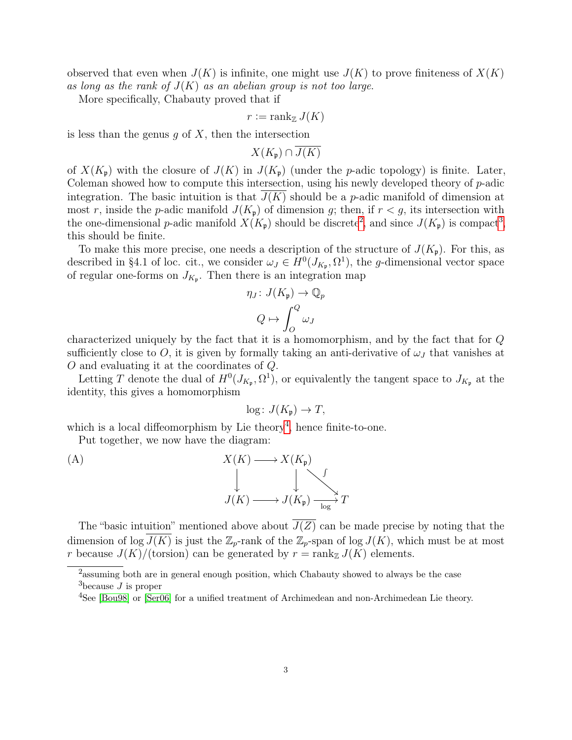observed that even when $J(K)$ is infinite, one might use $J(K)$ to prove finiteness of $X(K)$ *as long as the rank of $J(K)$ as an abelian group is not too large.*

More specifically, Chabauty proved that if

$$r := \operatorname{rank}_{\mathbb{Z}} J(K)$$

is less than the genus $g$ of $X$, then the intersection

$$X(K_{\mathfrak{p}}) \cap \overline{J(K)}$$

of $X(K_{\mathfrak{p}})$ with the closure of $J(K)$ in $J(K_{\mathfrak{p}})$ (under the $p$-adic topology) is finite. Later, Coleman showed how to compute this intersection, using his newly developed theory of $p$-adic integration. The basic intuition is that $\overline{J(K)}$ should be a $p$-adic manifold of dimension at most $r$, inside the $p$-adic manifold $J(K_{\mathfrak{p}})$ of dimension $g$; then, if $r < g$, its intersection with the one-dimensional $p$-adic manifold $X(K_{\mathfrak{p}})$ should be discrete[2], and since $J(K_{\mathfrak{p}})$ is compact[3], this should be finite.

To make this more precise, one needs a description of the structure of $J(K_{\mathfrak{p}})$. For this, as described in §4.1 of loc. cit., we consider $\omega_J \in H^0(J_{K_{\mathfrak{p}}}, \Omega^1)$, the $g$-dimensional vector space of regular one-forms on $J_{K_{\mathfrak{p}}}$. Then there is an integration map

$$\eta_J \colon J(K_{\mathfrak{p}}) \to \mathbb{Q}_p$$

$$Q \mapsto \int_O^Q \omega_J$$

characterized uniquely by the fact that it is a homomorphism, and by the fact that for $Q$ sufficiently close to $O$, it is given by formally taking an anti-derivative of $\omega_J$ that vanishes at $O$ and evaluating it at the coordinates of $Q$.

Letting $T$ denote the dual of $H^0(J_{K_{\mathfrak{p}}}, \Omega^1)$, or equivalently the tangent space to $J_{K_{\mathfrak{p}}}$ at the identity, this gives a homomorphism

$$\log \colon J(K_{\mathfrak{p}}) \to T,$$

which is a local diffeomorphism by Lie theory[4], hence finite-to-one.

Put together, we now have the diagram:

$$\text{(A)} \qquad \begin{array}{ccccc} X(K) & \longrightarrow & X(K_{\mathfrak{p}}) & & \\ \downarrow & & \downarrow & \searrow^{\int} & \\ J(K) & \longrightarrow & J(K_{\mathfrak{p}}) & \xrightarrow[\log]{} & T \end{array}$$

The "basic intuition" mentioned above about $\overline{J(Z)}$ can be made precise by noting that the dimension of $\log \overline{J(K)}$ is just the $\mathbb{Z}_p$-rank of the $\mathbb{Z}_p$-span of $\log J(K)$, which must be at most $r$ because $J(K)/(\text{torsion})$ can be generated by $r = \operatorname{rank}_{\mathbb{Z}} J(K)$ elements.

---

[2] assuming both are in general enough position, which Chabauty showed to always be the case

[3] because $J$ is proper

[4] See [Bou98] or [Ser06] for a unified treatment of Archimedean and non-Archimedean Lie theory.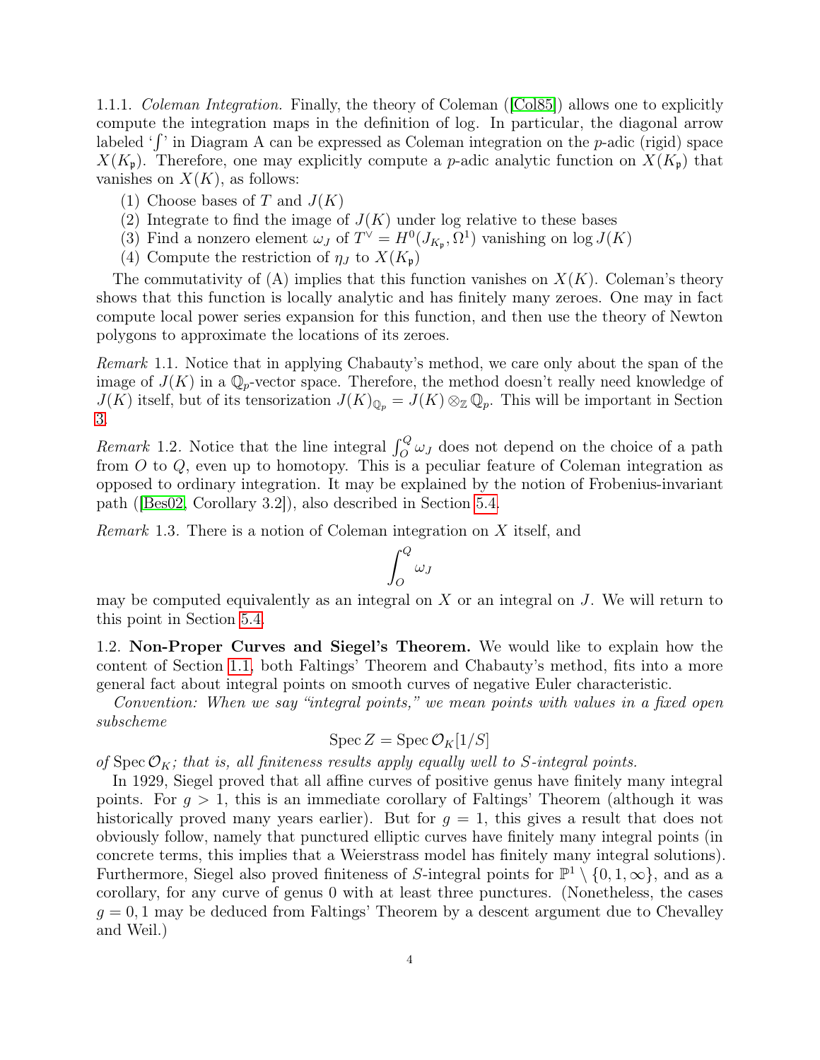1.1.1. *Coleman Integration.* Finally, the theory of Coleman ([Col85]) allows one to explicitly compute the integration maps in the definition of log. In particular, the diagonal arrow labeled '$\int$' in Diagram A can be expressed as Coleman integration on the $p$-adic (rigid) space $X(K_{\mathfrak{p}})$. Therefore, one may explicitly compute a $p$-adic analytic function on $X(K_{\mathfrak{p}})$ that vanishes on $X(K)$, as follows:

(1) Choose bases of $T$ and $J(K)$
(2) Integrate to find the image of $J(K)$ under log relative to these bases
(3) Find a nonzero element $\omega_J$ of $T^\vee = H^0(J_{K_{\mathfrak{p}}}, \Omega^1)$ vanishing on $\log J(K)$
(4) Compute the restriction of $\eta_J$ to $X(K_{\mathfrak{p}})$

The commutativity of (A) implies that this function vanishes on $X(K)$. Coleman's theory shows that this function is locally analytic and has finitely many zeroes. One may in fact compute local power series expansion for this function, and then use the theory of Newton polygons to approximate the locations of its zeroes.

*Remark* 1.1. Notice that in applying Chabauty's method, we care only about the span of the image of $J(K)$ in a $\mathbb{Q}_p$-vector space. Therefore, the method doesn't really need knowledge of $J(K)$ itself, but of its tensorization $J(K)_{\mathbb{Q}_p} = J(K) \otimes_{\mathbb{Z}} \mathbb{Q}_p$. This will be important in Section 3.

*Remark* 1.2. Notice that the line integral $\int_O^Q \omega_J$ does not depend on the choice of a path from $O$ to $Q$, even up to homotopy. This is a peculiar feature of Coleman integration as opposed to ordinary integration. It may be explained by the notion of Frobenius-invariant path ([Bes02, Corollary 3.2]), also described in Section 5.4.

*Remark* 1.3. There is a notion of Coleman integration on $X$ itself, and

$$\int_O^Q \omega_J$$

may be computed equivalently as an integral on $X$ or an integral on $J$. We will return to this point in Section 5.4.

1.2. **Non-Proper Curves and Siegel's Theorem.** We would like to explain how the content of Section 1.1, both Faltings' Theorem and Chabauty's method, fits into a more general fact about integral points on smooth curves of negative Euler characteristic.

*Convention: When we say "integral points," we mean points with values in a fixed open subscheme*

$$\operatorname{Spec} Z = \operatorname{Spec} \mathcal{O}_K[1/S]$$

*of* $\operatorname{Spec} \mathcal{O}_K$*; that is, all finiteness results apply equally well to* $S$*-integral points.*

In 1929, Siegel proved that all affine curves of positive genus have finitely many integral points. For $g > 1$, this is an immediate corollary of Faltings' Theorem (although it was historically proved many years earlier). But for $g = 1$, this gives a result that does not obviously follow, namely that punctured elliptic curves have finitely many integral points (in concrete terms, this implies that a Weierstrass model has finitely many integral solutions). Furthermore, Siegel also proved finiteness of $S$-integral points for $\mathbb{P}^1 \setminus \{0, 1, \infty\}$, and as a corollary, for any curve of genus 0 with at least three punctures. (Nonetheless, the cases $g = 0, 1$ may be deduced from Faltings' Theorem by a descent argument due to Chevalley and Weil.)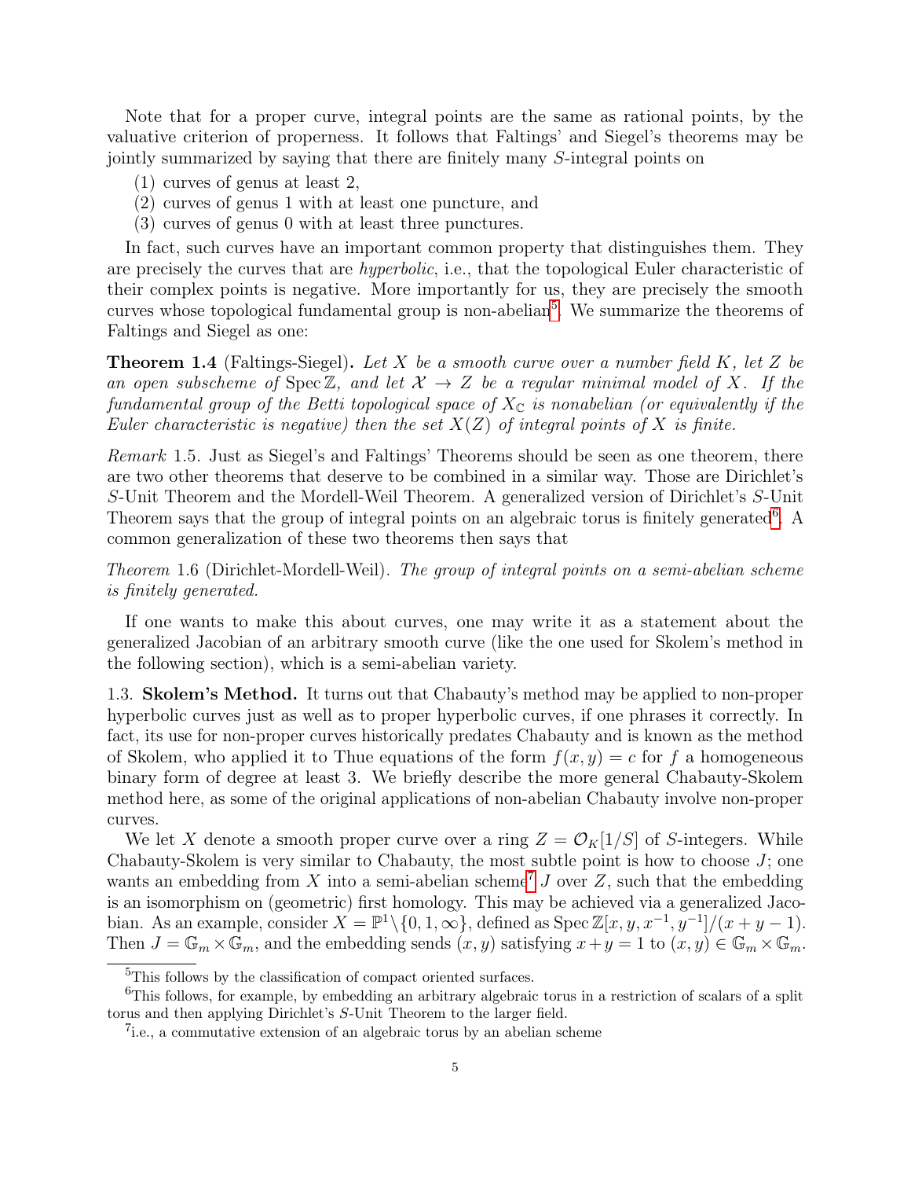Note that for a proper curve, integral points are the same as rational points, by the valuative criterion of properness. It follows that Faltings' and Siegel's theorems may be jointly summarized by saying that there are finitely many $S$-integral points on

(1) curves of genus at least 2,
(2) curves of genus 1 with at least one puncture, and
(3) curves of genus 0 with at least three punctures.

In fact, such curves have an important common property that distinguishes them. They are precisely the curves that are *hyperbolic*, i.e., that the topological Euler characteristic of their complex points is negative. More importantly for us, they are precisely the smooth curves whose topological fundamental group is non-abelian[5]. We summarize the theorems of Faltings and Siegel as one:

**Theorem 1.4** (Faltings-Siegel). *Let $X$ be a smooth curve over a number field $K$, let $Z$ be an open subscheme of $\operatorname{Spec} \mathbb{Z}$, and let $\mathcal{X} \to Z$ be a regular minimal model of $X$. If the fundamental group of the Betti topological space of $X_{\mathbb{C}}$ is nonabelian (or equivalently if the Euler characteristic is negative) then the set $X(Z)$ of integral points of $X$ is finite.*

*Remark* 1.5. Just as Siegel's and Faltings' Theorems should be seen as one theorem, there are two other theorems that deserve to be combined in a similar way. Those are Dirichlet's $S$-Unit Theorem and the Mordell-Weil Theorem. A generalized version of Dirichlet's $S$-Unit Theorem says that the group of integral points on an algebraic torus is finitely generated[6]. A common generalization of these two theorems then says that

*Theorem* 1.6 (Dirichlet-Mordell-Weil). *The group of integral points on a semi-abelian scheme is finitely generated.*

If one wants to make this about curves, one may write it as a statement about the generalized Jacobian of an arbitrary smooth curve (like the one used for Skolem's method in the following section), which is a semi-abelian variety.

### 1.3. Skolem's Method.

It turns out that Chabauty's method may be applied to non-proper hyperbolic curves just as well as to proper hyperbolic curves, if one phrases it correctly. In fact, its use for non-proper curves historically predates Chabauty and is known as the method of Skolem, who applied it to Thue equations of the form $f(x, y) = c$ for $f$ a homogeneous binary form of degree at least 3. We briefly describe the more general Chabauty-Skolem method here, as some of the original applications of non-abelian Chabauty involve non-proper curves.

We let $X$ denote a smooth proper curve over a ring $Z = \mathcal{O}_K[1/S]$ of $S$-integers. While Chabauty-Skolem is very similar to Chabauty, the most subtle point is how to choose $J$; one wants an embedding from $X$ into a semi-abelian scheme[7] $J$ over $Z$, such that the embedding is an isomorphism on (geometric) first homology. This may be achieved via a generalized Jacobian. As an example, consider $X = \mathbb{P}^1 \backslash \{0, 1, \infty\}$, defined as $\operatorname{Spec} \mathbb{Z}[x, y, x^{-1}, y^{-1}]/(x + y - 1)$. Then $J = \mathbb{G}_m \times \mathbb{G}_m$, and the embedding sends $(x, y)$ satisfying $x + y = 1$ to $(x, y) \in \mathbb{G}_m \times \mathbb{G}_m$.

---

[5] This follows by the classification of compact oriented surfaces.

[6] This follows, for example, by embedding an arbitrary algebraic torus in a restriction of scalars of a split torus and then applying Dirichlet's $S$-Unit Theorem to the larger field.

[7] i.e., a commutative extension of an algebraic torus by an abelian scheme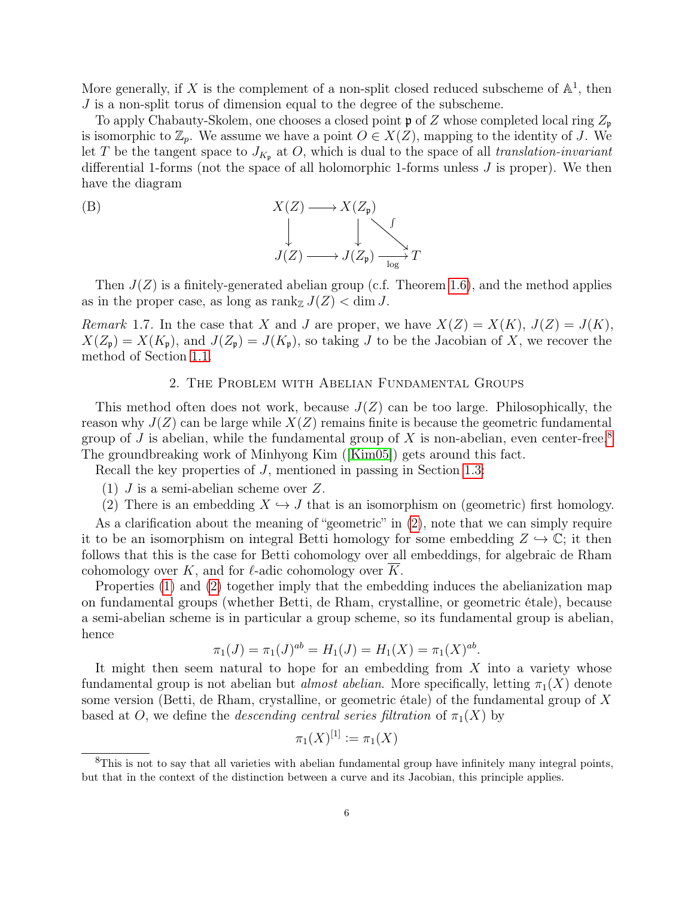More generally, if $X$ is the complement of a non-split closed reduced subscheme of $\mathbb{A}^1$, then $J$ is a non-split torus of dimension equal to the degree of the subscheme.

To apply Chabauty-Skolem, one chooses a closed point $\mathfrak{p}$ of $Z$ whose completed local ring $Z_\mathfrak{p}$ is isomorphic to $\mathbb{Z}_p$. We assume we have a point $O \in X(Z)$, mapping to the identity of $J$. We let $T$ be the tangent space to $J_{K_\mathfrak{p}}$ at $O$, which is dual to the space of all *translation-invariant* differential 1-forms (not the space of all holomorphic 1-forms unless $J$ is proper). We then have the diagram

(B)
$$\begin{array}{ccccc} X(Z) & \longrightarrow & X(Z_\mathfrak{p}) & & \\ \downarrow & & \downarrow & \overset{\int}{\searrow} & \\ J(Z) & \longrightarrow & J(Z_\mathfrak{p}) & \xrightarrow[\log]{} & T \end{array}$$

Then $J(Z)$ is a finitely-generated abelian group (c.f. Theorem 1.6), and the method applies as in the proper case, as long as $\operatorname{rank}_\mathbb{Z} J(Z) < \dim J$.

*Remark* 1.7. In the case that $X$ and $J$ are proper, we have $X(Z) = X(K)$, $J(Z) = J(K)$, $X(Z_\mathfrak{p}) = X(K_\mathfrak{p})$, and $J(Z_\mathfrak{p}) = J(K_\mathfrak{p})$, so taking $J$ to be the Jacobian of $X$, we recover the method of Section 1.1.

## 2. The Problem with Abelian Fundamental Groups

This method often does not work, because $J(Z)$ can be too large. Philosophically, the reason why $J(Z)$ can be large while $X(Z)$ remains finite is because the geometric fundamental group of $J$ is abelian, while the fundamental group of $X$ is non-abelian, even center-free.[8] The groundbreaking work of Minhyong Kim ([Kim05]) gets around this fact.

Recall the key properties of $J$, mentioned in passing in Section 1.3:

(1) $J$ is a semi-abelian scheme over $Z$.
(2) There is an embedding $X \hookrightarrow J$ that is an isomorphism on (geometric) first homology.

As a clarification about the meaning of "geometric" in (2), note that we can simply require it to be an isomorphism on integral Betti homology for some embedding $Z \hookrightarrow \mathbb{C}$; it then follows that this is the case for Betti cohomology over all embeddings, for algebraic de Rham cohomology over $K$, and for $\ell$-adic cohomology over $\overline{K}$.

Properties (1) and (2) together imply that the embedding induces the abelianization map on fundamental groups (whether Betti, de Rham, crystalline, or geometric étale), because a semi-abelian scheme is in particular a group scheme, so its fundamental group is abelian, hence

$$\pi_1(J) = \pi_1(J)^{ab} = H_1(J) = H_1(X) = \pi_1(X)^{ab}.$$

It might then seem natural to hope for an embedding from $X$ into a variety whose fundamental group is not abelian but *almost abelian*. More specifically, letting $\pi_1(X)$ denote some version (Betti, de Rham, crystalline, or geometric étale) of the fundamental group of $X$ based at $O$, we define the *descending central series filtration* of $\pi_1(X)$ by

$$\pi_1(X)^{[1]} := \pi_1(X)$$

[8] This is not to say that all varieties with abelian fundamental group have infinitely many integral points, but that in the context of the distinction between a curve and its Jacobian, this principle applies.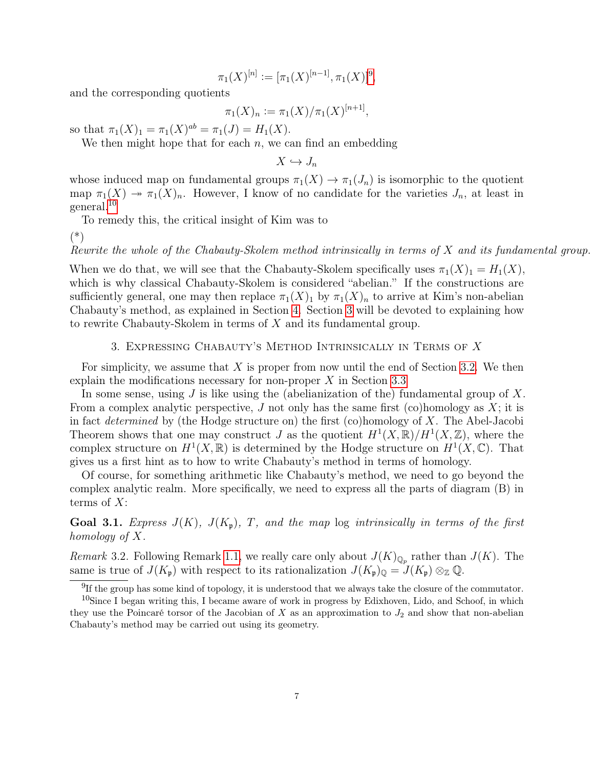$$\pi_1(X)^{[n]} := [\pi_1(X)^{[n-1]}, \pi_1(X)][9],$$

and the corresponding quotients

$$\pi_1(X)_n := \pi_1(X)/\pi_1(X)^{[n+1]},$$

so that $\pi_1(X)_1 = \pi_1(X)^{ab} = \pi_1(J) = H_1(X)$.

We then might hope that for each $n$, we can find an embedding

$$X \hookrightarrow J_n$$

whose induced map on fundamental groups $\pi_1(X) \to \pi_1(J_n)$ is isomorphic to the quotient map $\pi_1(X) \twoheadrightarrow \pi_1(X)_n$. However, I know of no candidate for the varieties $J_n$, at least in general.[10]

To remedy this, the critical insight of Kim was to

(*)
*Rewrite the whole of the Chabauty-Skolem method intrinsically in terms of $X$ and its fundamental group.*

When we do that, we will see that the Chabauty-Skolem specifically uses $\pi_1(X)_1 = H_1(X)$, which is why classical Chabauty-Skolem is considered "abelian." If the constructions are sufficiently general, one may then replace $\pi_1(X)_1$ by $\pi_1(X)_n$ to arrive at Kim's non-abelian Chabauty's method, as explained in Section 4. Section 3 will be devoted to explaining how to rewrite Chabauty-Skolem in terms of $X$ and its fundamental group.

## 3. Expressing Chabauty's Method Intrinsically in Terms of $X$

For simplicity, we assume that $X$ is proper from now until the end of Section 3.2. We then explain the modifications necessary for non-proper $X$ in Section 3.3.

In some sense, using $J$ is like using the (abelianization of the) fundamental group of $X$. From a complex analytic perspective, $J$ not only has the same first (co)homology as $X$; it is in fact *determined* by (the Hodge structure on) the first (co)homology of $X$. The Abel-Jacobi Theorem shows that one may construct $J$ as the quotient $H^1(X, \mathbb{R})/H^1(X, \mathbb{Z})$, where the complex structure on $H^1(X, \mathbb{R})$ is determined by the Hodge structure on $H^1(X, \mathbb{C})$. That gives us a first hint as to how to write Chabauty's method in terms of homology.

Of course, for something arithmetic like Chabauty's method, we need to go beyond the complex analytic realm. More specifically, we need to express all the parts of diagram (B) in terms of $X$:

**Goal 3.1.** *Express $J(K)$, $J(K_\mathfrak{p})$, $T$, and the map* log *intrinsically in terms of the first homology of $X$.*

*Remark* 3.2. Following Remark 1.1, we really care only about $J(K)_{\mathbb{Q}_p}$ rather than $J(K)$. The same is true of $J(K_\mathfrak{p})$ with respect to its rationalization $J(K_\mathfrak{p})_\mathbb{Q} = J(K_\mathfrak{p}) \otimes_\mathbb{Z} \mathbb{Q}$.

[9] If the group has some kind of topology, it is understood that we always take the closure of the commutator.

[10] Since I began writing this, I became aware of work in progress by Edixhoven, Lido, and Schoof, in which they use the Poincaré torsor of the Jacobian of $X$ as an approximation to $J_2$ and show that non-abelian Chabauty's method may be carried out using its geometry.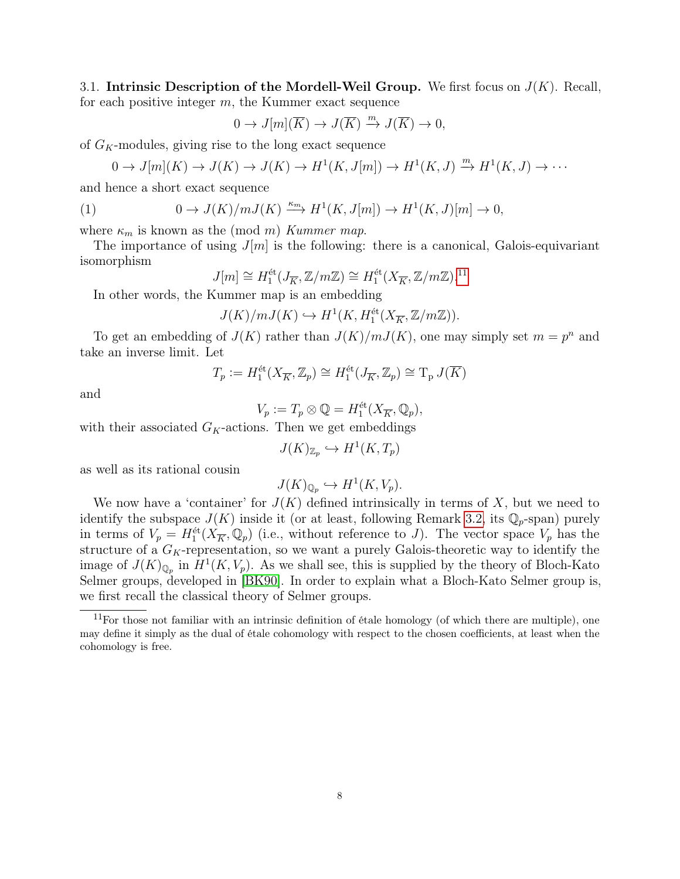3.1. **Intrinsic Description of the Mordell-Weil Group.** We first focus on $J(K)$. Recall, for each positive integer $m$, the Kummer exact sequence

$$0 \to J[m](\overline{K}) \to J(\overline{K}) \xrightarrow{m} J(\overline{K}) \to 0,$$

of $G_K$-modules, giving rise to the long exact sequence

$$0 \to J[m](K) \to J(K) \to J(K) \to H^1(K, J[m]) \to H^1(K, J) \xrightarrow{m} H^1(K, J) \to \cdots$$

and hence a short exact sequence

$$0 \to J(K)/mJ(K) \xrightarrow{\kappa_m} H^1(K, J[m]) \to H^1(K, J)[m] \to 0, \tag{1}$$

where $\kappa_m$ is known as the (mod $m$) *Kummer map*.

The importance of using $J[m]$ is the following: there is a canonical, Galois-equivariant isomorphism

$$J[m] \cong H_1^{\text{ét}}(J_{\overline{K}}, \mathbb{Z}/m\mathbb{Z}) \cong H_1^{\text{ét}}(X_{\overline{K}}, \mathbb{Z}/m\mathbb{Z}).$$[11]

In other words, the Kummer map is an embedding

$$J(K)/mJ(K) \hookrightarrow H^1(K, H_1^{\text{ét}}(X_{\overline{K}}, \mathbb{Z}/m\mathbb{Z})).$$

To get an embedding of $J(K)$ rather than $J(K)/mJ(K)$, one may simply set $m = p^n$ and take an inverse limit. Let

$$T_p := H_1^{\text{ét}}(X_{\overline{K}}, \mathbb{Z}_p) \cong H_1^{\text{ét}}(J_{\overline{K}}, \mathbb{Z}_p) \cong \mathrm{T_p}\, J(\overline{K})$$

and

$$V_p := T_p \otimes \mathbb{Q} = H_1^{\text{ét}}(X_{\overline{K}}, \mathbb{Q}_p),$$

with their associated $G_K$-actions. Then we get embeddings

$$J(K)_{\mathbb{Z}_p} \hookrightarrow H^1(K, T_p)$$

as well as its rational cousin

$$J(K)_{\mathbb{Q}_p} \hookrightarrow H^1(K, V_p).$$

We now have a 'container' for $J(K)$ defined intrinsically in terms of $X$, but we need to identify the subspace $J(K)$ inside it (or at least, following Remark 3.2, its $\mathbb{Q}_p$-span) purely in terms of $V_p = H_1^{\text{ét}}(X_{\overline{K}}, \mathbb{Q}_p)$ (i.e., without reference to $J$). The vector space $V_p$ has the structure of a $G_K$-representation, so we want a purely Galois-theoretic way to identify the image of $J(K)_{\mathbb{Q}_p}$ in $H^1(K, V_p)$. As we shall see, this is supplied by the theory of Bloch-Kato Selmer groups, developed in [BK90]. In order to explain what a Bloch-Kato Selmer group is, we first recall the classical theory of Selmer groups.

[11]For those not familiar with an intrinsic definition of étale homology (of which there are multiple), one may define it simply as the dual of étale cohomology with respect to the chosen coefficients, at least when the cohomology is free.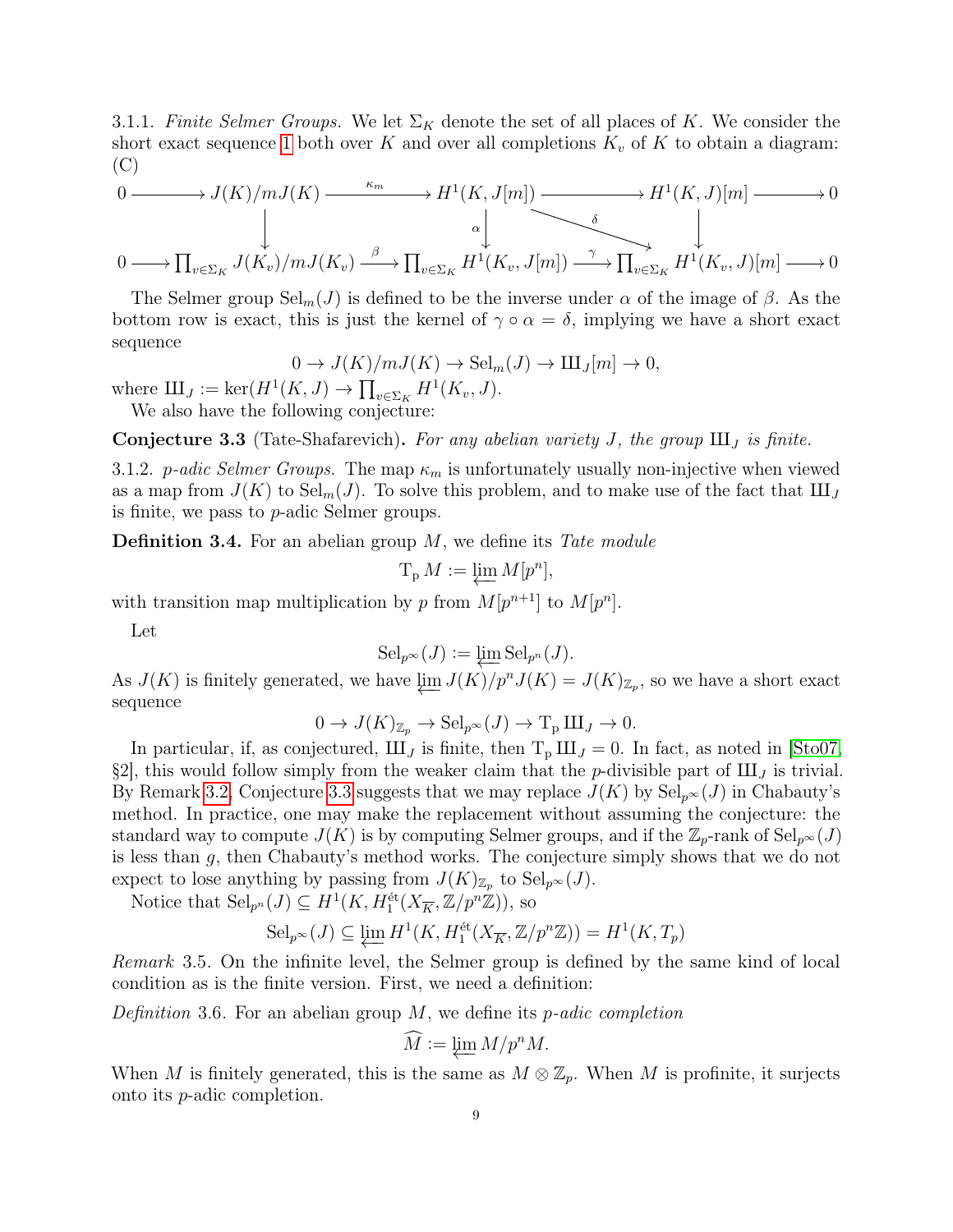3.1.1. *Finite Selmer Groups.* We let $\Sigma_K$ denote the set of all places of $K$. We consider the short exact sequence 1 both over $K$ and over all completions $K_v$ of $K$ to obtain a diagram: (C)

$$\begin{array}{ccccccccc}
0 & \longrightarrow & J(K)/mJ(K) & \xrightarrow{\kappa_m} & H^1(K, J[m]) & \longrightarrow & H^1(K, J)[m] & \longrightarrow & 0 \\
 & & \downarrow & & \downarrow{\scriptstyle \alpha} & \searrow^{\delta} & \downarrow & & \\
0 & \longrightarrow & \prod_{v \in \Sigma_K} J(K_v)/mJ(K_v) & \xrightarrow{\beta} & \prod_{v \in \Sigma_K} H^1(K_v, J[m]) & \xrightarrow{\gamma} & \prod_{v \in \Sigma_K} H^1(K_v, J)[m] & \longrightarrow & 0
\end{array}$$

The Selmer group $\mathrm{Sel}_m(J)$ is defined to be the inverse under $\alpha$ of the image of $\beta$. As the bottom row is exact, this is just the kernel of $\gamma \circ \alpha = \delta$, implying we have a short exact sequence

$$0 \to J(K)/mJ(K) \to \mathrm{Sel}_m(J) \to Ш_J[m] \to 0,$$

where $Ш_J := \ker(H^1(K, J) \to \prod_{v \in \Sigma_K} H^1(K_v, J)$.

We also have the following conjecture:

**Conjecture 3.3** (Tate-Shafarevich)**.** *For any abelian variety $J$, the group $Ш_J$ is finite.*

3.1.2. *$p$-adic Selmer Groups.* The map $\kappa_m$ is unfortunately usually non-injective when viewed as a map from $J(K)$ to $\mathrm{Sel}_m(J)$. To solve this problem, and to make use of the fact that $Ш_J$ is finite, we pass to $p$-adic Selmer groups.

**Definition 3.4.** For an abelian group $M$, we define its *Tate module*

$$\mathrm{T_p}\, M := \varprojlim M[p^n],$$

with transition map multiplication by $p$ from $M[p^{n+1}]$ to $M[p^n]$.

Let

$$\mathrm{Sel}_{p^\infty}(J) := \varprojlim \mathrm{Sel}_{p^n}(J).$$

As $J(K)$ is finitely generated, we have $\varprojlim J(K)/p^n J(K) = J(K)_{\mathbb{Z}_p}$, so we have a short exact sequence

$$0 \to J(K)_{\mathbb{Z}_p} \to \mathrm{Sel}_{p^\infty}(J) \to \mathrm{T_p}\, Ш_J \to 0.$$

In particular, if, as conjectured, $Ш_J$ is finite, then $\mathrm{T_p}\, Ш_J = 0$. In fact, as noted in [Sto07, §2], this would follow simply from the weaker claim that the $p$-divisible part of $Ш_J$ is trivial. By Remark 3.2, Conjecture 3.3 suggests that we may replace $J(K)$ by $\mathrm{Sel}_{p^\infty}(J)$ in Chabauty's method. In practice, one may make the replacement without assuming the conjecture: the standard way to compute $J(K)$ is by computing Selmer groups, and if the $\mathbb{Z}_p$-rank of $\mathrm{Sel}_{p^\infty}(J)$ is less than $g$, then Chabauty's method works. The conjecture simply shows that we do not expect to lose anything by passing from $J(K)_{\mathbb{Z}_p}$ to $\mathrm{Sel}_{p^\infty}(J)$.

Notice that $\mathrm{Sel}_{p^n}(J) \subseteq H^1(K, H_1^{\text{ét}}(X_{\overline{K}}, \mathbb{Z}/p^n\mathbb{Z}))$, so

$$\mathrm{Sel}_{p^\infty}(J) \subseteq \varprojlim H^1(K, H_1^{\text{ét}}(X_{\overline{K}}, \mathbb{Z}/p^n\mathbb{Z})) = H^1(K, T_p)$$

*Remark* 3.5. On the infinite level, the Selmer group is defined by the same kind of local condition as is the finite version. First, we need a definition:

*Definition* 3.6. For an abelian group $M$, we define its *$p$-adic completion*

$$\widehat{M} := \varprojlim M/p^n M.$$

When $M$ is finitely generated, this is the same as $M \otimes \mathbb{Z}_p$. When $M$ is profinite, it surjects onto its $p$-adic completion.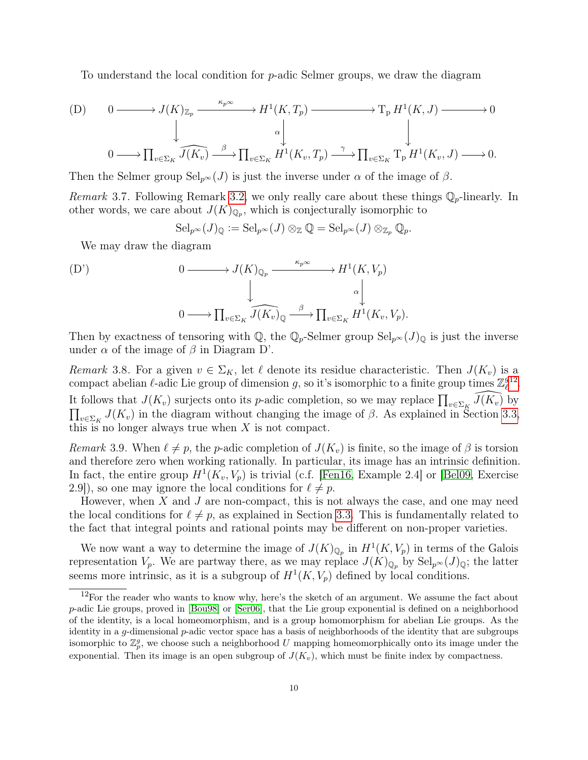To understand the local condition for $p$-adic Selmer groups, we draw the diagram

$$\text{(D)} \qquad \begin{array}{ccccccccc} 0 & \longrightarrow & J(K)_{\mathbb{Z}_p} & \xrightarrow{\kappa_{p^\infty}} & H^1(K, T_p) & \longrightarrow & \mathrm{T_p}\, H^1(K, J) & \longrightarrow & 0 \\ & & \downarrow & & \downarrow{\scriptstyle \alpha} & & \downarrow & & \\ 0 & \longrightarrow & \prod_{v \in \Sigma_K} \widehat{J(K_v)} & \xrightarrow{\beta} & \prod_{v \in \Sigma_K} H^1(K_v, T_p) & \xrightarrow{\gamma} & \prod_{v \in \Sigma_K} \mathrm{T_p}\, H^1(K_v, J) & \longrightarrow & 0. \end{array}$$

Then the Selmer group $\mathrm{Sel}_{p^\infty}(J)$ is just the inverse under $\alpha$ of the image of $\beta$.

*Remark* 3.7. Following Remark 3.2, we only really care about these things $\mathbb{Q}_p$-linearly. In other words, we care about $J(K)_{\mathbb{Q}_p}$, which is conjecturally isomorphic to

$$\mathrm{Sel}_{p^\infty}(J)_{\mathbb{Q}} := \mathrm{Sel}_{p^\infty}(J) \otimes_{\mathbb{Z}} \mathbb{Q} = \mathrm{Sel}_{p^\infty}(J) \otimes_{\mathbb{Z}_p} \mathbb{Q}_p.$$

We may draw the diagram

$$\text{(D')} \qquad \begin{array}{ccccc} 0 & \longrightarrow & J(K)_{\mathbb{Q}_p} & \xrightarrow{\kappa_{p^\infty}} & H^1(K, V_p) \\ & & \downarrow & & \downarrow{\scriptstyle \alpha} \\ 0 & \longrightarrow & \prod_{v \in \Sigma_K} \widehat{J(K_v)}_{\mathbb{Q}} & \xrightarrow{\beta} & \prod_{v \in \Sigma_K} H^1(K_v, V_p). \end{array}$$

Then by exactness of tensoring with $\mathbb{Q}$, the $\mathbb{Q}_p$-Selmer group $\mathrm{Sel}_{p^\infty}(J)_{\mathbb{Q}}$ is just the inverse under $\alpha$ of the image of $\beta$ in Diagram D'.

*Remark* 3.8. For a given $v \in \Sigma_K$, let $\ell$ denote its residue characteristic. Then $J(K_v)$ is a compact abelian $\ell$-adic Lie group of dimension $g$, so it's isomorphic to a finite group times $\mathbb{Z}_\ell^g$[12]. It follows that $J(K_v)$ surjects onto its $p$-adic completion, so we may replace $\prod_{v \in \Sigma_K} \widehat{J(K_v)}$ by $\prod_{v \in \Sigma_K} J(K_v)$ in the diagram without changing the image of $\beta$. As explained in Section 3.3, this is no longer always true when $X$ is not compact.

*Remark* 3.9. When $\ell \neq p$, the $p$-adic completion of $J(K_v)$ is finite, so the image of $\beta$ is torsion and therefore zero when working rationally. In particular, its image has an intrinsic definition. In fact, the entire group $H^1(K_v, V_p)$ is trivial (c.f. [Fen16, Example 2.4] or [Bel09, Exercise 2.9]), so one may ignore the local conditions for $\ell \neq p$.

However, when $X$ and $J$ are non-compact, this is not always the case, and one may need the local conditions for $\ell \neq p$, as explained in Section 3.3. This is fundamentally related to the fact that integral points and rational points may be different on non-proper varieties.

We now want a way to determine the image of $J(K)_{\mathbb{Q}_p}$ in $H^1(K, V_p)$ in terms of the Galois representation $V_p$. We are partway there, as we may replace $J(K)_{\mathbb{Q}_p}$ by $\mathrm{Sel}_{p^\infty}(J)_{\mathbb{Q}}$; the latter seems more intrinsic, as it is a subgroup of $H^1(K, V_p)$ defined by local conditions.

[12] For the reader who wants to know why, here's the sketch of an argument. We assume the fact about $p$-adic Lie groups, proved in [Bou98] or [Ser06], that the Lie group exponential is defined on a neighborhood of the identity, is a local homeomorphism, and is a group homomorphism for abelian Lie groups. As the identity in a $g$-dimensional $p$-adic vector space has a basis of neighborhoods of the identity that are subgroups isomorphic to $\mathbb{Z}_p^g$, we choose such a neighborhood $U$ mapping homeomorphically onto its image under the exponential. Then its image is an open subgroup of $J(K_v)$, which must be finite index by compactness.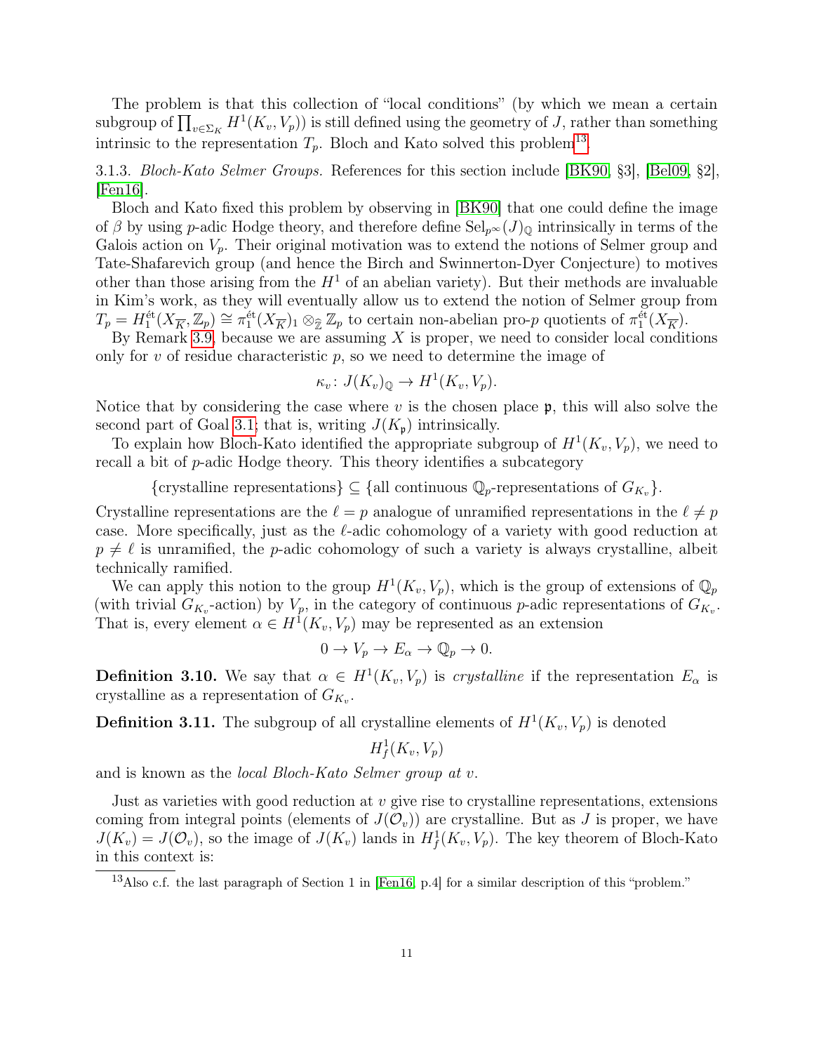The problem is that this collection of "local conditions" (by which we mean a certain subgroup of $\prod_{v \in \Sigma_K} H^1(K_v, V_p)$) is still defined using the geometry of $J$, rather than something intrinsic to the representation $T_p$. Bloch and Kato solved this problem[13].

3.1.3. *Bloch-Kato Selmer Groups.* References for this section include [BK90, §3], [Bel09, §2], [Fen16].

Bloch and Kato fixed this problem by observing in [BK90] that one could define the image of $\beta$ by using $p$-adic Hodge theory, and therefore define $\mathrm{Sel}_{p^\infty}(J)_{\mathbb{Q}}$ intrinsically in terms of the Galois action on $V_p$. Their original motivation was to extend the notions of Selmer group and Tate-Shafarevich group (and hence the Birch and Swinnerton-Dyer Conjecture) to motives other than those arising from the $H^1$ of an abelian variety). But their methods are invaluable in Kim's work, as they will eventually allow us to extend the notion of Selmer group from $T_p = H_1^{\text{ét}}(X_{\overline{K}}, \mathbb{Z}_p) \cong \pi_1^{\text{ét}}(X_{\overline{K}})_1 \otimes_{\widehat{\mathbb{Z}}} \mathbb{Z}_p$ to certain non-abelian pro-$p$ quotients of $\pi_1^{\text{ét}}(X_{\overline{K}})$.

By Remark 3.9, because we are assuming $X$ is proper, we need to consider local conditions only for $v$ of residue characteristic $p$, so we need to determine the image of

$$\kappa_v \colon J(K_v)_{\mathbb{Q}} \to H^1(K_v, V_p).$$

Notice that by considering the case where $v$ is the chosen place $\mathfrak{p}$, this will also solve the second part of Goal 3.1; that is, writing $J(K_{\mathfrak{p}})$ intrinsically.

To explain how Bloch-Kato identified the appropriate subgroup of $H^1(K_v, V_p)$, we need to recall a bit of $p$-adic Hodge theory. This theory identifies a subcategory

$$\{\text{crystalline representations}\} \subseteq \{\text{all continuous } \mathbb{Q}_p\text{-representations of } G_{K_v}\}.$$

Crystalline representations are the $\ell = p$ analogue of unramified representations in the $\ell \neq p$ case. More specifically, just as the $\ell$-adic cohomology of a variety with good reduction at $p \neq \ell$ is unramified, the $p$-adic cohomology of such a variety is always crystalline, albeit technically ramified.

We can apply this notion to the group $H^1(K_v, V_p)$, which is the group of extensions of $\mathbb{Q}_p$ (with trivial $G_{K_v}$-action) by $V_p$, in the category of continuous $p$-adic representations of $G_{K_v}$. That is, every element $\alpha \in H^1(K_v, V_p)$ may be represented as an extension

$$0 \to V_p \to E_\alpha \to \mathbb{Q}_p \to 0.$$

**Definition 3.10.** We say that $\alpha \in H^1(K_v, V_p)$ is *crystalline* if the representation $E_\alpha$ is crystalline as a representation of $G_{K_v}$.

**Definition 3.11.** The subgroup of all crystalline elements of $H^1(K_v, V_p)$ is denoted

$$H^1_f(K_v, V_p)$$

and is known as the *local Bloch-Kato Selmer group at* $v$.

Just as varieties with good reduction at $v$ give rise to crystalline representations, extensions coming from integral points (elements of $J(\mathcal{O}_v)$) are crystalline. But as $J$ is proper, we have $J(K_v) = J(\mathcal{O}_v)$, so the image of $J(K_v)$ lands in $H^1_f(K_v, V_p)$. The key theorem of Bloch-Kato in this context is:

[13] Also c.f. the last paragraph of Section 1 in [Fen16, p.4] for a similar description of this "problem."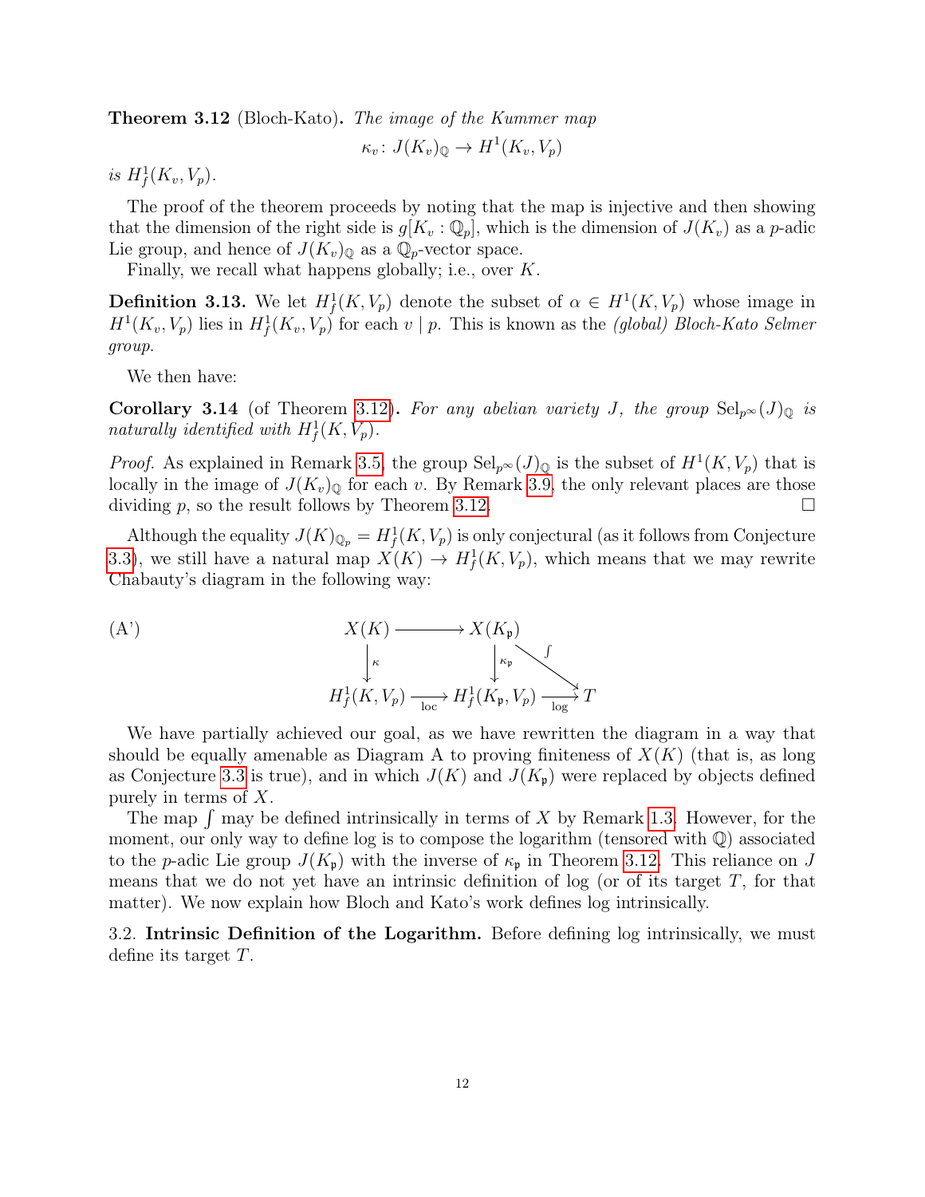**Theorem 3.12** (Bloch-Kato)**.** *The image of the Kummer map*

$$\kappa_v\colon J(K_v)_{\mathbb{Q}} \to H^1(K_v, V_p)$$

*is* $H^1_f(K_v, V_p)$.

The proof of the theorem proceeds by noting that the map is injective and then showing that the dimension of the right side is $g[K_v : \mathbb{Q}_p]$, which is the dimension of $J(K_v)$ as a $p$-adic Lie group, and hence of $J(K_v)_{\mathbb{Q}}$ as a $\mathbb{Q}_p$-vector space.

Finally, we recall what happens globally; i.e., over $K$.

**Definition 3.13.** We let $H^1_f(K, V_p)$ denote the subset of $\alpha \in H^1(K, V_p)$ whose image in $H^1(K_v, V_p)$ lies in $H^1_f(K_v, V_p)$ for each $v \mid p$. This is known as the *(global) Bloch-Kato Selmer group.*

We then have:

**Corollary 3.14** (of Theorem 3.12)**.** *For any abelian variety $J$, the group $\mathrm{Sel}_{p^\infty}(J)_{\mathbb{Q}}$ is naturally identified with $H^1_f(K, V_p)$.*

*Proof.* As explained in Remark 3.5, the group $\mathrm{Sel}_{p^\infty}(J)_{\mathbb{Q}}$ is the subset of $H^1(K, V_p)$ that is locally in the image of $J(K_v)_{\mathbb{Q}}$ for each $v$. By Remark 3.9, the only relevant places are those dividing $p$, so the result follows by Theorem 3.12. □

Although the equality $J(K)_{\mathbb{Q}_p} = H^1_f(K, V_p)$ is only conjectural (as it follows from Conjecture 3.3), we still have a natural map $X(K) \to H^1_f(K, V_p)$, which means that we may rewrite Chabauty's diagram in the following way:

(A')

$$\begin{array}{ccccc} X(K) & \longrightarrow & X(K_{\mathfrak{p}}) & & \\ \downarrow{\scriptstyle \kappa} & & \downarrow{\scriptstyle \kappa_{\mathfrak{p}}} & \overset{\int}{\searrow} & \\ H^1_f(K, V_p) & \xrightarrow[\text{loc}]{} & H^1_f(K_{\mathfrak{p}}, V_p) & \xrightarrow[\log]{} & T \end{array}$$

We have partially achieved our goal, as we have rewritten the diagram in a way that should be equally amenable as Diagram A to proving finiteness of $X(K)$ (that is, as long as Conjecture 3.3 is true), and in which $J(K)$ and $J(K_{\mathfrak{p}})$ were replaced by objects defined purely in terms of $X$.

The map $\int$ may be defined intrinsically in terms of $X$ by Remark 1.3. However, for the moment, our only way to define log is to compose the logarithm (tensored with $\mathbb{Q}$) associated to the $p$-adic Lie group $J(K_{\mathfrak{p}})$ with the inverse of $\kappa_{\mathfrak{p}}$ in Theorem 3.12. This reliance on $J$ means that we do not yet have an intrinsic definition of log (or of its target $T$, for that matter). We now explain how Bloch and Kato's work defines log intrinsically.

3.2. **Intrinsic Definition of the Logarithm.** Before defining log intrinsically, we must define its target $T$.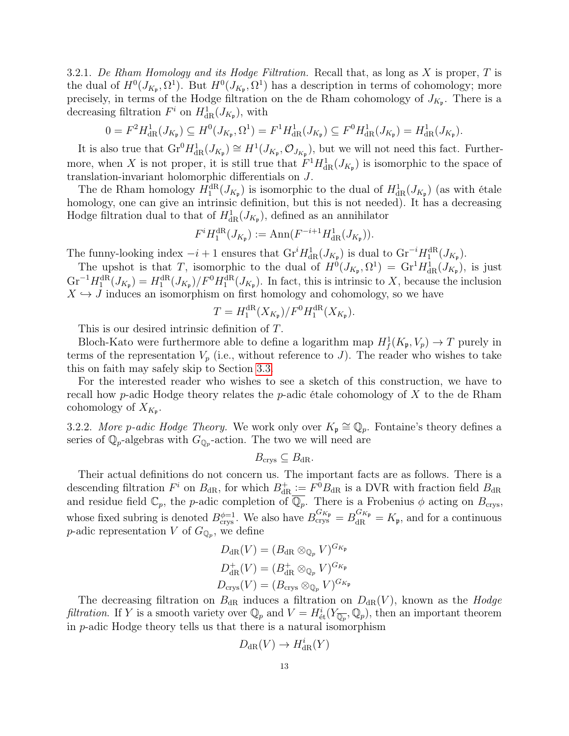3.2.1. *De Rham Homology and its Hodge Filtration.* Recall that, as long as $X$ is proper, $T$ is the dual of $H^0(J_{K_\mathfrak{p}}, \Omega^1)$. But $H^0(J_{K_\mathfrak{p}}, \Omega^1)$ has a description in terms of cohomology; more precisely, in terms of the Hodge filtration on the de Rham cohomology of $J_{K_\mathfrak{p}}$. There is a decreasing filtration $F^i$ on $H^1_{\mathrm{dR}}(J_{K_\mathfrak{p}})$, with

$$0 = F^2 H^1_{\mathrm{dR}}(J_{K_\mathfrak{p}}) \subseteq H^0(J_{K_\mathfrak{p}}, \Omega^1) = F^1 H^1_{\mathrm{dR}}(J_{K_\mathfrak{p}}) \subseteq F^0 H^1_{\mathrm{dR}}(J_{K_\mathfrak{p}}) = H^1_{\mathrm{dR}}(J_{K_\mathfrak{p}}).$$

It is also true that $\mathrm{Gr}^0 H^1_{\mathrm{dR}}(J_{K_\mathfrak{p}}) \cong H^1(J_{K_\mathfrak{p}}, \mathcal{O}_{J_{K_\mathfrak{p}}})$, but we will not need this fact. Furthermore, when $X$ is not proper, it is still true that $F^1 H^1_{\mathrm{dR}}(J_{K_\mathfrak{p}})$ is isomorphic to the space of translation-invariant holomorphic differentials on $J$.

The de Rham homology $H_1^{\mathrm{dR}}(J_{K_\mathfrak{p}})$ is isomorphic to the dual of $H^1_{\mathrm{dR}}(J_{K_\mathfrak{p}})$ (as with étale homology, one can give an intrinsic definition, but this is not needed). It has a decreasing Hodge filtration dual to that of $H^1_{\mathrm{dR}}(J_{K_\mathfrak{p}})$, defined as an annihilator

$$F^i H_1^{\mathrm{dR}}(J_{K_\mathfrak{p}}) := \mathrm{Ann}(F^{-i+1} H^1_{\mathrm{dR}}(J_{K_\mathfrak{p}})).$$

The funny-looking index $-i+1$ ensures that $\mathrm{Gr}^i H^1_{\mathrm{dR}}(J_{K_\mathfrak{p}})$ is dual to $\mathrm{Gr}^{-i} H_1^{\mathrm{dR}}(J_{K_\mathfrak{p}})$.

The upshot is that $T$, isomorphic to the dual of $H^0(J_{K_\mathfrak{p}}, \Omega^1) = \mathrm{Gr}^1 H^1_{\mathrm{dR}}(J_{K_\mathfrak{p}})$, is just $\mathrm{Gr}^{-1} H_1^{\mathrm{dR}}(J_{K_\mathfrak{p}}) = H_1^{\mathrm{dR}}(J_{K_\mathfrak{p}})/F^0 H_1^{\mathrm{dR}}(J_{K_\mathfrak{p}})$. In fact, this is intrinsic to $X$, because the inclusion $X \hookrightarrow J$ induces an isomorphism on first homology and cohomology, so we have

$$T = H_1^{\mathrm{dR}}(X_{K_\mathfrak{p}})/F^0 H_1^{\mathrm{dR}}(X_{K_\mathfrak{p}}).$$

This is our desired intrinsic definition of $T$.

Bloch-Kato were furthermore able to define a logarithm map $H^1_f(K_\mathfrak{p}, V_p) \to T$ purely in terms of the representation $V_p$ (i.e., without reference to $J$). The reader who wishes to take this on faith may safely skip to Section 3.3.

For the interested reader who wishes to see a sketch of this construction, we have to recall how $p$-adic Hodge theory relates the $p$-adic étale cohomology of $X$ to the de Rham cohomology of $X_{K_\mathfrak{p}}$.

3.2.2. *More p-adic Hodge Theory.* We work only over $K_\mathfrak{p} \cong \mathbb{Q}_p$. Fontaine's theory defines a series of $\mathbb{Q}_p$-algebras with $G_{\mathbb{Q}_p}$-action. The two we will need are

$$B_{\mathrm{crys}} \subseteq B_{\mathrm{dR}}.$$

Their actual definitions do not concern us. The important facts are as follows. There is a descending filtration $F^i$ on $B_{\mathrm{dR}}$, for which $B^+_{\mathrm{dR}} := F^0 B_{\mathrm{dR}}$ is a DVR with fraction field $B_{\mathrm{dR}}$ and residue field $\mathbb{C}_p$, the $p$-adic completion of $\overline{\mathbb{Q}_p}$. There is a Frobenius $\phi$ acting on $B_{\mathrm{crys}}$, whose fixed subring is denoted $B_{\mathrm{crys}}^{\phi=1}$. We also have $B_{\mathrm{crys}}^{G_{K_\mathfrak{p}}} = B_{\mathrm{dR}}^{G_{K_\mathfrak{p}}} = K_\mathfrak{p}$, and for a continuous $p$-adic representation $V$ of $G_{\mathbb{Q}_p}$, we define

$$D_{\mathrm{dR}}(V) = (B_{\mathrm{dR}} \otimes_{\mathbb{Q}_p} V)^{G_{K_\mathfrak{p}}}$$
$$D^+_{\mathrm{dR}}(V) = (B^+_{\mathrm{dR}} \otimes_{\mathbb{Q}_p} V)^{G_{K_\mathfrak{p}}}$$
$$D_{\mathrm{crys}}(V) = (B_{\mathrm{crys}} \otimes_{\mathbb{Q}_p} V)^{G_{K_\mathfrak{p}}}$$

The decreasing filtration on $B_{\mathrm{dR}}$ induces a filtration on $D_{\mathrm{dR}}(V)$, known as the *Hodge filtration*. If $Y$ is a smooth variety over $\mathbb{Q}_p$ and $V = H^i_{\text{ét}}(Y_{\overline{\mathbb{Q}_p}}, \mathbb{Q}_p)$, then an important theorem in $p$-adic Hodge theory tells us that there is a natural isomorphism

$$D_{\mathrm{dR}}(V) \to H^i_{\mathrm{dR}}(Y)$$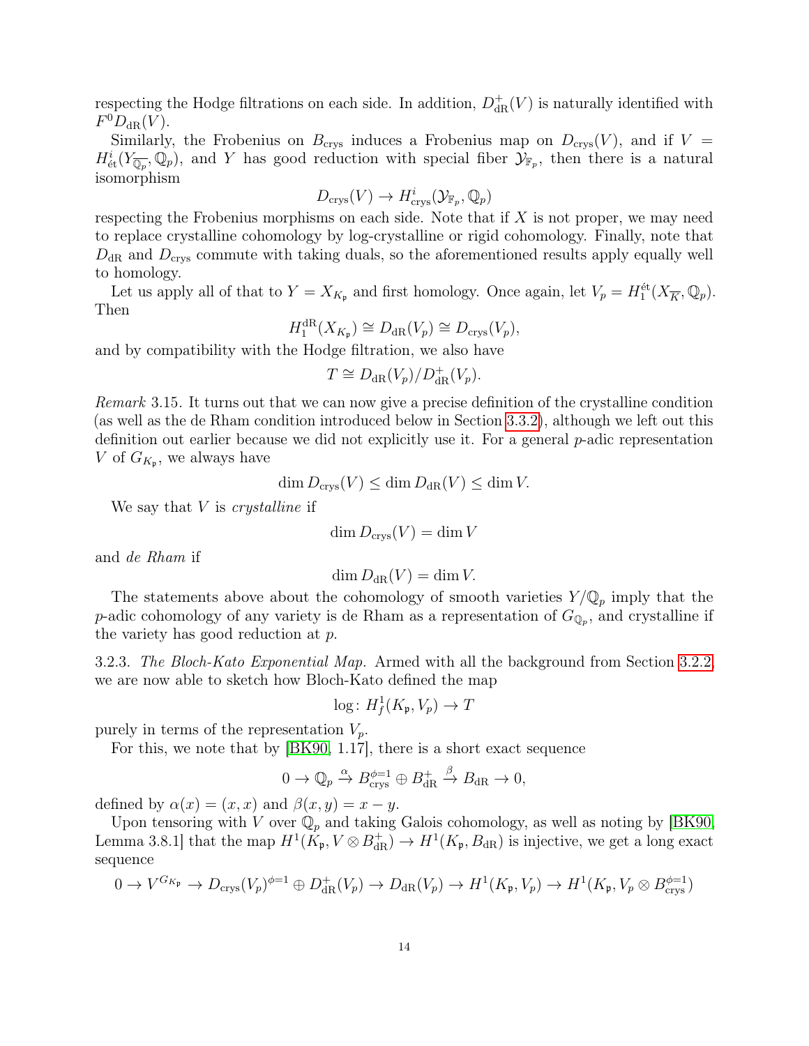respecting the Hodge filtrations on each side. In addition, $D^+_{\mathrm{dR}}(V)$ is naturally identified with $F^0 D_{\mathrm{dR}}(V)$.

Similarly, the Frobenius on $B_{\mathrm{crys}}$ induces a Frobenius map on $D_{\mathrm{crys}}(V)$, and if $V = H^i_{\text{ét}}(Y_{\overline{\mathbb{Q}_p}}, \mathbb{Q}_p)$, and $Y$ has good reduction with special fiber $\mathcal{Y}_{\mathbb{F}_p}$, then there is a natural isomorphism

$$D_{\mathrm{crys}}(V) \to H^i_{\mathrm{crys}}(\mathcal{Y}_{\mathbb{F}_p}, \mathbb{Q}_p)$$

respecting the Frobenius morphisms on each side. Note that if $X$ is not proper, we may need to replace crystalline cohomology by log-crystalline or rigid cohomology. Finally, note that $D_{\mathrm{dR}}$ and $D_{\mathrm{crys}}$ commute with taking duals, so the aforementioned results apply equally well to homology.

Let us apply all of that to $Y = X_{K_\mathfrak{p}}$ and first homology. Once again, let $V_p = H_1^{\text{ét}}(X_{\overline{K}}, \mathbb{Q}_p)$. Then

$$H_1^{\mathrm{dR}}(X_{K_\mathfrak{p}}) \cong D_{\mathrm{dR}}(V_p) \cong D_{\mathrm{crys}}(V_p),$$

and by compatibility with the Hodge filtration, we also have

$$T \cong D_{\mathrm{dR}}(V_p)/D^+_{\mathrm{dR}}(V_p).$$

*Remark* 3.15. It turns out that we can now give a precise definition of the crystalline condition (as well as the de Rham condition introduced below in Section 3.3.2), although we left out this definition out earlier because we did not explicitly use it. For a general $p$-adic representation $V$ of $G_{K_\mathfrak{p}}$, we always have

$$\dim D_{\mathrm{crys}}(V) \le \dim D_{\mathrm{dR}}(V) \le \dim V.$$

We say that $V$ is *crystalline* if

$$\dim D_{\mathrm{crys}}(V) = \dim V$$

and *de Rham* if

$$\dim D_{\mathrm{dR}}(V) = \dim V.$$

The statements above about the cohomology of smooth varieties $Y/\mathbb{Q}_p$ imply that the $p$-adic cohomology of any variety is de Rham as a representation of $G_{\mathbb{Q}_p}$, and crystalline if the variety has good reduction at $p$.

3.2.3. *The Bloch-Kato Exponential Map.* Armed with all the background from Section 3.2.2, we are now able to sketch how Bloch-Kato defined the map

$$\log\colon H^1_f(K_\mathfrak{p}, V_p) \to T$$

purely in terms of the representation $V_p$.

For this, we note that by [BK90, 1.17], there is a short exact sequence

$$0 \to \mathbb{Q}_p \xrightarrow{\alpha} B_{\mathrm{crys}}^{\phi=1} \oplus B^+_{\mathrm{dR}} \xrightarrow{\beta} B_{\mathrm{dR}} \to 0,$$

defined by $\alpha(x) = (x, x)$ and $\beta(x, y) = x - y$.

Upon tensoring with $V$ over $\mathbb{Q}_p$ and taking Galois cohomology, as well as noting by [BK90, Lemma 3.8.1] that the map $H^1(K_\mathfrak{p}, V \otimes B^+_{\mathrm{dR}}) \to H^1(K_\mathfrak{p}, B_{\mathrm{dR}})$ is injective, we get a long exact sequence

$$0 \to V^{G_{K_\mathfrak{p}}} \to D_{\mathrm{crys}}(V_p)^{\phi=1} \oplus D^+_{\mathrm{dR}}(V_p) \to D_{\mathrm{dR}}(V_p) \to H^1(K_\mathfrak{p}, V_p) \to H^1(K_\mathfrak{p}, V_p \otimes B_{\mathrm{crys}}^{\phi=1})$$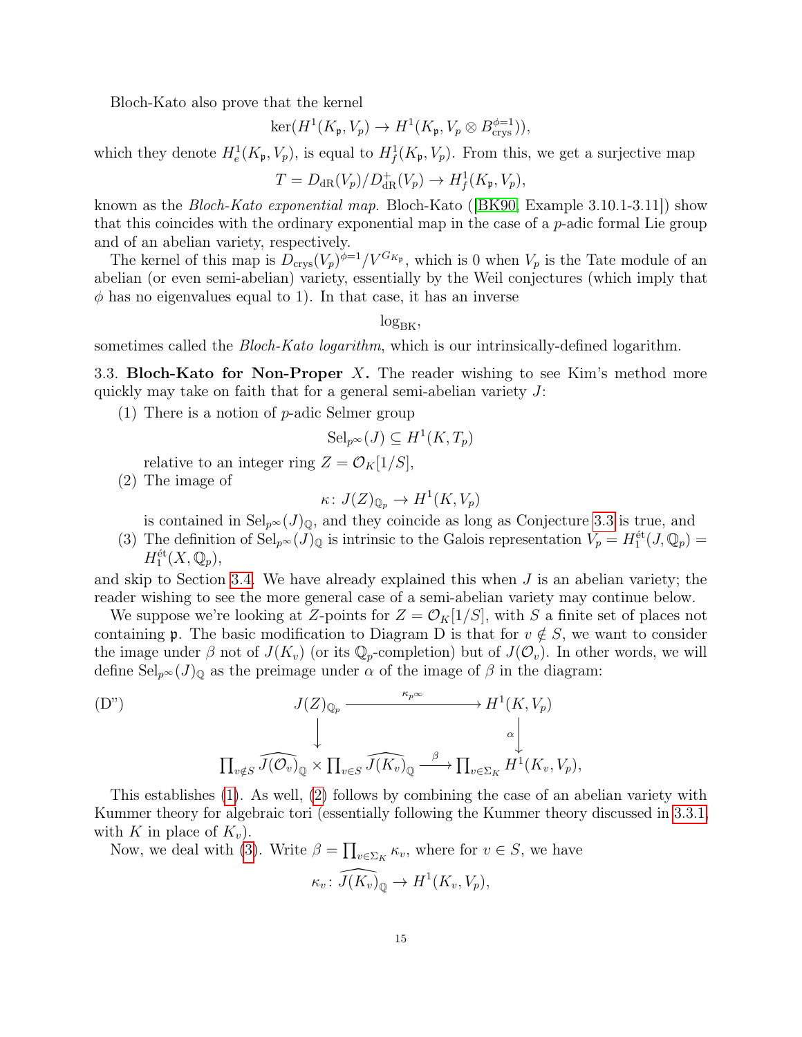Bloch-Kato also prove that the kernel

$$\ker(H^1(K_\mathfrak{p}, V_p) \to H^1(K_\mathfrak{p}, V_p \otimes B_{\text{crys}}^{\phi=1})),$$

which they denote $H^1_e(K_\mathfrak{p}, V_p)$, is equal to $H^1_f(K_\mathfrak{p}, V_p)$. From this, we get a surjective map

$$T = D_{\text{dR}}(V_p)/D^+_{\text{dR}}(V_p) \to H^1_f(K_\mathfrak{p}, V_p),$$

known as the *Bloch-Kato exponential map*. Bloch-Kato ([BK90, Example 3.10.1-3.11]) show that this coincides with the ordinary exponential map in the case of a $p$-adic formal Lie group and of an abelian variety, respectively.

The kernel of this map is $D_{\text{crys}}(V_p)^{\phi=1}/V^{G_{K_\mathfrak{p}}}$, which is 0 when $V_p$ is the Tate module of an abelian (or even semi-abelian) variety, essentially by the Weil conjectures (which imply that $\phi$ has no eigenvalues equal to 1). In that case, it has an inverse

$$\log_{\text{BK}},$$

sometimes called the *Bloch-Kato logarithm*, which is our intrinsically-defined logarithm.

3.3. **Bloch-Kato for Non-Proper** $X$**.** The reader wishing to see Kim's method more quickly may take on faith that for a general semi-abelian variety $J$:

(1) There is a notion of $p$-adic Selmer group
$$\text{Sel}_{p^\infty}(J) \subseteq H^1(K, T_p)$$
relative to an integer ring $Z = \mathcal{O}_K[1/S]$,

(2) The image of
$$\kappa\colon J(Z)_{\mathbb{Q}_p} \to H^1(K, V_p)$$
is contained in $\text{Sel}_{p^\infty}(J)_\mathbb{Q}$, and they coincide as long as Conjecture 3.3 is true, and

(3) The definition of $\text{Sel}_{p^\infty}(J)_\mathbb{Q}$ is intrinsic to the Galois representation $V_p = H_1^{\text{ét}}(J, \mathbb{Q}_p) = H_1^{\text{ét}}(X, \mathbb{Q}_p)$,

and skip to Section 3.4. We have already explained this when $J$ is an abelian variety; the reader wishing to see the more general case of a semi-abelian variety may continue below.

We suppose we're looking at $Z$-points for $Z = \mathcal{O}_K[1/S]$, with $S$ a finite set of places not containing $\mathfrak{p}$. The basic modification to Diagram D is that for $v \notin S$, we want to consider the image under $\beta$ not of $J(K_v)$ (or its $\mathbb{Q}_p$-completion) but of $J(\mathcal{O}_v)$. In other words, we will define $\text{Sel}_{p^\infty}(J)_\mathbb{Q}$ as the preimage under $\alpha$ of the image of $\beta$ in the diagram:

(D")
$$\begin{array}{ccc} J(Z)_{\mathbb{Q}_p} & \xrightarrow{\kappa_{p^\infty}} & H^1(K, V_p) \\ \downarrow & & \downarrow \alpha \\ \prod_{v\notin S} \widehat{J(\mathcal{O}_v)}_\mathbb{Q} \times \prod_{v \in S} \widehat{J(K_v)}_\mathbb{Q} & \xrightarrow{\beta} & \prod_{v \in \Sigma_K} H^1(K_v, V_p), \end{array}$$

This establishes (1). As well, (2) follows by combining the case of an abelian variety with Kummer theory for algebraic tori (essentially following the Kummer theory discussed in 3.3.1, with $K$ in place of $K_v$).

Now, we deal with (3). Write $\beta = \prod_{v \in \Sigma_K} \kappa_v$, where for $v \in S$, we have

$$\kappa_v\colon \widehat{J(K_v)}_\mathbb{Q} \to H^1(K_v, V_p),$$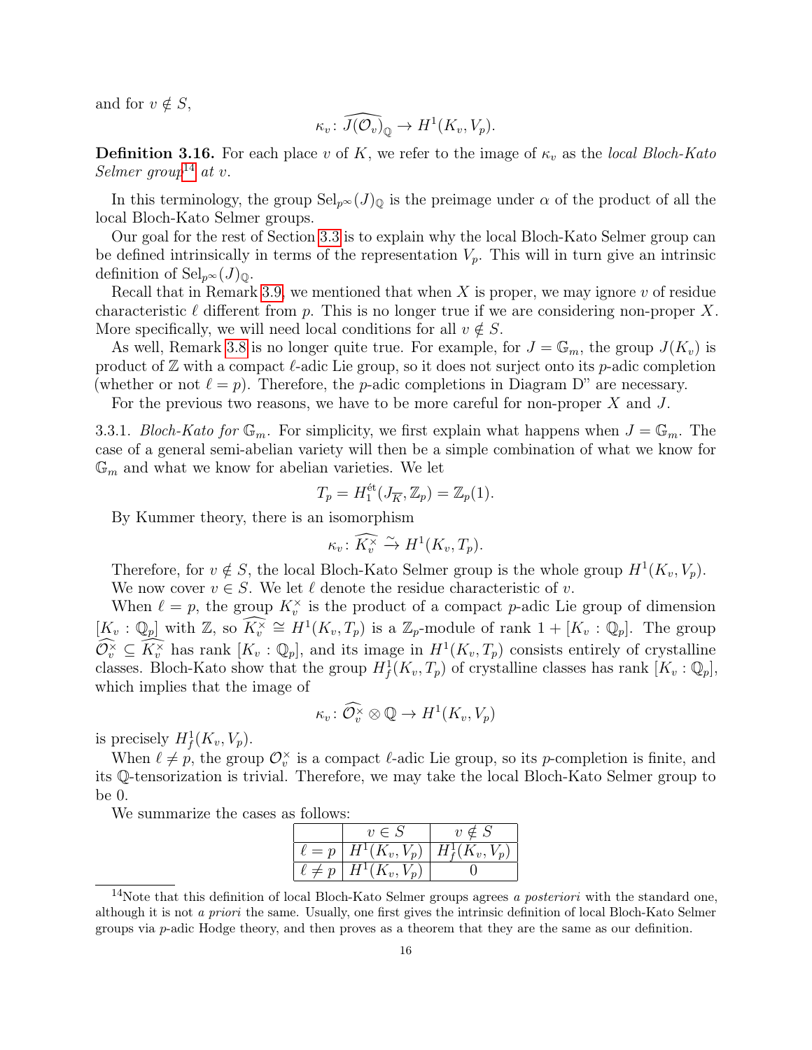and for $v \notin S$,

$$\kappa_v \colon \widehat{J(\mathcal{O}_v)}_{\mathbb{Q}} \to H^1(K_v, V_p).$$

**Definition 3.16.** *For each place $v$ of $K$, we refer to the image of $\kappa_v$ as the local Bloch-Kato Selmer group*[14] *at $v$.*

In this terminology, the group $\mathrm{Sel}_{p^\infty}(J)_{\mathbb{Q}}$ is the preimage under $\alpha$ of the product of all the local Bloch-Kato Selmer groups.

Our goal for the rest of Section 3.3 is to explain why the local Bloch-Kato Selmer group can be defined intrinsically in terms of the representation $V_p$. This will in turn give an intrinsic definition of $\mathrm{Sel}_{p^\infty}(J)_{\mathbb{Q}}$.

Recall that in Remark 3.9, we mentioned that when $X$ is proper, we may ignore $v$ of residue characteristic $\ell$ different from $p$. This is no longer true if we are considering non-proper $X$. More specifically, we will need local conditions for all $v \notin S$.

As well, Remark 3.8 is no longer quite true. For example, for $J = \mathbb{G}_m$, the group $J(K_v)$ is product of $\mathbb{Z}$ with a compact $\ell$-adic Lie group, so it does not surject onto its $p$-adic completion (whether or not $\ell = p$). Therefore, the $p$-adic completions in Diagram D" are necessary.

For the previous two reasons, we have to be more careful for non-proper $X$ and $J$.

3.3.1. *Bloch-Kato for $\mathbb{G}_m$.* For simplicity, we first explain what happens when $J = \mathbb{G}_m$. The case of a general semi-abelian variety will then be a simple combination of what we know for $\mathbb{G}_m$ and what we know for abelian varieties. We let

$$T_p = H_1^{\text{ét}}(J_{\overline{K}}, \mathbb{Z}_p) = \mathbb{Z}_p(1).$$

By Kummer theory, there is an isomorphism

$$\kappa_v \colon \widehat{K_v^\times} \xrightarrow{\sim} H^1(K_v, T_p).$$

Therefore, for $v \notin S$, the local Bloch-Kato Selmer group is the whole group $H^1(K_v, V_p)$.

We now cover $v \in S$. We let $\ell$ denote the residue characteristic of $v$.

When $\ell = p$, the group $K_v^\times$ is the product of a compact $p$-adic Lie group of dimension $[K_v : \mathbb{Q}_p]$ with $\mathbb{Z}$, so $\widehat{K_v^\times} \cong H^1(K_v, T_p)$ is a $\mathbb{Z}_p$-module of rank $1 + [K_v : \mathbb{Q}_p]$. The group $\widehat{\mathcal{O}_v^\times} \subseteq \widehat{K_v^\times}$ has rank $[K_v : \mathbb{Q}_p]$, and its image in $H^1(K_v, T_p)$ consists entirely of crystalline classes. Bloch-Kato show that the group $H^1_f(K_v, T_p)$ of crystalline classes has rank $[K_v : \mathbb{Q}_p]$, which implies that the image of

$$\kappa_v \colon \widehat{\mathcal{O}_v^\times} \otimes \mathbb{Q} \to H^1(K_v, V_p)$$

is precisely $H^1_f(K_v, V_p)$.

When $\ell \neq p$, the group $\mathcal{O}_v^\times$ is a compact $\ell$-adic Lie group, so its $p$-completion is finite, and its $\mathbb{Q}$-tensorization is trivial. Therefore, we may take the local Bloch-Kato Selmer group to be 0.

We summarize the cases as follows:

| | $v \in S$ | $v \notin S$ |
|---|---|---|
| $\ell = p$ | $H^1(K_v, V_p)$ | $H^1_f(K_v, V_p)$ |
| $\ell \neq p$ | $H^1(K_v, V_p)$ | 0 |

[14] Note that this definition of local Bloch-Kato Selmer groups agrees *a posteriori* with the standard one, although it is not *a priori* the same. Usually, one first gives the intrinsic definition of local Bloch-Kato Selmer groups via $p$-adic Hodge theory, and then proves as a theorem that they are the same as our definition.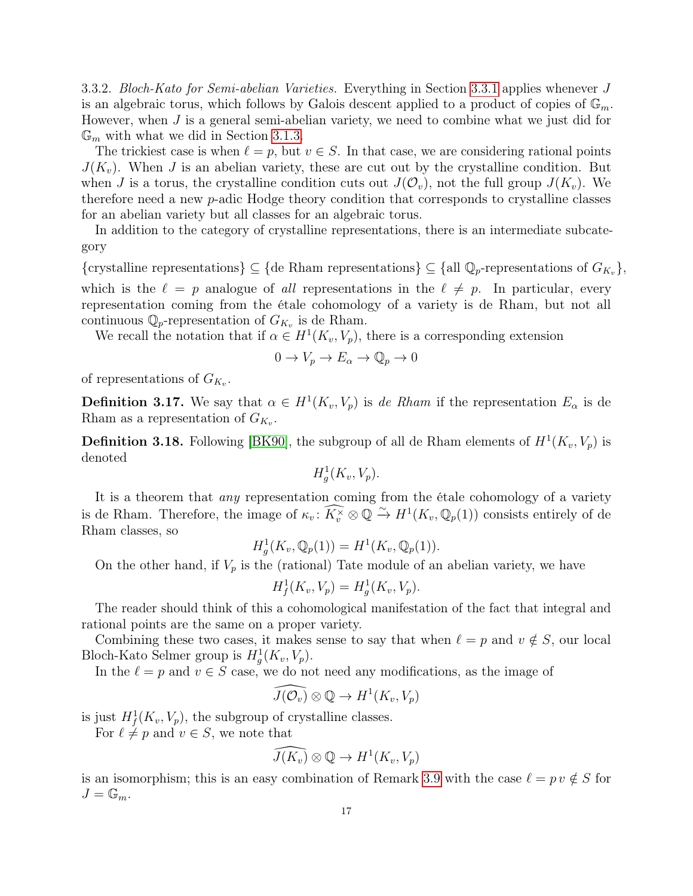3.3.2. *Bloch-Kato for Semi-abelian Varieties.* Everything in Section 3.3.1 applies whenever $J$ is an algebraic torus, which follows by Galois descent applied to a product of copies of $\mathbb{G}_m$. However, when $J$ is a general semi-abelian variety, we need to combine what we just did for $\mathbb{G}_m$ with what we did in Section 3.1.3.

The trickiest case is when $\ell = p$, but $v \in S$. In that case, we are considering rational points $J(K_v)$. When $J$ is an abelian variety, these are cut out by the crystalline condition. But when $J$ is a torus, the crystalline condition cuts out $J(\mathcal{O}_v)$, not the full group $J(K_v)$. We therefore need a new $p$-adic Hodge theory condition that corresponds to crystalline classes for an abelian variety but all classes for an algebraic torus.

In addition to the category of crystalline representations, there is an intermediate subcategory

$$\{\text{crystalline representations}\} \subseteq \{\text{de Rham representations}\} \subseteq \{\text{all } \mathbb{Q}_p\text{-representations of } G_{K_v}\},$$

which is the $\ell = p$ analogue of *all* representations in the $\ell \neq p$. In particular, every representation coming from the étale cohomology of a variety is de Rham, but not all continuous $\mathbb{Q}_p$-representation of $G_{K_v}$ is de Rham.

We recall the notation that if $\alpha \in H^1(K_v, V_p)$, there is a corresponding extension

$$0 \to V_p \to E_\alpha \to \mathbb{Q}_p \to 0$$

of representations of $G_{K_v}$.

**Definition 3.17.** We say that $\alpha \in H^1(K_v, V_p)$ is *de Rham* if the representation $E_\alpha$ is de Rham as a representation of $G_{K_v}$.

**Definition 3.18.** Following [BK90], the subgroup of all de Rham elements of $H^1(K_v, V_p)$ is denoted

$$H^1_g(K_v, V_p).$$

It is a theorem that *any* representation coming from the étale cohomology of a variety is de Rham. Therefore, the image of $\kappa_v \colon \widehat{K_v^\times} \otimes \mathbb{Q} \xrightarrow{\sim} H^1(K_v, \mathbb{Q}_p(1))$ consists entirely of de Rham classes, so

$$H^1_g(K_v, \mathbb{Q}_p(1)) = H^1(K_v, \mathbb{Q}_p(1)).$$

On the other hand, if $V_p$ is the (rational) Tate module of an abelian variety, we have

$$H^1_f(K_v, V_p) = H^1_g(K_v, V_p).$$

The reader should think of this a cohomological manifestation of the fact that integral and rational points are the same on a proper variety.

Combining these two cases, it makes sense to say that when $\ell = p$ and $v \notin S$, our local Bloch-Kato Selmer group is $H^1_g(K_v, V_p)$.

In the $\ell = p$ and $v \in S$ case, we do not need any modifications, as the image of

$$\widehat{J(\mathcal{O}_v)} \otimes \mathbb{Q} \to H^1(K_v, V_p)$$

is just $H^1_f(K_v, V_p)$, the subgroup of crystalline classes.

For $\ell \neq p$ and $v \in S$, we note that

$$\widehat{J(K_v)} \otimes \mathbb{Q} \to H^1(K_v, V_p)$$

is an isomorphism; this is an easy combination of Remark 3.9 with the case $\ell = p\, v \notin S$ for $J = \mathbb{G}_m$.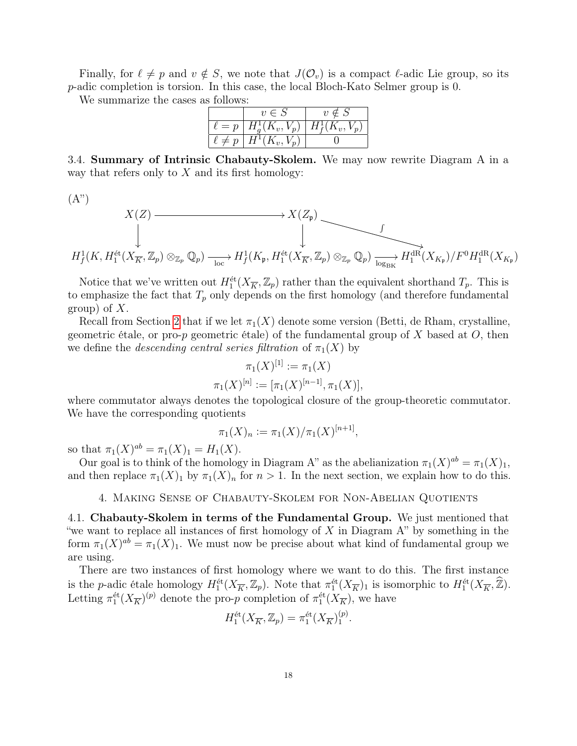Finally, for $\ell \neq p$ and $v \notin S$, we note that $J(\mathcal{O}_v)$ is a compact $\ell$-adic Lie group, so its $p$-adic completion is torsion. In this case, the local Bloch-Kato Selmer group is 0.

We summarize the cases as follows:

| | $v \in S$ | $v \notin S$ |
|---|---|---|
| $\ell = p$ | $H^1_g(K_v, V_p)$ | $H^1_f(K_v, V_p)$ |
| $\ell \neq p$ | $H^1(K_v, V_p)$ | 0 |

3.4. **Summary of Intrinsic Chabauty-Skolem.** We may now rewrite Diagram A in a way that refers only to $X$ and its first homology:

(A")

$$\begin{array}{ccccc} X(Z) & \longrightarrow & X(Z_{\mathfrak{p}}) & \overset{\int}{\searrow} & \\ \downarrow & & \downarrow & & \\ H^1_f(K, H^{\text{ét}}_1(X_{\overline{K}}, \mathbb{Z}_p) \otimes_{\mathbb{Z}_p} \mathbb{Q}_p) & \xrightarrow[\text{loc}]{} & H^1_f(K_{\mathfrak{p}}, H^{\text{ét}}_1(X_{\overline{K}}, \mathbb{Z}_p) \otimes_{\mathbb{Z}_p} \mathbb{Q}_p) & \xrightarrow[\log_{\text{BK}}]{} & H^{\text{dR}}_1(X_{K_{\mathfrak{p}}})/F^0 H^{\text{dR}}_1(X_{K_{\mathfrak{p}}}) \end{array}$$

Notice that we've written out $H^{\text{ét}}_1(X_{\overline{K}}, \mathbb{Z}_p)$ rather than the equivalent shorthand $T_p$. This is to emphasize the fact that $T_p$ only depends on the first homology (and therefore fundamental group) of $X$.

Recall from Section 2 that if we let $\pi_1(X)$ denote some version (Betti, de Rham, crystalline, geometric étale, or pro-$p$ geometric étale) of the fundamental group of $X$ based at $O$, then we define the *descending central series filtration* of $\pi_1(X)$ by

$$\pi_1(X)^{[1]} := \pi_1(X)$$
$$\pi_1(X)^{[n]} := [\pi_1(X)^{[n-1]}, \pi_1(X)],$$

where commutator always denotes the topological closure of the group-theoretic commutator. We have the corresponding quotients

$$\pi_1(X)_n := \pi_1(X)/\pi_1(X)^{[n+1]},$$

so that $\pi_1(X)^{ab} = \pi_1(X)_1 = H_1(X)$.

Our goal is to think of the homology in Diagram A" as the abelianization $\pi_1(X)^{ab} = \pi_1(X)_1$, and then replace $\pi_1(X)_1$ by $\pi_1(X)_n$ for $n > 1$. In the next section, we explain how to do this.

## 4. Making Sense of Chabauty-Skolem for Non-Abelian Quotients

4.1. **Chabauty-Skolem in terms of the Fundamental Group.** We just mentioned that "we want to replace all instances of first homology of $X$ in Diagram A" by something in the form $\pi_1(X)^{ab} = \pi_1(X)_1$. We must now be precise about what kind of fundamental group we are using.

There are two instances of first homology where we want to do this. The first instance is the $p$-adic étale homology $H^{\text{ét}}_1(X_{\overline{K}}, \mathbb{Z}_p)$. Note that $\pi^{\text{ét}}_1(X_{\overline{K}})_1$ is isomorphic to $H^{\text{ét}}_1(X_{\overline{K}}, \widehat{\mathbb{Z}})$. Letting $\pi^{\text{ét}}_1(X_{\overline{K}})^{(p)}$ denote the pro-$p$ completion of $\pi^{\text{ét}}_1(X_{\overline{K}})$, we have

$$H^{\text{ét}}_1(X_{\overline{K}}, \mathbb{Z}_p) = \pi^{\text{ét}}_1(X_{\overline{K}})^{(p)}_1.$$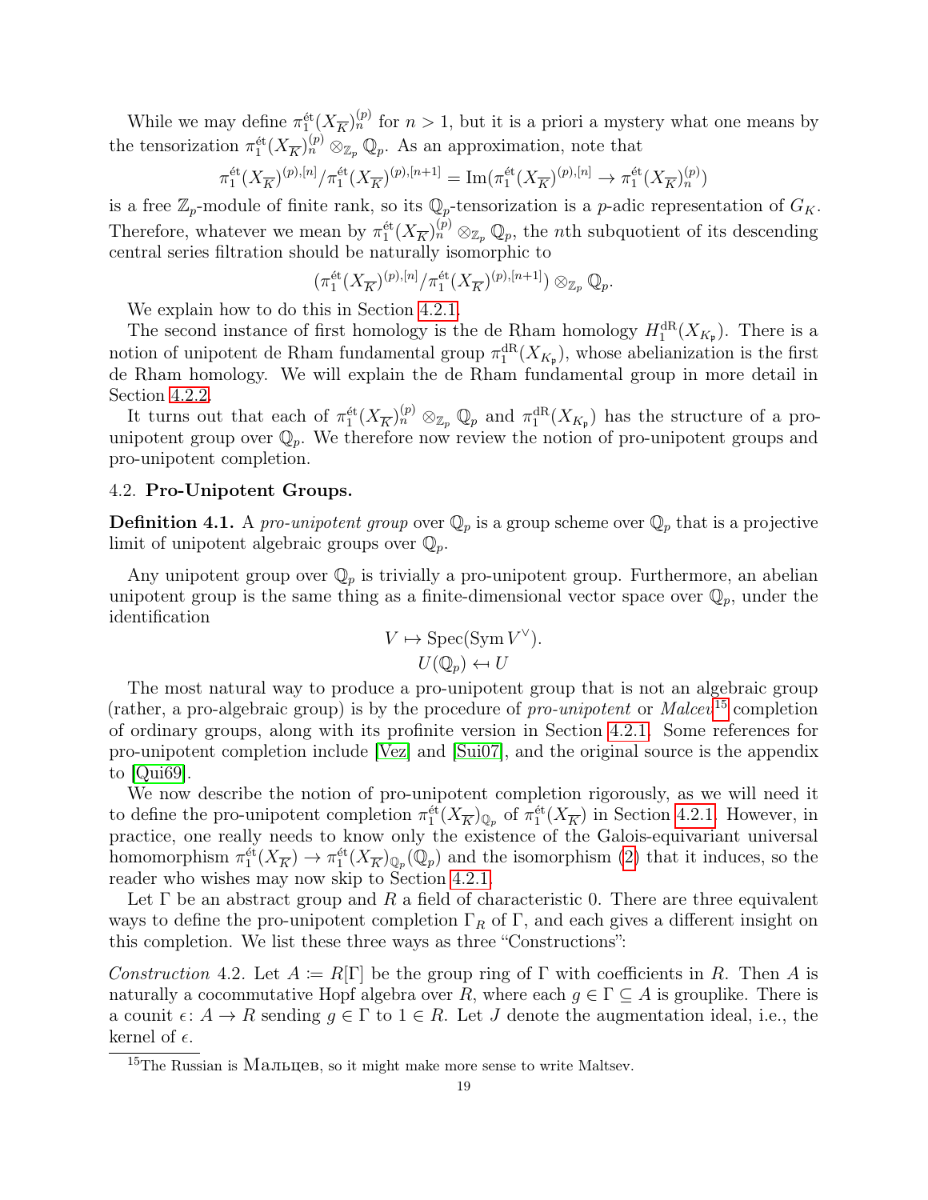While we may define $\pi_1^{\text{ét}}(X_{\overline{K}})_n^{(p)}$ for $n > 1$, but it is a priori a mystery what one means by the tensorization $\pi_1^{\text{ét}}(X_{\overline{K}})_n^{(p)} \otimes_{\mathbb{Z}_p} \mathbb{Q}_p$. As an approximation, note that

$$\pi_1^{\text{ét}}(X_{\overline{K}})^{(p),[n]}/\pi_1^{\text{ét}}(X_{\overline{K}})^{(p),[n+1]} = \operatorname{Im}(\pi_1^{\text{ét}}(X_{\overline{K}})^{(p),[n]} \to \pi_1^{\text{ét}}(X_{\overline{K}})_n^{(p)})$$

is a free $\mathbb{Z}_p$-module of finite rank, so its $\mathbb{Q}_p$-tensorization is a $p$-adic representation of $G_K$. Therefore, whatever we mean by $\pi_1^{\text{ét}}(X_{\overline{K}})_n^{(p)} \otimes_{\mathbb{Z}_p} \mathbb{Q}_p$, the $n$th subquotient of its descending central series filtration should be naturally isomorphic to

$$(\pi_1^{\text{ét}}(X_{\overline{K}})^{(p),[n]}/\pi_1^{\text{ét}}(X_{\overline{K}})^{(p),[n+1]}) \otimes_{\mathbb{Z}_p} \mathbb{Q}_p.$$

We explain how to do this in Section 4.2.1.

The second instance of first homology is the de Rham homology $H_1^{\text{dR}}(X_{K_\mathfrak{p}})$. There is a notion of unipotent de Rham fundamental group $\pi_1^{\text{dR}}(X_{K_\mathfrak{p}})$, whose abelianization is the first de Rham homology. We will explain the de Rham fundamental group in more detail in Section 4.2.2.

It turns out that each of $\pi_1^{\text{ét}}(X_{\overline{K}})_n^{(p)} \otimes_{\mathbb{Z}_p} \mathbb{Q}_p$ and $\pi_1^{\text{dR}}(X_{K_\mathfrak{p}})$ has the structure of a pro-unipotent group over $\mathbb{Q}_p$. We therefore now review the notion of pro-unipotent groups and pro-unipotent completion.

### 4.2. **Pro-Unipotent Groups.**

**Definition 4.1.** A *pro-unipotent group* over $\mathbb{Q}_p$ is a group scheme over $\mathbb{Q}_p$ that is a projective limit of unipotent algebraic groups over $\mathbb{Q}_p$.

Any unipotent group over $\mathbb{Q}_p$ is trivially a pro-unipotent group. Furthermore, an abelian unipotent group is the same thing as a finite-dimensional vector space over $\mathbb{Q}_p$, under the identification

$$V \mapsto \operatorname{Spec}(\operatorname{Sym} V^\vee).$$
$$U(\mathbb{Q}_p) \mapsfrom U$$

The most natural way to produce a pro-unipotent group that is not an algebraic group (rather, a pro-algebraic group) is by the procedure of *pro-unipotent* or *Malcev*[15] completion of ordinary groups, along with its profinite version in Section 4.2.1. Some references for pro-unipotent completion include [Vez] and [Sui07], and the original source is the appendix to [Qui69].

We now describe the notion of pro-unipotent completion rigorously, as we will need it to define the pro-unipotent completion $\pi_1^{\text{ét}}(X_{\overline{K}})_{\mathbb{Q}_p}$ of $\pi_1^{\text{ét}}(X_{\overline{K}})$ in Section 4.2.1. However, in practice, one really needs to know only the existence of the Galois-equivariant universal homomorphism $\pi_1^{\text{ét}}(X_{\overline{K}}) \to \pi_1^{\text{ét}}(X_{\overline{K}})_{\mathbb{Q}_p}(\mathbb{Q}_p)$ and the isomorphism (2) that it induces, so the reader who wishes may now skip to Section 4.2.1.

Let $\Gamma$ be an abstract group and $R$ a field of characteristic 0. There are three equivalent ways to define the pro-unipotent completion $\Gamma_R$ of $\Gamma$, and each gives a different insight on this completion. We list these three ways as three "Constructions":

*Construction* 4.2. Let $A \coloneqq R[\Gamma]$ be the group ring of $\Gamma$ with coefficients in $R$. Then $A$ is naturally a cocommutative Hopf algebra over $R$, where each $g \in \Gamma \subseteq A$ is grouplike. There is a counit $\epsilon\colon A \to R$ sending $g \in \Gamma$ to $1 \in R$. Let $J$ denote the augmentation ideal, i.e., the kernel of $\epsilon$.

[15] The Russian is Мальцев, so it might make more sense to write Maltsev.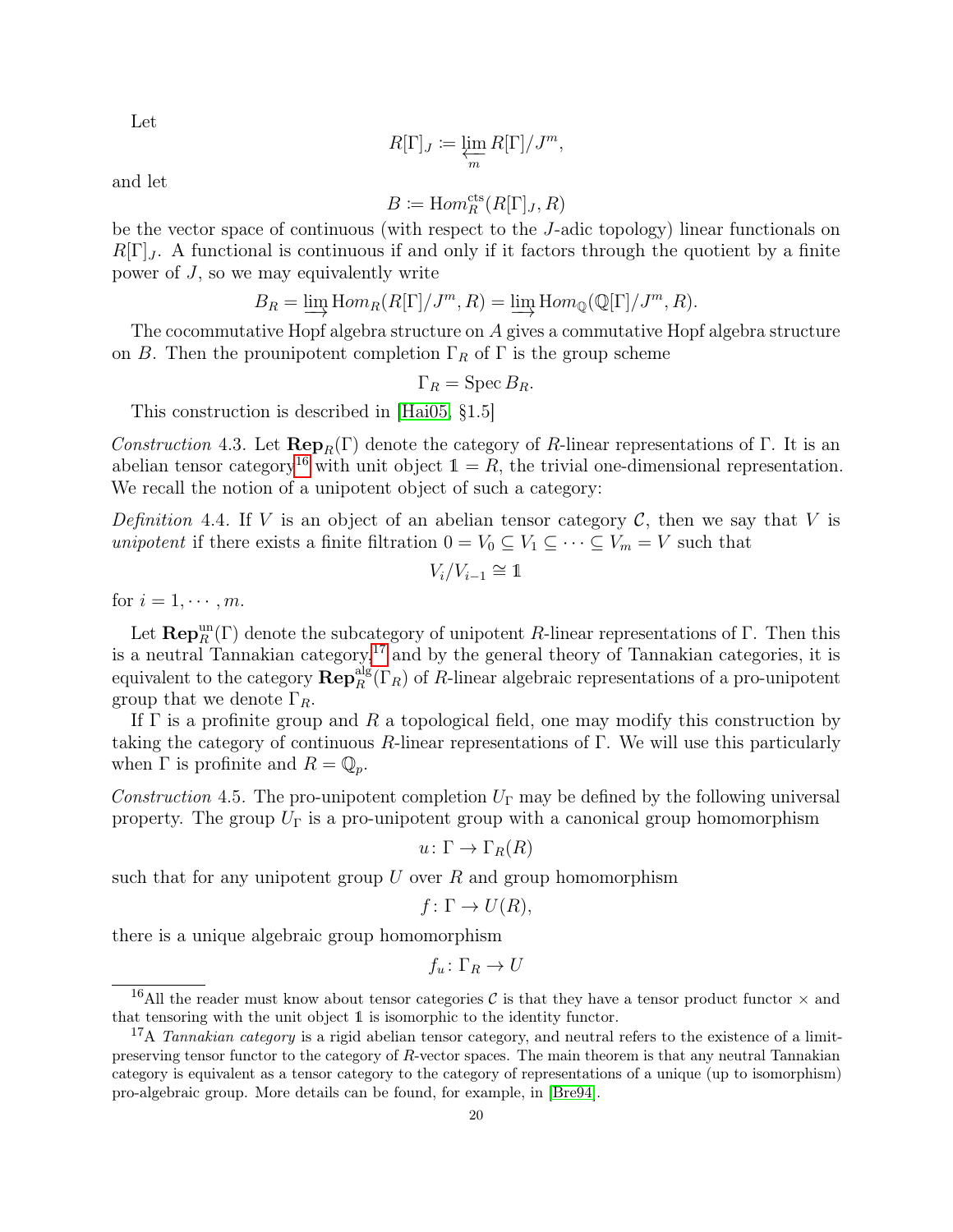Let

$$R[\Gamma]_J := \varprojlim_m R[\Gamma]/J^m,$$

and let

$$B := \mathrm{Hom}_R^{\mathrm{cts}}(R[\Gamma]_J, R)$$

be the vector space of continuous (with respect to the $J$-adic topology) linear functionals on $R[\Gamma]_J$. A functional is continuous if and only if it factors through the quotient by a finite power of $J$, so we may equivalently write

$$B_R = \varinjlim \mathrm{Hom}_R(R[\Gamma]/J^m, R) = \varinjlim \mathrm{Hom}_{\mathbb{Q}}(\mathbb{Q}[\Gamma]/J^m, R).$$

The cocommutative Hopf algebra structure on $A$ gives a commutative Hopf algebra structure on $B$. Then the prounipotent completion $\Gamma_R$ of $\Gamma$ is the group scheme

$$\Gamma_R = \mathrm{Spec}\, B_R.$$

This construction is described in [Hai05, §1.5]

*Construction* 4.3. Let $\mathbf{Rep}_R(\Gamma)$ denote the category of $R$-linear representations of $\Gamma$. It is an abelian tensor category[16] with unit object $\mathbb{1} = R$, the trivial one-dimensional representation. We recall the notion of a unipotent object of such a category:

*Definition* 4.4. If $V$ is an object of an abelian tensor category $\mathcal{C}$, then we say that $V$ is *unipotent* if there exists a finite filtration $0 = V_0 \subseteq V_1 \subseteq \cdots \subseteq V_m = V$ such that

$$V_i/V_{i-1} \cong \mathbb{1}$$

for $i = 1, \cdots, m$.

Let $\mathbf{Rep}_R^{\mathrm{un}}(\Gamma)$ denote the subcategory of unipotent $R$-linear representations of $\Gamma$. Then this is a neutral Tannakian category,[17] and by the general theory of Tannakian categories, it is equivalent to the category $\mathbf{Rep}_R^{\mathrm{alg}}(\Gamma_R)$ of $R$-linear algebraic representations of a pro-unipotent group that we denote $\Gamma_R$.

If $\Gamma$ is a profinite group and $R$ a topological field, one may modify this construction by taking the category of continuous $R$-linear representations of $\Gamma$. We will use this particularly when $\Gamma$ is profinite and $R = \mathbb{Q}_p$.

*Construction* 4.5. The pro-unipotent completion $U_\Gamma$ may be defined by the following universal property. The group $U_\Gamma$ is a pro-unipotent group with a canonical group homomorphism

$$u \colon \Gamma \to \Gamma_R(R)$$

such that for any unipotent group $U$ over $R$ and group homomorphism

$$f \colon \Gamma \to U(R),$$

there is a unique algebraic group homomorphism

$$f_u \colon \Gamma_R \to U$$

---

[16] All the reader must know about tensor categories $\mathcal{C}$ is that they have a tensor product functor $\times$ and that tensoring with the unit object $\mathbb{1}$ is isomorphic to the identity functor.

[17] A *Tannakian category* is a rigid abelian tensor category, and neutral refers to the existence of a limit-preserving tensor functor to the category of $R$-vector spaces. The main theorem is that any neutral Tannakian category is equivalent as a tensor category to the category of representations of a unique (up to isomorphism) pro-algebraic group. More details can be found, for example, in [Bre94].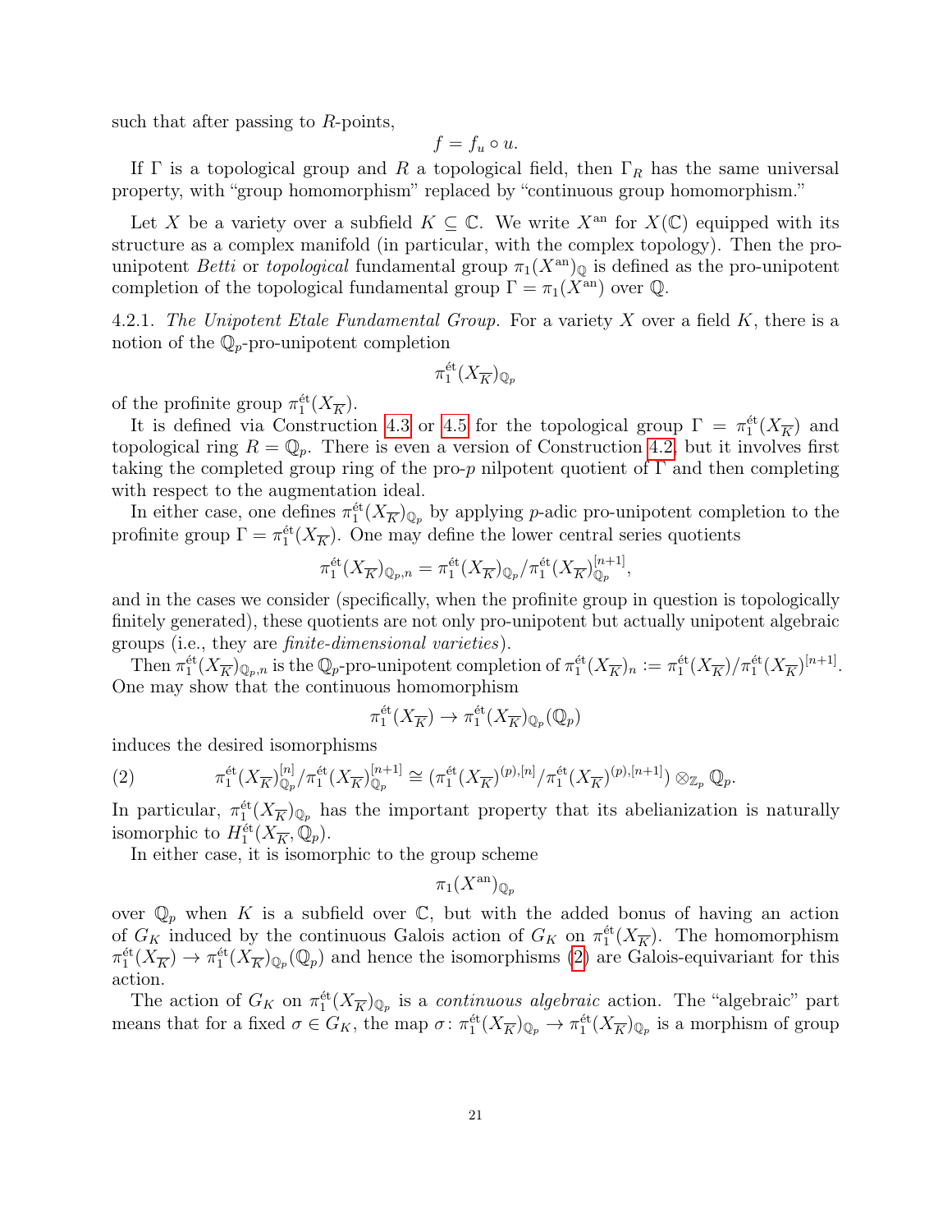such that after passing to $R$-points,

$$f = f_u \circ u.$$

If $\Gamma$ is a topological group and $R$ a topological field, then $\Gamma_R$ has the same universal property, with "group homomorphism" replaced by "continuous group homomorphism."

Let $X$ be a variety over a subfield $K \subseteq \mathbb{C}$. We write $X^{\mathrm{an}}$ for $X(\mathbb{C})$ equipped with its structure as a complex manifold (in particular, with the complex topology). Then the pro-unipotent *Betti* or *topological* fundamental group $\pi_1(X^{\mathrm{an}})_{\mathbb{Q}}$ is defined as the pro-unipotent completion of the topological fundamental group $\Gamma = \pi_1(X^{\mathrm{an}})$ over $\mathbb{Q}$.

4.2.1. *The Unipotent Etale Fundamental Group.* For a variety $X$ over a field $K$, there is a notion of the $\mathbb{Q}_p$-pro-unipotent completion

$$\pi_1^{\text{ét}}(X_{\overline{K}})_{\mathbb{Q}_p}$$

of the profinite group $\pi_1^{\text{ét}}(X_{\overline{K}})$.

It is defined via Construction 4.3 or 4.5 for the topological group $\Gamma = \pi_1^{\text{ét}}(X_{\overline{K}})$ and topological ring $R = \mathbb{Q}_p$. There is even a version of Construction 4.2, but it involves first taking the completed group ring of the pro-$p$ nilpotent quotient of $\Gamma$ and then completing with respect to the augmentation ideal.

In either case, one defines $\pi_1^{\text{ét}}(X_{\overline{K}})_{\mathbb{Q}_p}$ by applying $p$-adic pro-unipotent completion to the profinite group $\Gamma = \pi_1^{\text{ét}}(X_{\overline{K}})$. One may define the lower central series quotients

$$\pi_1^{\text{ét}}(X_{\overline{K}})_{\mathbb{Q}_p,n} = \pi_1^{\text{ét}}(X_{\overline{K}})_{\mathbb{Q}_p}/\pi_1^{\text{ét}}(X_{\overline{K}})_{\mathbb{Q}_p}^{[n+1]},$$

and in the cases we consider (specifically, when the profinite group in question is topologically finitely generated), these quotients are not only pro-unipotent but actually unipotent algebraic groups (i.e., they are *finite-dimensional varieties*).

Then $\pi_1^{\text{ét}}(X_{\overline{K}})_{\mathbb{Q}_p,n}$ is the $\mathbb{Q}_p$-pro-unipotent completion of $\pi_1^{\text{ét}}(X_{\overline{K}})_n := \pi_1^{\text{ét}}(X_{\overline{K}})/\pi_1^{\text{ét}}(X_{\overline{K}})^{[n+1]}$. One may show that the continuous homomorphism

$$\pi_1^{\text{ét}}(X_{\overline{K}}) \to \pi_1^{\text{ét}}(X_{\overline{K}})_{\mathbb{Q}_p}(\mathbb{Q}_p)$$

induces the desired isomorphisms

$$\pi_1^{\text{ét}}(X_{\overline{K}})_{\mathbb{Q}_p}^{[n]}/\pi_1^{\text{ét}}(X_{\overline{K}})_{\mathbb{Q}_p}^{[n+1]} \cong (\pi_1^{\text{ét}}(X_{\overline{K}})^{(p),[n]}/\pi_1^{\text{ét}}(X_{\overline{K}})^{(p),[n+1]}) \otimes_{\mathbb{Z}_p} \mathbb{Q}_p. \tag{2}$$

In particular, $\pi_1^{\text{ét}}(X_{\overline{K}})_{\mathbb{Q}_p}$ has the important property that its abelianization is naturally isomorphic to $H_1^{\text{ét}}(X_{\overline{K}}, \mathbb{Q}_p)$.

In either case, it is isomorphic to the group scheme

$$\pi_1(X^{\mathrm{an}})_{\mathbb{Q}_p}$$

over $\mathbb{Q}_p$ when $K$ is a subfield over $\mathbb{C}$, but with the added bonus of having an action of $G_K$ induced by the continuous Galois action of $G_K$ on $\pi_1^{\text{ét}}(X_{\overline{K}})$. The homomorphism $\pi_1^{\text{ét}}(X_{\overline{K}}) \to \pi_1^{\text{ét}}(X_{\overline{K}})_{\mathbb{Q}_p}(\mathbb{Q}_p)$ and hence the isomorphisms (2) are Galois-equivariant for this action.

The action of $G_K$ on $\pi_1^{\text{ét}}(X_{\overline{K}})_{\mathbb{Q}_p}$ is a *continuous algebraic* action. The "algebraic" part means that for a fixed $\sigma \in G_K$, the map $\sigma\colon \pi_1^{\text{ét}}(X_{\overline{K}})_{\mathbb{Q}_p} \to \pi_1^{\text{ét}}(X_{\overline{K}})_{\mathbb{Q}_p}$ is a morphism of group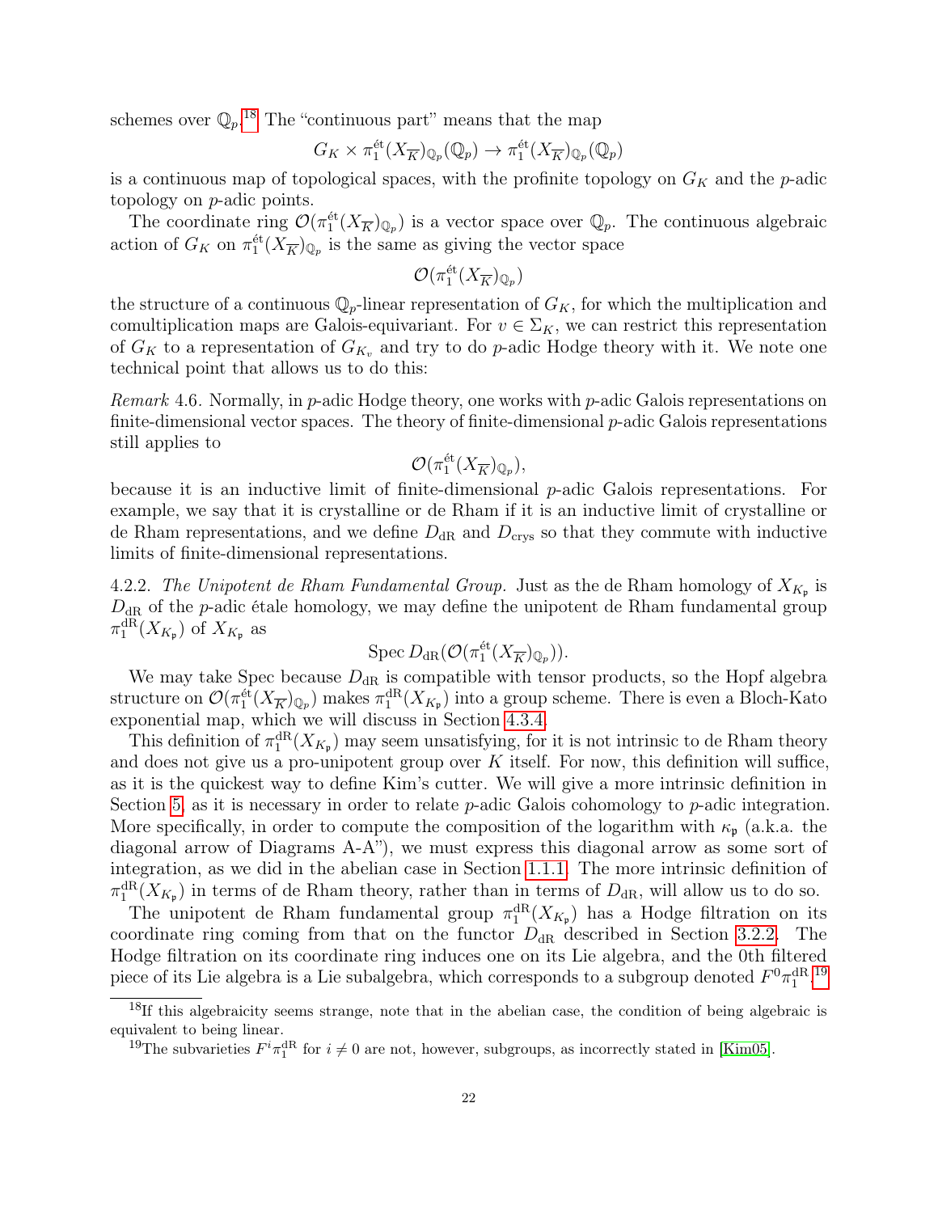schemes over $\mathbb{Q}_p$.[18] The "continuous part" means that the map

$$G_K \times \pi_1^{\text{ét}}(X_{\overline{K}})_{\mathbb{Q}_p}(\mathbb{Q}_p) \to \pi_1^{\text{ét}}(X_{\overline{K}})_{\mathbb{Q}_p}(\mathbb{Q}_p)$$

is a continuous map of topological spaces, with the profinite topology on $G_K$ and the $p$-adic topology on $p$-adic points.

The coordinate ring $\mathcal{O}(\pi_1^{\text{ét}}(X_{\overline{K}})_{\mathbb{Q}_p})$ is a vector space over $\mathbb{Q}_p$. The continuous algebraic action of $G_K$ on $\pi_1^{\text{ét}}(X_{\overline{K}})_{\mathbb{Q}_p}$ is the same as giving the vector space

$$\mathcal{O}(\pi_1^{\text{ét}}(X_{\overline{K}})_{\mathbb{Q}_p})$$

the structure of a continuous $\mathbb{Q}_p$-linear representation of $G_K$, for which the multiplication and comultiplication maps are Galois-equivariant. For $v \in \Sigma_K$, we can restrict this representation of $G_K$ to a representation of $G_{K_v}$ and try to do $p$-adic Hodge theory with it. We note one technical point that allows us to do this:

*Remark* 4.6. Normally, in $p$-adic Hodge theory, one works with $p$-adic Galois representations on finite-dimensional vector spaces. The theory of finite-dimensional $p$-adic Galois representations still applies to

$$\mathcal{O}(\pi_1^{\text{ét}}(X_{\overline{K}})_{\mathbb{Q}_p}),$$

because it is an inductive limit of finite-dimensional $p$-adic Galois representations. For example, we say that it is crystalline or de Rham if it is an inductive limit of crystalline or de Rham representations, and we define $D_{\text{dR}}$ and $D_{\text{crys}}$ so that they commute with inductive limits of finite-dimensional representations.

4.2.2. *The Unipotent de Rham Fundamental Group.* Just as the de Rham homology of $X_{K_{\mathfrak{p}}}$ is $D_{\text{dR}}$ of the $p$-adic étale homology, we may define the unipotent de Rham fundamental group $\pi_1^{\text{dR}}(X_{K_{\mathfrak{p}}})$ of $X_{K_{\mathfrak{p}}}$ as

$$\operatorname{Spec} D_{\text{dR}}(\mathcal{O}(\pi_1^{\text{ét}}(X_{\overline{K}})_{\mathbb{Q}_p})).$$

We may take Spec because $D_{\text{dR}}$ is compatible with tensor products, so the Hopf algebra structure on $\mathcal{O}(\pi_1^{\text{ét}}(X_{\overline{K}})_{\mathbb{Q}_p})$ makes $\pi_1^{\text{dR}}(X_{K_{\mathfrak{p}}})$ into a group scheme. There is even a Bloch-Kato exponential map, which we will discuss in Section 4.3.4.

This definition of $\pi_1^{\text{dR}}(X_{K_{\mathfrak{p}}})$ may seem unsatisfying, for it is not intrinsic to de Rham theory and does not give us a pro-unipotent group over $K$ itself. For now, this definition will suffice, as it is the quickest way to define Kim's cutter. We will give a more intrinsic definition in Section 5, as it is necessary in order to relate $p$-adic Galois cohomology to $p$-adic integration. More specifically, in order to compute the composition of the logarithm with $\kappa_{\mathfrak{p}}$ (a.k.a. the diagonal arrow of Diagrams A-A"), we must express this diagonal arrow as some sort of integration, as we did in the abelian case in Section 1.1.1. The more intrinsic definition of $\pi_1^{\text{dR}}(X_{K_{\mathfrak{p}}})$ in terms of de Rham theory, rather than in terms of $D_{\text{dR}}$, will allow us to do so.

The unipotent de Rham fundamental group $\pi_1^{\text{dR}}(X_{K_{\mathfrak{p}}})$ has a Hodge filtration on its coordinate ring coming from that on the functor $D_{\text{dR}}$ described in Section 3.2.2. The Hodge filtration on its coordinate ring induces one on its Lie algebra, and the 0th filtered piece of its Lie algebra is a Lie subalgebra, which corresponds to a subgroup denoted $F^0\pi_1^{\text{dR}}$.[19]

---

[18] If this algebraicity seems strange, note that in the abelian case, the condition of being algebraic is equivalent to being linear.

[19] The subvarieties $F^i\pi_1^{\text{dR}}$ for $i \neq 0$ are not, however, subgroups, as incorrectly stated in [Kim05].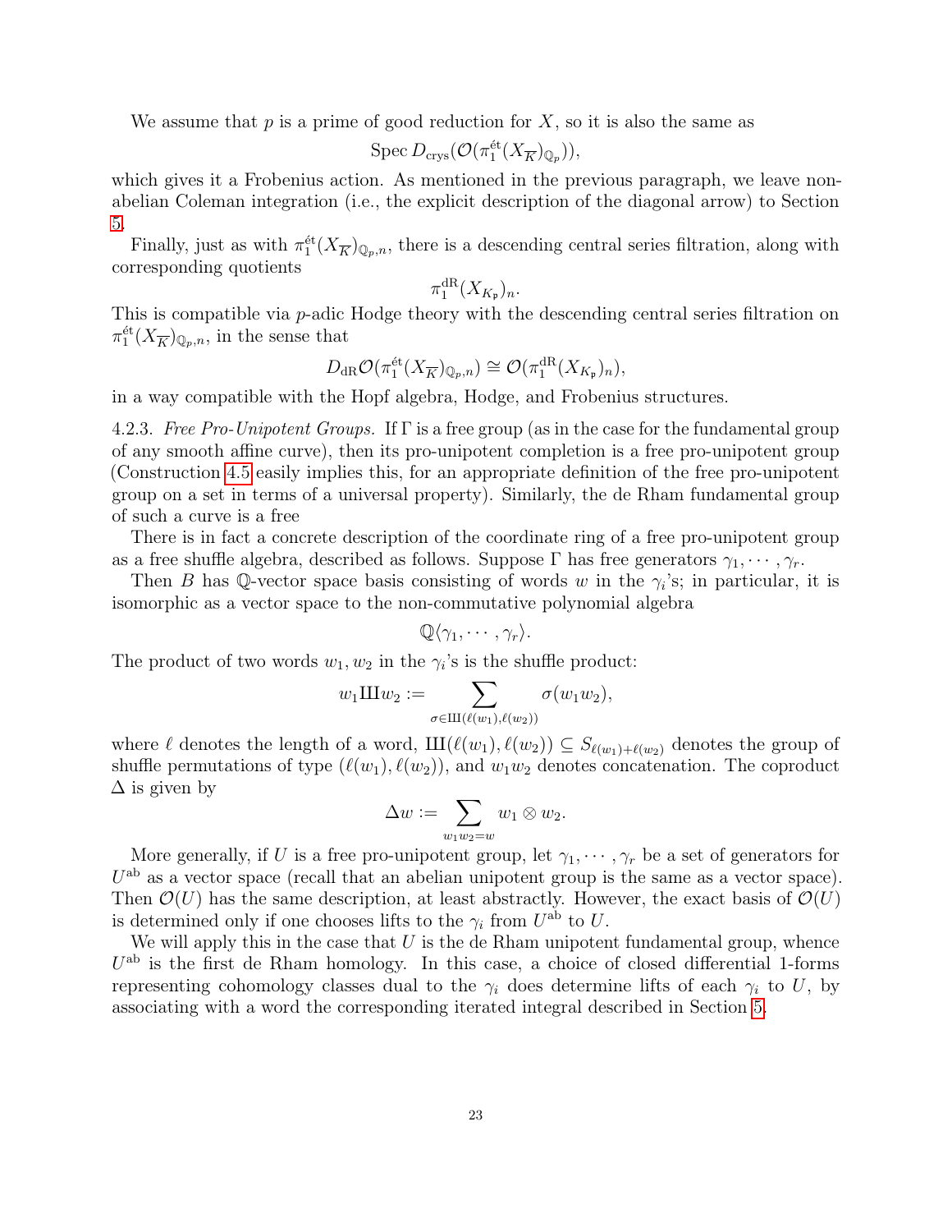We assume that $p$ is a prime of good reduction for $X$, so it is also the same as

$$\operatorname{Spec} D_{\mathrm{crys}}(\mathcal{O}(\pi_1^{\text{ét}}(X_{\overline{K}})_{\mathbb{Q}_p})),$$

which gives it a Frobenius action. As mentioned in the previous paragraph, we leave non-abelian Coleman integration (i.e., the explicit description of the diagonal arrow) to Section 5.

Finally, just as with $\pi_1^{\text{ét}}(X_{\overline{K}})_{\mathbb{Q}_p,n}$, there is a descending central series filtration, along with corresponding quotients

$$\pi_1^{\mathrm{dR}}(X_{K_{\mathfrak{p}}})_n.$$

This is compatible via $p$-adic Hodge theory with the descending central series filtration on $\pi_1^{\text{ét}}(X_{\overline{K}})_{\mathbb{Q}_p,n}$, in the sense that

$$D_{\mathrm{dR}}\mathcal{O}(\pi_1^{\text{ét}}(X_{\overline{K}})_{\mathbb{Q}_p,n}) \cong \mathcal{O}(\pi_1^{\mathrm{dR}}(X_{K_{\mathfrak{p}}})_n),$$

in a way compatible with the Hopf algebra, Hodge, and Frobenius structures.

4.2.3. *Free Pro-Unipotent Groups.* If $\Gamma$ is a free group (as in the case for the fundamental group of any smooth affine curve), then its pro-unipotent completion is a free pro-unipotent group (Construction 4.5 easily implies this, for an appropriate definition of the free pro-unipotent group on a set in terms of a universal property). Similarly, the de Rham fundamental group of such a curve is a free

There is in fact a concrete description of the coordinate ring of a free pro-unipotent group as a free shuffle algebra, described as follows. Suppose $\Gamma$ has free generators $\gamma_1, \cdots, \gamma_r$.

Then $B$ has $\mathbb{Q}$-vector space basis consisting of words $w$ in the $\gamma_i$'s; in particular, it is isomorphic as a vector space to the non-commutative polynomial algebra

$$\mathbb{Q}\langle \gamma_1, \cdots, \gamma_r \rangle.$$

The product of two words $w_1, w_2$ in the $\gamma_i$'s is the shuffle product:

$$w_1 ш w_2 := \sum_{\sigma \in ш(\ell(w_1), \ell(w_2))} \sigma(w_1 w_2),$$

where $\ell$ denotes the length of a word, $ш(\ell(w_1), \ell(w_2)) \subseteq S_{\ell(w_1)+\ell(w_2)}$ denotes the group of shuffle permutations of type $(\ell(w_1), \ell(w_2))$, and $w_1 w_2$ denotes concatenation. The coproduct $\Delta$ is given by

$$\Delta w := \sum_{w_1 w_2 = w} w_1 \otimes w_2.$$

More generally, if $U$ is a free pro-unipotent group, let $\gamma_1, \cdots, \gamma_r$ be a set of generators for $U^{\mathrm{ab}}$ as a vector space (recall that an abelian unipotent group is the same as a vector space). Then $\mathcal{O}(U)$ has the same description, at least abstractly. However, the exact basis of $\mathcal{O}(U)$ is determined only if one chooses lifts to the $\gamma_i$ from $U^{\mathrm{ab}}$ to $U$.

We will apply this in the case that $U$ is the de Rham unipotent fundamental group, whence $U^{\mathrm{ab}}$ is the first de Rham homology. In this case, a choice of closed differential 1-forms representing cohomology classes dual to the $\gamma_i$ does determine lifts of each $\gamma_i$ to $U$, by associating with a word the corresponding iterated integral described in Section 5.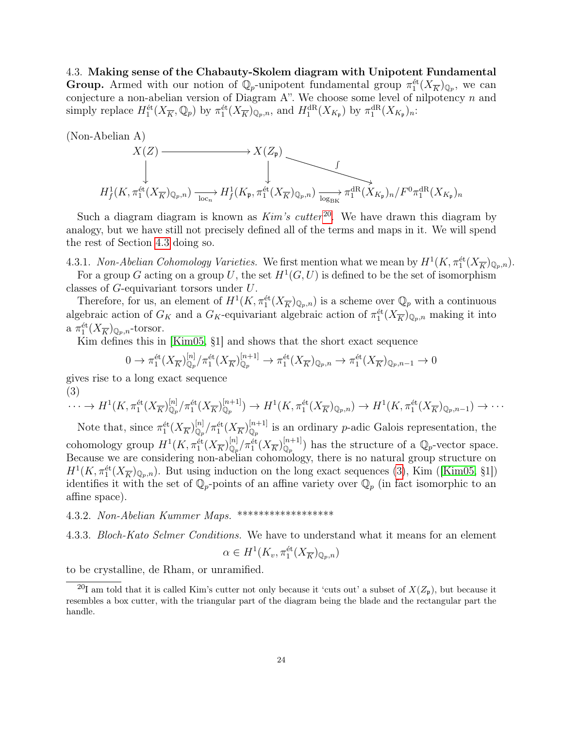4.3. **Making sense of the Chabauty-Skolem diagram with Unipotent Fundamental Group.** Armed with our notion of $\mathbb{Q}_p$-unipotent fundamental group $\pi_1^{\text{ét}}(X_{\overline{K}})_{\mathbb{Q}_p}$, we can conjecture a non-abelian version of Diagram A". We choose some level of nilpotency $n$ and simply replace $H_1^{\text{ét}}(X_{\overline{K}}, \mathbb{Q}_p)$ by $\pi_1^{\text{ét}}(X_{\overline{K}})_{\mathbb{Q}_p,n}$, and $H_1^{\text{dR}}(X_{K_\mathfrak{p}})$ by $\pi_1^{\text{dR}}(X_{K_\mathfrak{p}})_n$:

(Non-Abelian A)

$$\begin{array}{ccccc}
X(Z) & \longrightarrow & X(Z_\mathfrak{p}) & \overset{\int}{\searrow} & \\
\downarrow & & \downarrow & & \\
H^1_f(K, \pi_1^{\text{ét}}(X_{\overline{K}})_{\mathbb{Q}_p,n}) & \xrightarrow[\text{loc}_n]{} & H^1_f(K_\mathfrak{p}, \pi_1^{\text{ét}}(X_{\overline{K}})_{\mathbb{Q}_p,n}) & \xrightarrow[\log_{\text{BK}}]{} & \pi_1^{\text{dR}}(X_{K_\mathfrak{p}})_n / F^0\pi_1^{\text{dR}}(X_{K_\mathfrak{p}})_n
\end{array}$$

Such a diagram diagram is known as *Kim's cutter*[20]. We have drawn this diagram by analogy, but we have still not precisely defined all of the terms and maps in it. We will spend the rest of Section 4.3 doing so.

4.3.1. *Non-Abelian Cohomology Varieties.* We first mention what we mean by $H^1(K, \pi_1^{\text{ét}}(X_{\overline{K}})_{\mathbb{Q}_p,n})$.

For a group $G$ acting on a group $U$, the set $H^1(G, U)$ is defined to be the set of isomorphism classes of $G$-equivariant torsors under $U$.

Therefore, for us, an element of $H^1(K, \pi_1^{\text{ét}}(X_{\overline{K}})_{\mathbb{Q}_p,n})$ is a scheme over $\mathbb{Q}_p$ with a continuous algebraic action of $G_K$ and a $G_K$-equivariant algebraic action of $\pi_1^{\text{ét}}(X_{\overline{K}})_{\mathbb{Q}_p,n}$ making it into a $\pi_1^{\text{ét}}(X_{\overline{K}})_{\mathbb{Q}_p,n}$-torsor.

Kim defines this in [Kim05, §1] and shows that the short exact sequence

$$0 \to \pi_1^{\text{ét}}(X_{\overline{K}})^{[n]}_{\mathbb{Q}_p} / \pi_1^{\text{ét}}(X_{\overline{K}})^{[n+1]}_{\mathbb{Q}_p} \to \pi_1^{\text{ét}}(X_{\overline{K}})_{\mathbb{Q}_p,n} \to \pi_1^{\text{ét}}(X_{\overline{K}})_{\mathbb{Q}_p,n-1} \to 0$$

gives rise to a long exact sequence

(3)
$$\cdots \to H^1(K, \pi_1^{\text{ét}}(X_{\overline{K}})^{[n]}_{\mathbb{Q}_p} / \pi_1^{\text{ét}}(X_{\overline{K}})^{[n+1]}_{\mathbb{Q}_p}) \to H^1(K, \pi_1^{\text{ét}}(X_{\overline{K}})_{\mathbb{Q}_p,n}) \to H^1(K, \pi_1^{\text{ét}}(X_{\overline{K}})_{\mathbb{Q}_p,n-1}) \to \cdots$$

Note that, since $\pi_1^{\text{ét}}(X_{\overline{K}})^{[n]}_{\mathbb{Q}_p} / \pi_1^{\text{ét}}(X_{\overline{K}})^{[n+1]}_{\mathbb{Q}_p}$ is an ordinary $p$-adic Galois representation, the cohomology group $H^1(K, \pi_1^{\text{ét}}(X_{\overline{K}})^{[n]}_{\mathbb{Q}_p} / \pi_1^{\text{ét}}(X_{\overline{K}})^{[n+1]}_{\mathbb{Q}_p})$ has the structure of a $\mathbb{Q}_p$-vector space. Because we are considering non-abelian cohomology, there is no natural group structure on $H^1(K, \pi_1^{\text{ét}}(X_{\overline{K}})_{\mathbb{Q}_p,n})$. But using induction on the long exact sequences (3), Kim ([Kim05, §1]) identifies it with the set of $\mathbb{Q}_p$-points of an affine variety over $\mathbb{Q}_p$ (in fact isomorphic to an affine space).

4.3.2. *Non-Abelian Kummer Maps.* *****************

4.3.3. *Bloch-Kato Selmer Conditions.* We have to understand what it means for an element

$$\alpha \in H^1(K_v, \pi_1^{\text{ét}}(X_{\overline{K}})_{\mathbb{Q}_p,n})$$

to be crystalline, de Rham, or unramified.

[20] I am told that it is called Kim's cutter not only because it 'cuts out' a subset of $X(Z_\mathfrak{p})$, but because it resembles a box cutter, with the triangular part of the diagram being the blade and the rectangular part the handle.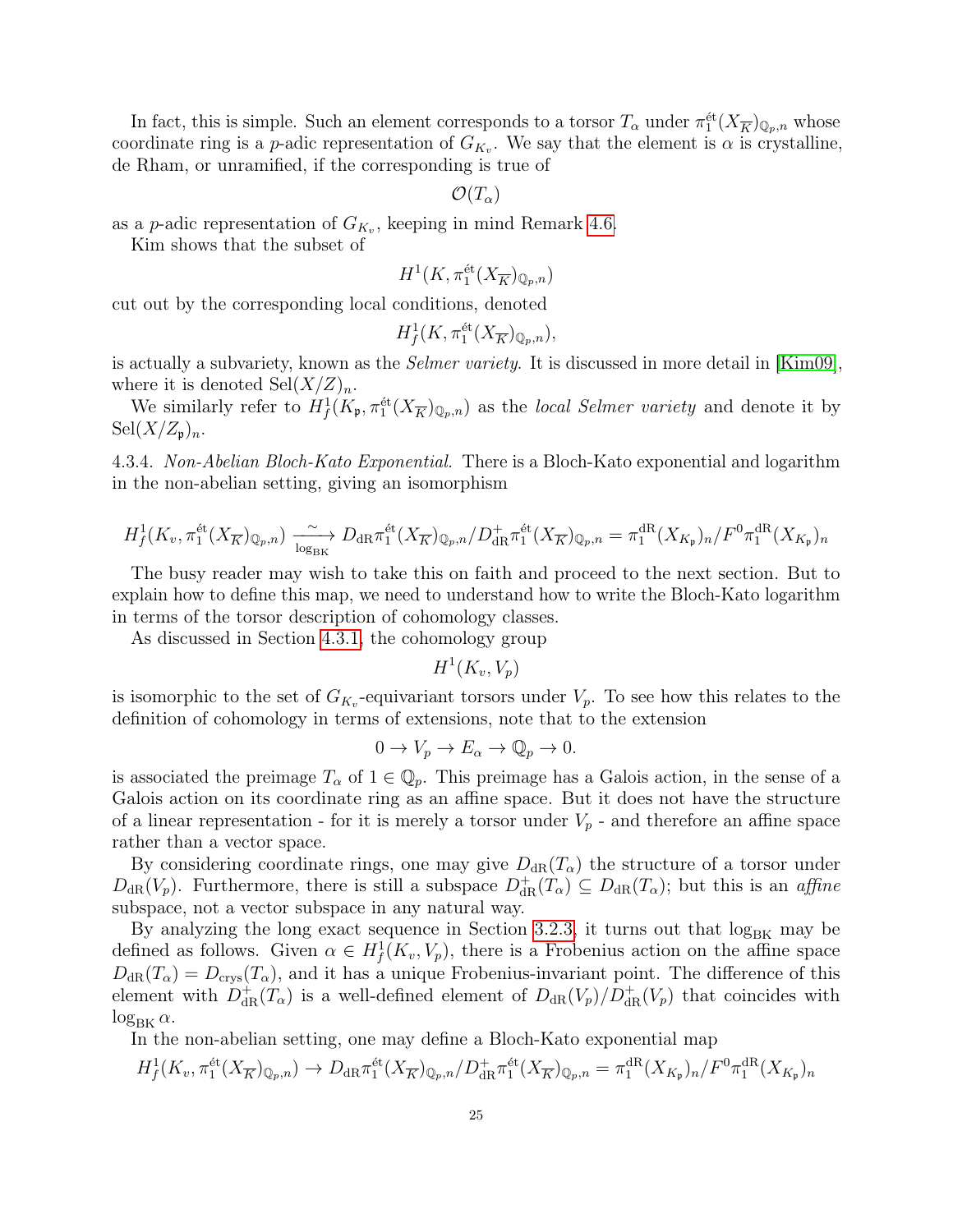In fact, this is simple. Such element corresponds to a torsor $T_\alpha$ under $\pi_1^{\text{ét}}(X_{\overline{K}})_{\mathbb{Q}_p,n}$ whose coordinate ring is a $p$-adic representation of $G_{K_v}$. We say that the element is $\alpha$ is crystalline, de Rham, or unramified, if the corresponding is true of

$$\mathcal{O}(T_\alpha)$$

as a $p$-adic representation of $G_{K_v}$, keeping in mind Remark 4.6.

Kim shows that the subset of

$$H^1(K, \pi_1^{\text{ét}}(X_{\overline{K}})_{\mathbb{Q}_p,n})$$

cut out by the corresponding local conditions, denoted

$$H^1_f(K, \pi_1^{\text{ét}}(X_{\overline{K}})_{\mathbb{Q}_p,n}),$$

is actually a subvariety, known as the *Selmer variety*. It is discussed in more detail in [Kim09], where it is denoted $\mathrm{Sel}(X/Z)_n$.

We similarly refer to $H^1_f(K_{\mathfrak{p}}, \pi_1^{\text{ét}}(X_{\overline{K}})_{\mathbb{Q}_p,n})$ as the *local Selmer variety* and denote it by $\mathrm{Sel}(X/Z_{\mathfrak{p}})_n$.

4.3.4. *Non-Abelian Bloch-Kato Exponential.* There is a Bloch-Kato exponential and logarithm in the non-abelian setting, giving an isomorphism

$$H^1_f(K_v, \pi_1^{\text{ét}}(X_{\overline{K}})_{\mathbb{Q}_p,n}) \xrightarrow[\log_{\mathrm{BK}}]{\sim} D_{\mathrm{dR}}\pi_1^{\text{ét}}(X_{\overline{K}})_{\mathbb{Q}_p,n}/D^+_{\mathrm{dR}}\pi_1^{\text{ét}}(X_{\overline{K}})_{\mathbb{Q}_p,n} = \pi_1^{\mathrm{dR}}(X_{K_{\mathfrak{p}}})_n/F^0\pi_1^{\mathrm{dR}}(X_{K_{\mathfrak{p}}})_n$$

The busy reader may wish to take this on faith and proceed to the next section. But to explain how to define this map, we need to understand how to write the Bloch-Kato logarithm in terms of the torsor description of cohomology classes.

As discussed in Section 4.3.1, the cohomology group

$$H^1(K_v, V_p)$$

is isomorphic to the set of $G_{K_v}$-equivariant torsors under $V_p$. To see how this relates to the definition of cohomology in terms of extensions, note that to the extension

$$0 \to V_p \to E_\alpha \to \mathbb{Q}_p \to 0.$$

is associated the preimage $T_\alpha$ of $1 \in \mathbb{Q}_p$. This preimage has a Galois action, in the sense of a Galois action on its coordinate ring as an affine space. But it does not have the structure of a linear representation - for it is merely a torsor under $V_p$ - and therefore an affine space rather than a vector space.

By considering coordinate rings, one may give $D_{\mathrm{dR}}(T_\alpha)$ the structure of a torsor under $D_{\mathrm{dR}}(V_p)$. Furthermore, there is still a subspace $D^+_{\mathrm{dR}}(T_\alpha) \subseteq D_{\mathrm{dR}}(T_\alpha)$; but this is an *affine* subspace, not a vector subspace in any natural way.

By analyzing the long exact sequence in Section 3.2.3, it turns out that $\log_{\mathrm{BK}}$ may be defined as follows. Given $\alpha \in H^1_f(K_v, V_p)$, there is a Frobenius action on the affine space $D_{\mathrm{dR}}(T_\alpha) = D_{\mathrm{crys}}(T_\alpha)$, and it has a unique Frobenius-invariant point. The difference of this element with $D^+_{\mathrm{dR}}(T_\alpha)$ is a well-defined element of $D_{\mathrm{dR}}(V_p)/D^+_{\mathrm{dR}}(V_p)$ that coincides with $\log_{\mathrm{BK}} \alpha$.

In the non-abelian setting, one may define a Bloch-Kato exponential map

$$H^1_f(K_v, \pi_1^{\text{ét}}(X_{\overline{K}})_{\mathbb{Q}_p,n}) \to D_{\mathrm{dR}}\pi_1^{\text{ét}}(X_{\overline{K}})_{\mathbb{Q}_p,n}/D^+_{\mathrm{dR}}\pi_1^{\text{ét}}(X_{\overline{K}})_{\mathbb{Q}_p,n} = \pi_1^{\mathrm{dR}}(X_{K_{\mathfrak{p}}})_n/F^0\pi_1^{\mathrm{dR}}(X_{K_{\mathfrak{p}}})_n$$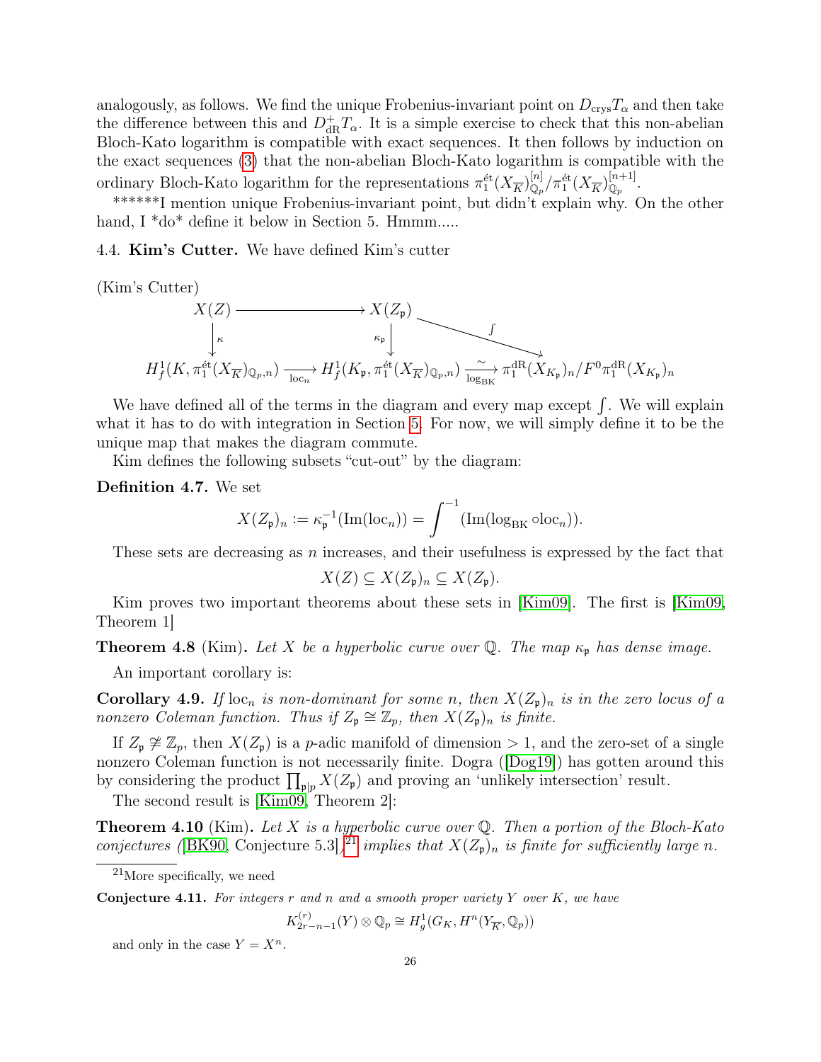analogously, as follows. We find the unique Frobenius-invariant point on $D_{\mathrm{crys}}T_\alpha$ and then take the difference between this and $D^+_{\mathrm{dR}}T_\alpha$. It is a simple exercise to check that this non-abelian Bloch-Kato logarithm is compatible with exact sequences. It then follows by induction on the exact sequences (3) that the non-abelian Bloch-Kato logarithm is compatible with the ordinary Bloch-Kato logarithm for the representations $\pi_1^{\text{ét}}(X_{\overline{K}})^{[n]}_{\mathbb{Q}_p}/\pi_1^{\text{ét}}(X_{\overline{K}})^{[n+1]}_{\mathbb{Q}_p}$.

******I mention unique Frobenius-invariant point, but didn't explain why. On the other hand, I *do* define it below in Section 5. Hmmm.....

### 4.4. Kim's Cutter.

We have defined Kim's cutter

(Kim's Cutter)

$$\begin{array}{ccccc}
X(Z) & \longrightarrow & X(Z_\mathfrak{p}) & & \\
\downarrow \kappa & & \downarrow \kappa_\mathfrak{p} & \overset{\int}{\searrow} & \\
H^1_f(K, \pi_1^{\text{ét}}(X_{\overline{K}})_{\mathbb{Q}_p,n}) & \xrightarrow{\mathrm{loc}_n} & H^1_f(K_\mathfrak{p}, \pi_1^{\text{ét}}(X_{\overline{K}})_{\mathbb{Q}_p,n}) & \xrightarrow[\log_{\mathrm{BK}}]{\sim} & \pi_1^{\mathrm{dR}}(X_{K_\mathfrak{p}})_n/F^0\pi_1^{\mathrm{dR}}(X_{K_\mathfrak{p}})_n
\end{array}$$

We have defined all of the terms in the diagram and every map except $\int$. We will explain what it has to do with integration in Section 5. For now, we will simply define it to be the unique map that makes the diagram commute.

Kim defines the following subsets "cut-out" by the diagram:

**Definition 4.7.** We set

$$X(Z_\mathfrak{p})_n := \kappa_\mathfrak{p}^{-1}(\mathrm{Im}(\mathrm{loc}_n)) = \int^{-1}(\mathrm{Im}(\log_{\mathrm{BK}} \circ \mathrm{loc}_n)).$$

These sets are decreasing as $n$ increases, and their usefulness is expressed by the fact that

$$X(Z) \subseteq X(Z_\mathfrak{p})_n \subseteq X(Z_\mathfrak{p}).$$

Kim proves two important theorems about these sets in [Kim09]. The first is [Kim09, Theorem 1]

**Theorem 4.8** (Kim). *Let $X$ be a hyperbolic curve over $\mathbb{Q}$. The map $\kappa_\mathfrak{p}$ has dense image.*

An important corollary is:

**Corollary 4.9.** *If $\mathrm{loc}_n$ is non-dominant for some $n$, then $X(Z_\mathfrak{p})_n$ is in the zero locus of a nonzero Coleman function. Thus if $Z_\mathfrak{p} \cong \mathbb{Z}_p$, then $X(Z_\mathfrak{p})_n$ is finite.*

If $Z_\mathfrak{p} \ncong \mathbb{Z}_p$, then $X(Z_\mathfrak{p})$ is a $p$-adic manifold of dimension $> 1$, and the zero-set of a single nonzero Coleman function is not necessarily finite. Dogra ([Dog19]) has gotten around this by considering the product $\prod_{\mathfrak{p}|p} X(Z_\mathfrak{p})$ and proving an 'unlikely intersection' result.

The second result is [Kim09, Theorem 2]:

**Theorem 4.10** (Kim). *Let $X$ is a hyperbolic curve over $\mathbb{Q}$. Then a portion of the Bloch-Kato conjectures ([BK90, Conjecture 5.3])[21] implies that $X(Z_\mathfrak{p})_n$ is finite for sufficiently large $n$.*

[21] More specifically, we need

**Conjecture 4.11.** *For integers $r$ and $n$ and a smooth proper variety $Y$ over $K$, we have*

$$K^{(r)}_{2r-n-1}(Y) \otimes \mathbb{Q}_p \cong H^1_g(G_K, H^n(Y_{\overline{K}}, \mathbb{Q}_p))$$

and only in the case $Y = X^n$.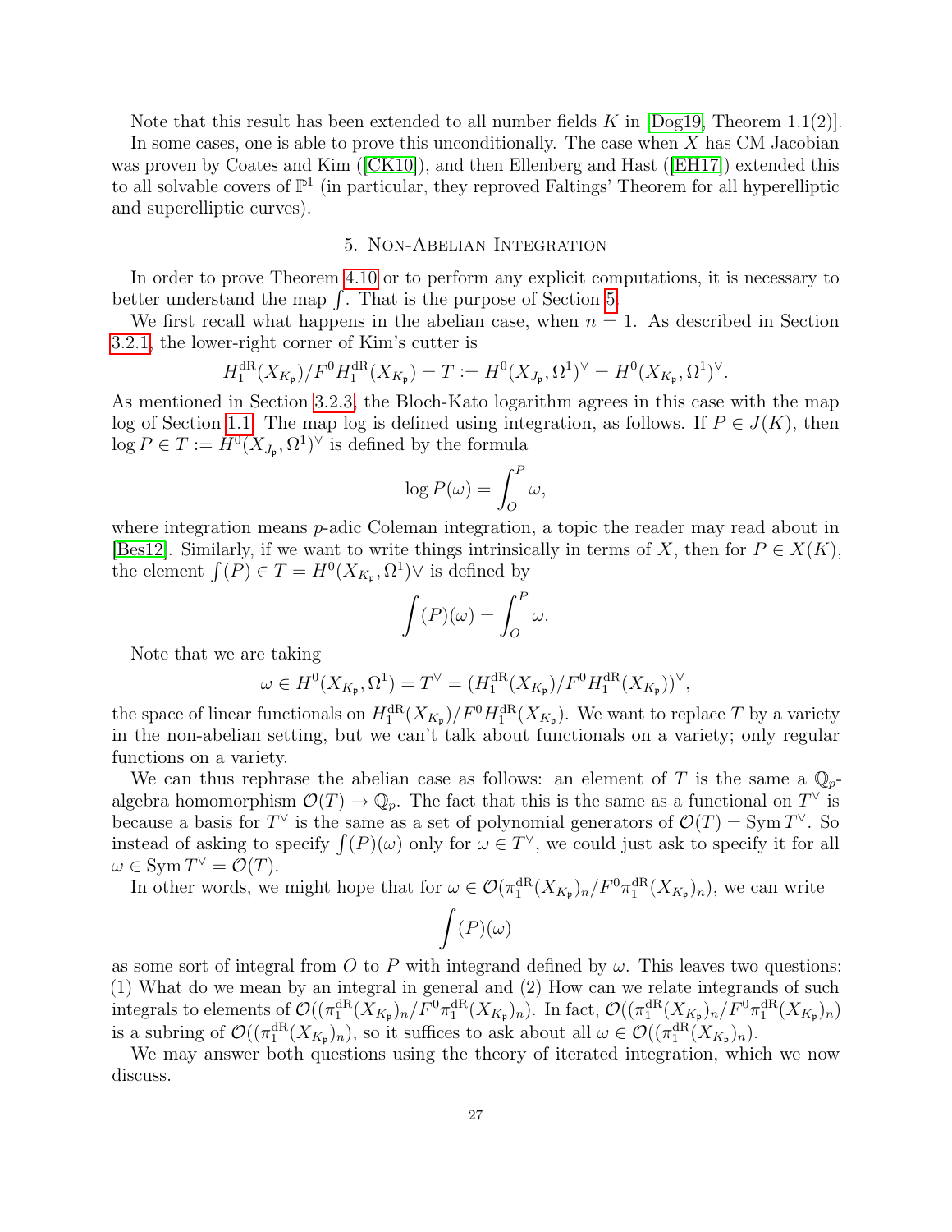Note that this result has been extended to all number fields $K$ in [Dog19, Theorem 1.1(2)].

In some cases, one is able to prove this unconditionally. The case when $X$ has CM Jacobian was proven by Coates and Kim ([CK10]), and then Ellenberg and Hast ([EH17]) extended this to all solvable covers of $\mathbb{P}^1$ (in particular, they reproved Faltings' Theorem for all hyperelliptic and superelliptic curves).

## 5. Non-Abelian Integration

In order to prove Theorem 4.10 or to perform any explicit computations, it is necessary to better understand the map $\int$. That is the purpose of Section 5.

We first recall what happens in the abelian case, when $n = 1$. As described in Section 3.2.1, the lower-right corner of Kim's cutter is

$$H_1^{\mathrm{dR}}(X_{K_\mathfrak{p}})/F^0 H_1^{\mathrm{dR}}(X_{K_\mathfrak{p}}) = T := H^0(X_{J_\mathfrak{p}}, \Omega^1)^\vee = H^0(X_{K_\mathfrak{p}}, \Omega^1)^\vee.$$

As mentioned in Section 3.2.3, the Bloch-Kato logarithm agrees in this case with the map log of Section 1.1. The map log is defined using integration, as follows. If $P \in J(K)$, then $\log P \in T := H^0(X_{J_\mathfrak{p}}, \Omega^1)^\vee$ is defined by the formula

$$\log P(\omega) = \int_O^P \omega,$$

where integration means $p$-adic Coleman integration, a topic the reader may read about in [Bes12]. Similarly, if we want to write things intrinsically in terms of $X$, then for $P \in X(K)$, the element $\int(P) \in T = H^0(X_{K_\mathfrak{p}}, \Omega^1)\vee$ is defined by

$$\int(P)(\omega) = \int_O^P \omega.$$

Note that we are taking

$$\omega \in H^0(X_{K_\mathfrak{p}}, \Omega^1) = T^\vee = (H_1^{\mathrm{dR}}(X_{K_\mathfrak{p}})/F^0 H_1^{\mathrm{dR}}(X_{K_\mathfrak{p}}))^\vee,$$

the space of linear functionals on $H_1^{\mathrm{dR}}(X_{K_\mathfrak{p}})/F^0 H_1^{\mathrm{dR}}(X_{K_\mathfrak{p}})$. We want to replace $T$ by a variety in the non-abelian setting, but we can't talk about functionals on a variety; only regular functions on a variety.

We can thus rephrase the abelian case as follows: an element of $T$ is the same a $\mathbb{Q}_p$-algebra homomorphism $\mathcal{O}(T) \to \mathbb{Q}_p$. The fact that this is the same as a functional on $T^\vee$ is because a basis for $T^\vee$ is the same as a set of polynomial generators of $\mathcal{O}(T) = \operatorname{Sym} T^\vee$. So instead of asking to specify $\int(P)(\omega)$ only for $\omega \in T^\vee$, we could just ask to specify it for all $\omega \in \operatorname{Sym} T^\vee = \mathcal{O}(T)$.

In other words, we might hope that for $\omega \in \mathcal{O}(\pi_1^{\mathrm{dR}}(X_{K_\mathfrak{p}})_n/F^0\pi_1^{\mathrm{dR}}(X_{K_\mathfrak{p}})_n)$, we can write

$$\int(P)(\omega)$$

as some sort of integral from $O$ to $P$ with integrand defined by $\omega$. This leaves two questions: (1) What do we mean by an integral in general and (2) How can we relate integrands of such integrals to elements of $\mathcal{O}(\pi_1^{\mathrm{dR}}(X_{K_\mathfrak{p}})_n/F^0\pi_1^{\mathrm{dR}}(X_{K_\mathfrak{p}})_n)$. In fact, $\mathcal{O}(\pi_1^{\mathrm{dR}}(X_{K_\mathfrak{p}})_n/F^0\pi_1^{\mathrm{dR}}(X_{K_\mathfrak{p}})_n)$ is a subring of $\mathcal{O}(\pi_1^{\mathrm{dR}}(X_{K_\mathfrak{p}})_n)$, so it suffices to ask about all $\omega \in \mathcal{O}(\pi_1^{\mathrm{dR}}(X_{K_\mathfrak{p}})_n)$.

We may answer both questions using the theory of iterated integration, which we now discuss.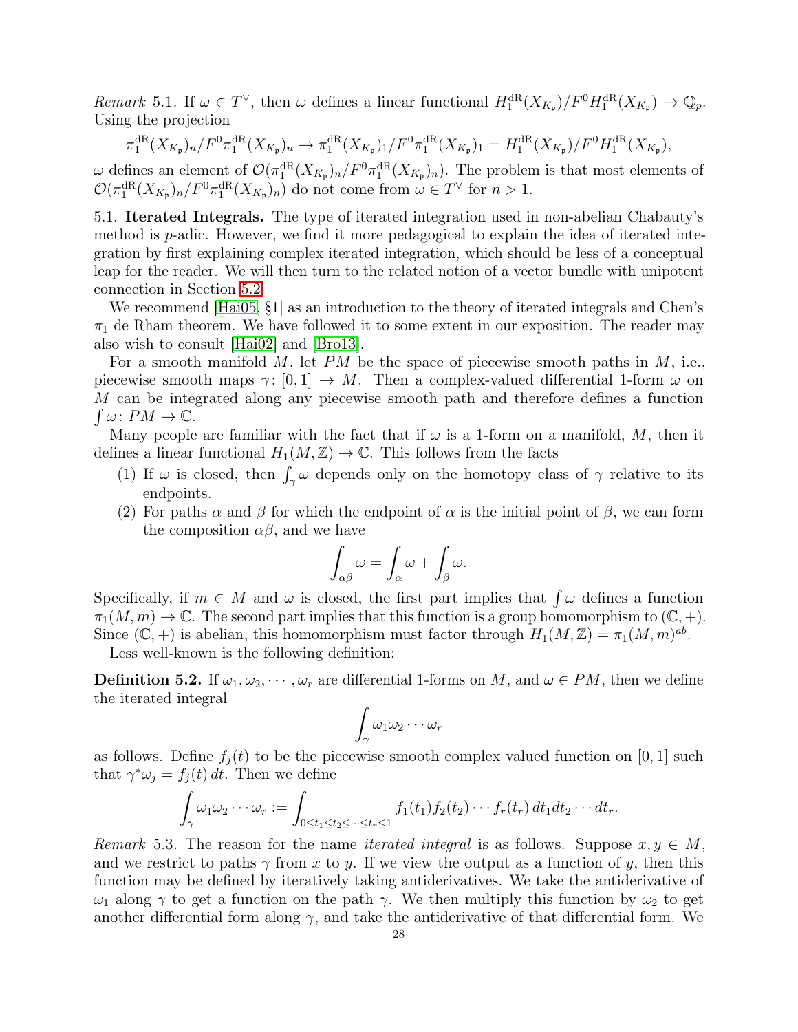*Remark* 5.1. If $\omega \in T^\vee$, then $\omega$ defines a linear functional $H_1^{\mathrm{dR}}(X_{K_\mathfrak{p}})/F^0 H_1^{\mathrm{dR}}(X_{K_\mathfrak{p}}) \to \mathbb{Q}_p$. Using the projection

$$\pi_1^{\mathrm{dR}}(X_{K_\mathfrak{p}})_n / F^0 \pi_1^{\mathrm{dR}}(X_{K_\mathfrak{p}})_n \to \pi_1^{\mathrm{dR}}(X_{K_\mathfrak{p}})_1 / F^0 \pi_1^{\mathrm{dR}}(X_{K_\mathfrak{p}})_1 = H_1^{\mathrm{dR}}(X_{K_\mathfrak{p}})/F^0 H_1^{\mathrm{dR}}(X_{K_\mathfrak{p}}),$$

$\omega$ defines an element of $\mathcal{O}(\pi_1^{\mathrm{dR}}(X_{K_\mathfrak{p}})_n / F^0 \pi_1^{\mathrm{dR}}(X_{K_\mathfrak{p}})_n)$. The problem is that most elements of $\mathcal{O}(\pi_1^{\mathrm{dR}}(X_{K_\mathfrak{p}})_n / F^0 \pi_1^{\mathrm{dR}}(X_{K_\mathfrak{p}})_n)$ do not come from $\omega \in T^\vee$ for $n > 1$.

5.1. **Iterated Integrals.** The type of iterated integration used in non-abelian Chabauty's method is $p$-adic. However, we find it more pedagogical to explain the idea of iterated integration by first explaining complex iterated integration, which should be less of a conceptual leap for the reader. We will then turn to the related notion of a vector bundle with unipotent connection in Section 5.2.

We recommend [Hai05, §1] as an introduction to the theory of iterated integrals and Chen's $\pi_1$ de Rham theorem. We have followed it to some extent in our exposition. The reader may also wish to consult [Hai02] and [Bro13].

For a smooth manifold $M$, let $PM$ be the space of piecewise smooth paths in $M$, i.e., piecewise smooth maps $\gamma\colon [0,1] \to M$. Then a complex-valued differential 1-form $\omega$ on $M$ can be integrated along any piecewise smooth path and therefore defines a function $\int \omega\colon PM \to \mathbb{C}$.

Many people are familiar with the fact that if $\omega$ is a 1-form on a manifold, $M$, then it defines a linear functional $H_1(M, \mathbb{Z}) \to \mathbb{C}$. This follows from the facts

1. If $\omega$ is closed, then $\int_\gamma \omega$ depends only on the homotopy class of $\gamma$ relative to its endpoints.
2. For paths $\alpha$ and $\beta$ for which the endpoint of $\alpha$ is the initial point of $\beta$, we can form the composition $\alpha\beta$, and we have

$$\int_{\alpha\beta} \omega = \int_\alpha \omega + \int_\beta \omega.$$

Specifically, if $m \in M$ and $\omega$ is closed, the first part implies that $\int \omega$ defines a function $\pi_1(M, m) \to \mathbb{C}$. The second part implies that this function is a group homomorphism to $(\mathbb{C}, +)$. Since $(\mathbb{C}, +)$ is abelian, this homomorphism must factor through $H_1(M, \mathbb{Z}) = \pi_1(M, m)^{ab}$.

Less well-known is the following definition:

**Definition 5.2.** If $\omega_1, \omega_2, \cdots, \omega_r$ are differential 1-forms on $M$, and $\omega \in PM$, then we define the iterated integral

$$\int_\gamma \omega_1 \omega_2 \cdots \omega_r$$

as follows. Define $f_j(t)$ to be the piecewise smooth complex valued function on $[0,1]$ such that $\gamma^* \omega_j = f_j(t)\, dt$. Then we define

$$\int_\gamma \omega_1 \omega_2 \cdots \omega_r := \int_{0 \le t_1 \le t_2 \le \cdots \le t_r \le 1} f_1(t_1) f_2(t_2) \cdots f_r(t_r)\, dt_1 dt_2 \cdots dt_r.$$

*Remark* 5.3. The reason for the name *iterated integral* is as follows. Suppose $x, y \in M$, and we restrict to paths $\gamma$ from $x$ to $y$. If we view the output as a function of $y$, then this function may be defined by iteratively taking antiderivatives. We take the antiderivative of $\omega_1$ along $\gamma$ to get a function on the path $\gamma$. We then multiply this function by $\omega_2$ to get another differential form along $\gamma$, and take the antiderivative of that differential form. We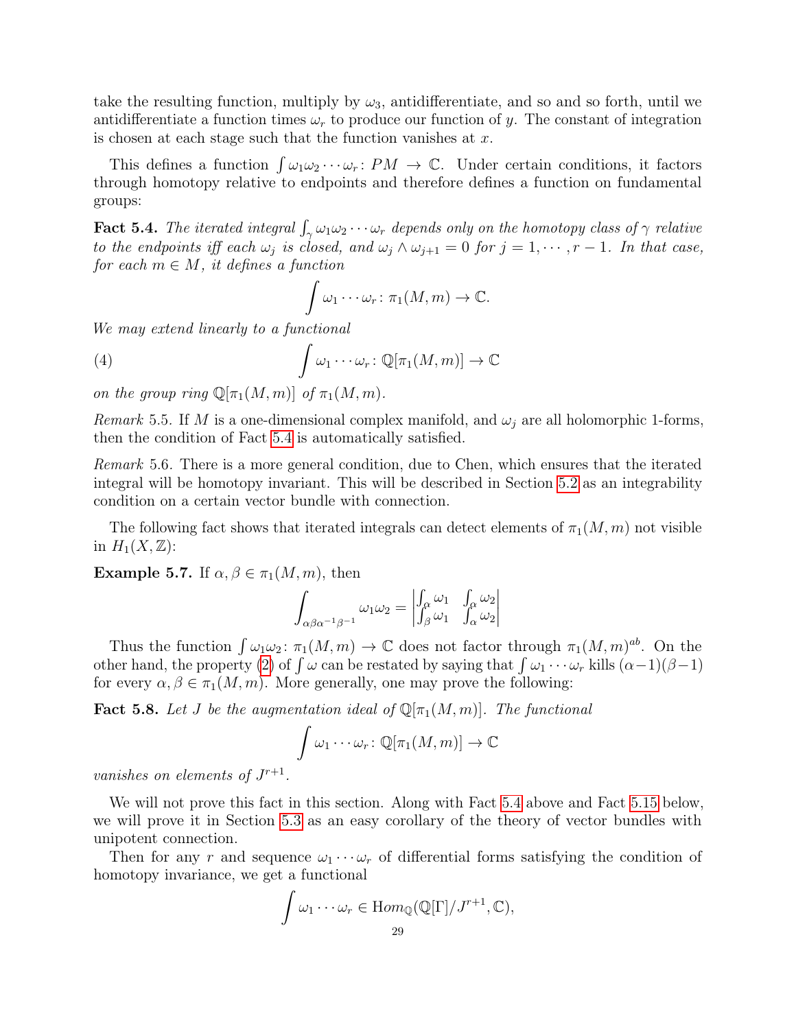take the resulting function, multiply by $\omega_3$, antidifferentiate, and so and so forth, until we antidifferentiate a function times $\omega_r$ to produce our function of $y$. The constant of integration is chosen at each stage such that the function vanishes at $x$.

This defines a function $\int \omega_1\omega_2\cdots\omega_r \colon PM \to \mathbb{C}$. Under certain conditions, it factors through homotopy relative to endpoints and therefore defines a function on fundamental groups:

**Fact 5.4.** *The iterated integral $\int_\gamma \omega_1\omega_2\cdots\omega_r$ depends only on the homotopy class of $\gamma$ relative to the endpoints iff each $\omega_j$ is closed, and $\omega_j \wedge \omega_{j+1} = 0$ for $j = 1, \cdots, r-1$. In that case, for each $m \in M$, it defines a function*

$$\int \omega_1 \cdots \omega_r \colon \pi_1(M, m) \to \mathbb{C}.$$

*We may extend linearly to a functional*

$$\int \omega_1 \cdots \omega_r \colon \mathbb{Q}[\pi_1(M, m)] \to \mathbb{C} \tag{4}$$

*on the group ring $\mathbb{Q}[\pi_1(M, m)]$ of $\pi_1(M, m)$.*

*Remark* 5.5. If $M$ is a one-dimensional complex manifold, and $\omega_j$ are all holomorphic 1-forms, then the condition of Fact 5.4 is automatically satisfied.

*Remark* 5.6. There is a more general condition, due to Chen, which ensures that the iterated integral will be homotopy invariant. This will be described in Section 5.2 as an integrability condition on a certain vector bundle with connection.

The following fact shows that iterated integrals can detect elements of $\pi_1(M, m)$ not visible in $H_1(X, \mathbb{Z})$:

**Example 5.7.** If $\alpha, \beta \in \pi_1(M, m)$, then

$$\int_{\alpha\beta\alpha^{-1}\beta^{-1}} \omega_1\omega_2 = \begin{vmatrix} \int_\alpha \omega_1 & \int_\alpha \omega_2 \\ \int_\beta \omega_1 & \int_\alpha \omega_2 \end{vmatrix}$$

Thus the function $\int \omega_1\omega_2 \colon \pi_1(M, m) \to \mathbb{C}$ does not factor through $\pi_1(M, m)^{ab}$. On the other hand, the property (2) of $\int \omega$ can be restated by saying that $\int \omega_1 \cdots \omega_r$ kills $(\alpha - 1)(\beta - 1)$ for every $\alpha, \beta \in \pi_1(M, m)$. More generally, one may prove the following:

**Fact 5.8.** *Let $J$ be the augmentation ideal of $\mathbb{Q}[\pi_1(M, m)]$. The functional*

$$\int \omega_1 \cdots \omega_r \colon \mathbb{Q}[\pi_1(M, m)] \to \mathbb{C}$$

*vanishes on elements of $J^{r+1}$.*

We will not prove this fact in this section. Along with Fact 5.4 above and Fact 5.15 below, we will prove it in Section 5.3 as an easy corollary of the theory of vector bundles with unipotent connection.

Then for any $r$ and sequence $\omega_1 \cdots \omega_r$ of differential forms satisfying the condition of homotopy invariance, we get a functional

$$\int \omega_1 \cdots \omega_r \in \mathrm{H}om_{\mathbb{Q}}(\mathbb{Q}[\Gamma]/J^{r+1}, \mathbb{C}),$$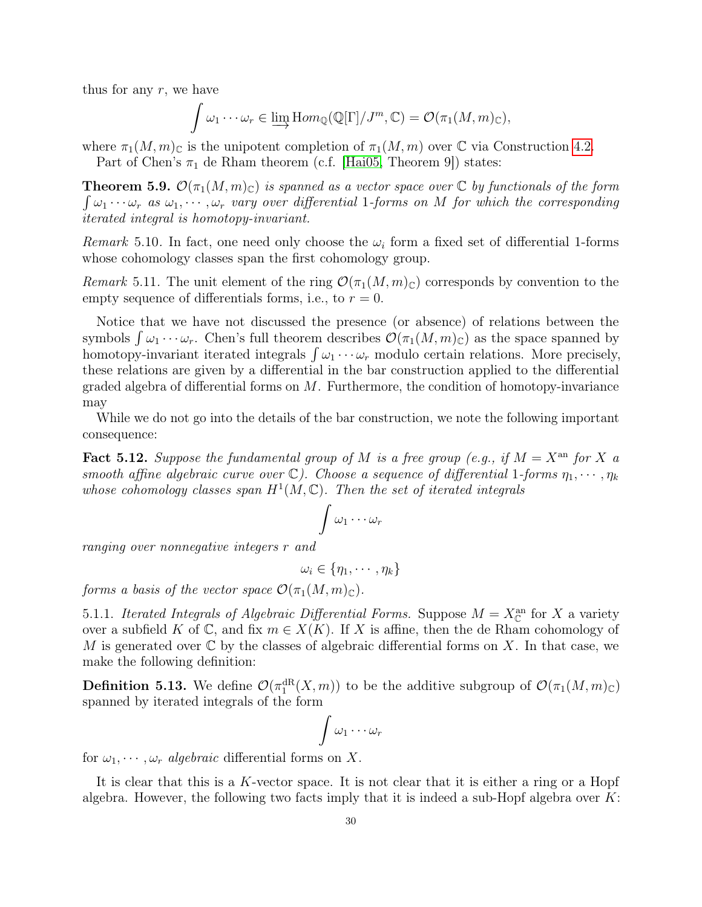thus for any $r$, we have

$$\int \omega_1 \cdots \omega_r \in \varinjlim \mathrm{Hom}_{\mathbb{Q}}(\mathbb{Q}[\Gamma]/J^m, \mathbb{C}) = \mathcal{O}(\pi_1(M,m)_{\mathbb{C}}),$$

where $\pi_1(M,m)_{\mathbb{C}}$ is the unipotent completion of $\pi_1(M,m)$ over $\mathbb{C}$ via Construction 4.2.

Part of Chen's $\pi_1$ de Rham theorem (c.f. [Hai05, Theorem 9]) states:

**Theorem 5.9.** *$\mathcal{O}(\pi_1(M,m)_{\mathbb{C}})$ is spanned as a vector space over $\mathbb{C}$ by functionals of the form $\int \omega_1 \cdots \omega_r$ as $\omega_1, \cdots, \omega_r$ vary over differential 1-forms on $M$ for which the corresponding iterated integral is homotopy-invariant.*

*Remark* 5.10. In fact, one need only choose the $\omega_i$ form a fixed set of differential 1-forms whose cohomology classes span the first cohomology group.

*Remark* 5.11. The unit element of the ring $\mathcal{O}(\pi_1(M,m)_{\mathbb{C}})$ corresponds by convention to the empty sequence of differentials forms, i.e., to $r = 0$.

Notice that we have not discussed the presence (or absence) of relations between the symbols $\int \omega_1 \cdots \omega_r$. Chen's full theorem describes $\mathcal{O}(\pi_1(M,m)_{\mathbb{C}})$ as the space spanned by homotopy-invariant iterated integrals $\int \omega_1 \cdots \omega_r$ modulo certain relations. More precisely, these relations are given by a differential in the bar construction applied to the differential graded algebra of differential forms on $M$. Furthermore, the condition of homotopy-invariance may

While we do not go into the details of the bar construction, we note the following important consequence:

**Fact 5.12.** *Suppose the fundamental group of $M$ is a free group (e.g., if $M = X^{\mathrm{an}}$ for $X$ a smooth affine algebraic curve over $\mathbb{C}$). Choose a sequence of differential 1-forms $\eta_1, \cdots, \eta_k$ whose cohomology classes span $H^1(M, \mathbb{C})$. Then the set of iterated integrals*

$$\int \omega_1 \cdots \omega_r$$

*ranging over nonnegative integers $r$ and*

$$\omega_i \in \{\eta_1, \cdots, \eta_k\}$$

*forms a basis of the vector space $\mathcal{O}(\pi_1(M,m)_{\mathbb{C}})$.*

5.1.1. *Iterated Integrals of Algebraic Differential Forms.* Suppose $M = X^{\mathrm{an}}_{\mathbb{C}}$ for $X$ a variety over a subfield $K$ of $\mathbb{C}$, and fix $m \in X(K)$. If $X$ is affine, then the de Rham cohomology of $M$ is generated over $\mathbb{C}$ by the classes of algebraic differential forms on $X$. In that case, we make the following definition:

**Definition 5.13.** We define $\mathcal{O}(\pi_1^{\mathrm{dR}}(X,m))$ to be the additive subgroup of $\mathcal{O}(\pi_1(M,m)_{\mathbb{C}})$ spanned by iterated integrals of the form

$$\int \omega_1 \cdots \omega_r$$

for $\omega_1, \cdots, \omega_r$ *algebraic* differential forms on $X$.

It is clear that this is a $K$-vector space. It is not clear that it is either a ring or a Hopf algebra. However, the following two facts imply that it is indeed a sub-Hopf algebra over $K$: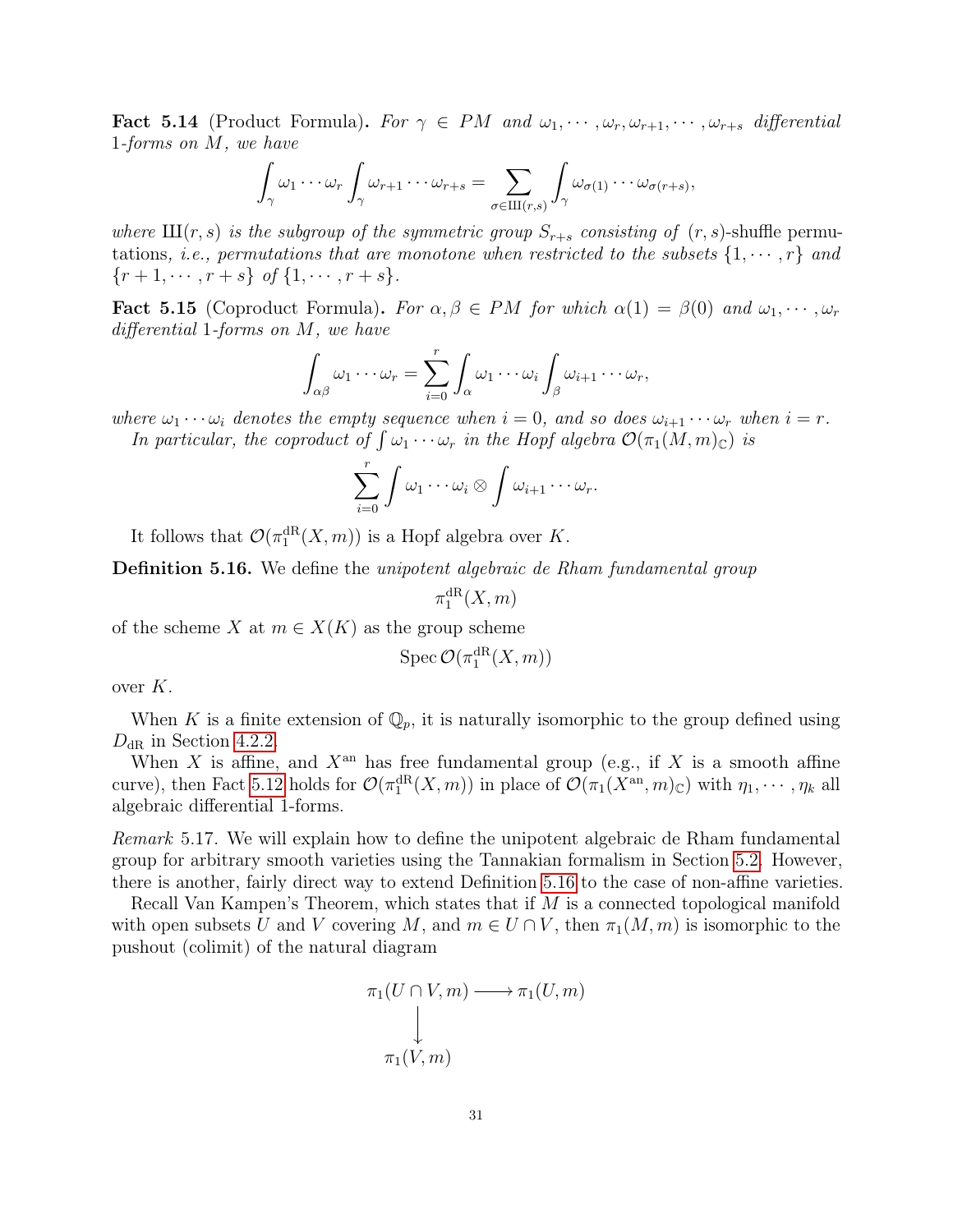**Fact 5.14** (Product Formula)**.** *For $\gamma \in PM$ and $\omega_1, \cdots, \omega_r, \omega_{r+1}, \cdots, \omega_{r+s}$ differential 1-forms on $M$, we have*

$$\int_\gamma \omega_1 \cdots \omega_r \int_\gamma \omega_{r+1} \cdots \omega_{r+s} = \sum_{\sigma \in Ш(r,s)} \int_\gamma \omega_{\sigma(1)} \cdots \omega_{\sigma(r+s)},$$

*where $Ш(r,s)$ is the subgroup of the symmetric group $S_{r+s}$ consisting of $(r,s)$-*shuffle *permutations, i.e., permutations that are monotone when restricted to the subsets $\{1, \cdots, r\}$ and $\{r+1, \cdots, r+s\}$ of $\{1, \cdots, r+s\}$.*

**Fact 5.15** (Coproduct Formula)**.** *For $\alpha, \beta \in PM$ for which $\alpha(1) = \beta(0)$ and $\omega_1, \cdots, \omega_r$ differential 1-forms on $M$, we have*

$$\int_{\alpha\beta} \omega_1 \cdots \omega_r = \sum_{i=0}^{r} \int_\alpha \omega_1 \cdots \omega_i \int_\beta \omega_{i+1} \cdots \omega_r,$$

*where $\omega_1 \cdots \omega_i$ denotes the empty sequence when $i = 0$, and so does $\omega_{i+1} \cdots \omega_r$ when $i = r$.*

*In particular, the coproduct of $\int \omega_1 \cdots \omega_r$ in the Hopf algebra $\mathcal{O}(\pi_1(M,m)_\mathbb{C})$ is*

$$\sum_{i=0}^{r} \int \omega_1 \cdots \omega_i \otimes \int \omega_{i+1} \cdots \omega_r.$$

It follows that $\mathcal{O}(\pi_1^{\mathrm{dR}}(X,m))$ is a Hopf algebra over $K$.

**Definition 5.16.** We define the *unipotent algebraic de Rham fundamental group*

$$\pi_1^{\mathrm{dR}}(X,m)$$

of the scheme $X$ at $m \in X(K)$ as the group scheme

$$\operatorname{Spec} \mathcal{O}(\pi_1^{\mathrm{dR}}(X,m))$$

over $K$.

When $K$ is a finite extension of $\mathbb{Q}_p$, it is naturally isomorphic to the group defined using $D_{\mathrm{dR}}$ in Section 4.2.2.

When $X$ is affine, and $X^{\mathrm{an}}$ has free fundamental group (e.g., if $X$ is a smooth affine curve), then Fact 5.12 holds for $\mathcal{O}(\pi_1^{\mathrm{dR}}(X,m))$ in place of $\mathcal{O}(\pi_1(X^{\mathrm{an}},m)_\mathbb{C})$ with $\eta_1, \cdots, \eta_k$ all algebraic differential 1-forms.

*Remark* 5.17. We will explain how to define the unipotent algebraic de Rham fundamental group for arbitrary smooth varieties using the Tannakian formalism in Section 5.2. However, there is another, fairly direct way to extend Definition 5.16 to the case of non-affine varieties.

Recall Van Kampen's Theorem, which states that if $M$ is a connected topological manifold with open subsets $U$ and $V$ covering $M$, and $m \in U \cap V$, then $\pi_1(M,m)$ is isomorphic to the pushout (colimit) of the natural diagram

$$\begin{array}{ccc} \pi_1(U \cap V, m) & \longrightarrow & \pi_1(U,m) \\ \big\downarrow & & \\ \pi_1(V,m) & & \end{array}$$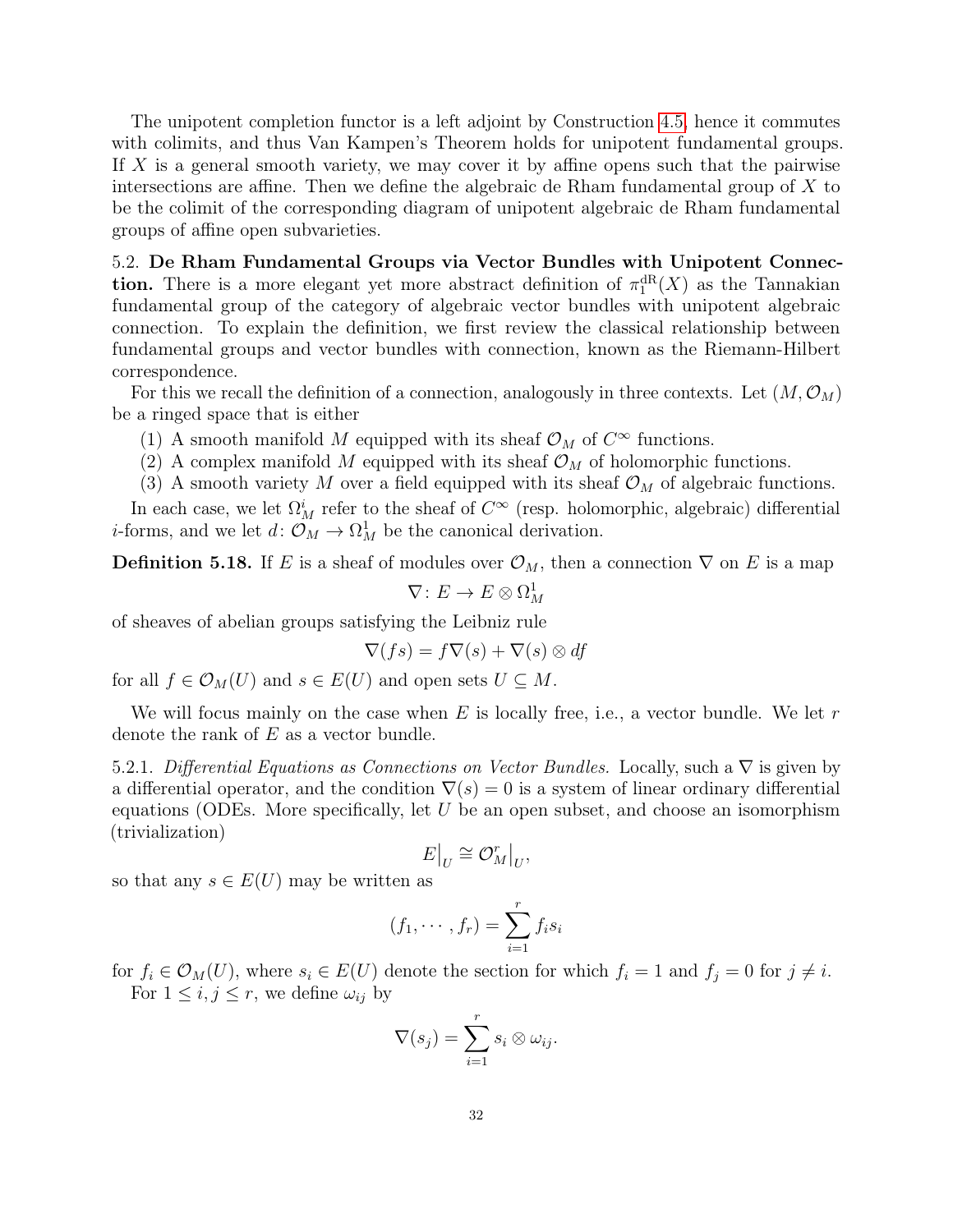The unipotent completion functor is a left adjoint by Construction 4.5, hence it commutes with colimits, and thus Van Kampen's Theorem holds for unipotent fundamental groups. If $X$ is a general smooth variety, we may cover it by affine opens such that the pairwise intersections are affine. Then we define the algebraic de Rham fundamental group of $X$ to be the colimit of the corresponding diagram of unipotent algebraic de Rham fundamental groups of affine open subvarieties.

5.2. **De Rham Fundamental Groups via Vector Bundles with Unipotent Connection.** There is a more elegant yet more abstract definition of $\pi_1^{\mathrm{dR}}(X)$ as the Tannakian fundamental group of the category of algebraic vector bundles with unipotent algebraic connection. To explain the definition, we first review the classical relationship between fundamental groups and vector bundles with connection, known as the Riemann-Hilbert correspondence.

For this we recall the definition of a connection, analogously in three contexts. Let $(M, \mathcal{O}_M)$ be a ringed space that is either

1. A smooth manifold $M$ equipped with its sheaf $\mathcal{O}_M$ of $C^\infty$ functions.
2. A complex manifold $M$ equipped with its sheaf $\mathcal{O}_M$ of holomorphic functions.
3. A smooth variety $M$ over a field equipped with its sheaf $\mathcal{O}_M$ of algebraic functions.

In each case, we let $\Omega^i_M$ refer to the sheaf of $C^\infty$ (resp. holomorphic, algebraic) differential $i$-forms, and we let $d\colon \mathcal{O}_M \to \Omega^1_M$ be the canonical derivation.

**Definition 5.18.** If $E$ is a sheaf of modules over $\mathcal{O}_M$, then a connection $\nabla$ on $E$ is a map

$$\nabla\colon E \to E \otimes \Omega^1_M$$

of sheaves of abelian groups satisfying the Leibniz rule

$$\nabla(fs) = f\nabla(s) + \nabla(s) \otimes df$$

for all $f \in \mathcal{O}_M(U)$ and $s \in E(U)$ and open sets $U \subseteq M$.

We will focus mainly on the case when $E$ is locally free, i.e., a vector bundle. We let $r$ denote the rank of $E$ as a vector bundle.

5.2.1. *Differential Equations as Connections on Vector Bundles.* Locally, such a $\nabla$ is given by a differential operator, and the condition $\nabla(s) = 0$ is a system of linear ordinary differential equations (ODEs. More specifically, let $U$ be an open subset, and choose an isomorphism (trivialization)

$$E\big|_U \cong \mathcal{O}_M^r\big|_U,$$

so that any $s \in E(U)$ may be written as

$$(f_1, \cdots, f_r) = \sum_{i=1}^r f_i s_i$$

for $f_i \in \mathcal{O}_M(U)$, where $s_i \in E(U)$ denote the section for which $f_i = 1$ and $f_j = 0$ for $j \neq i$.

For $1 \leq i, j \leq r$, we define $\omega_{ij}$ by

$$\nabla(s_j) = \sum_{i=1}^r s_i \otimes \omega_{ij}.$$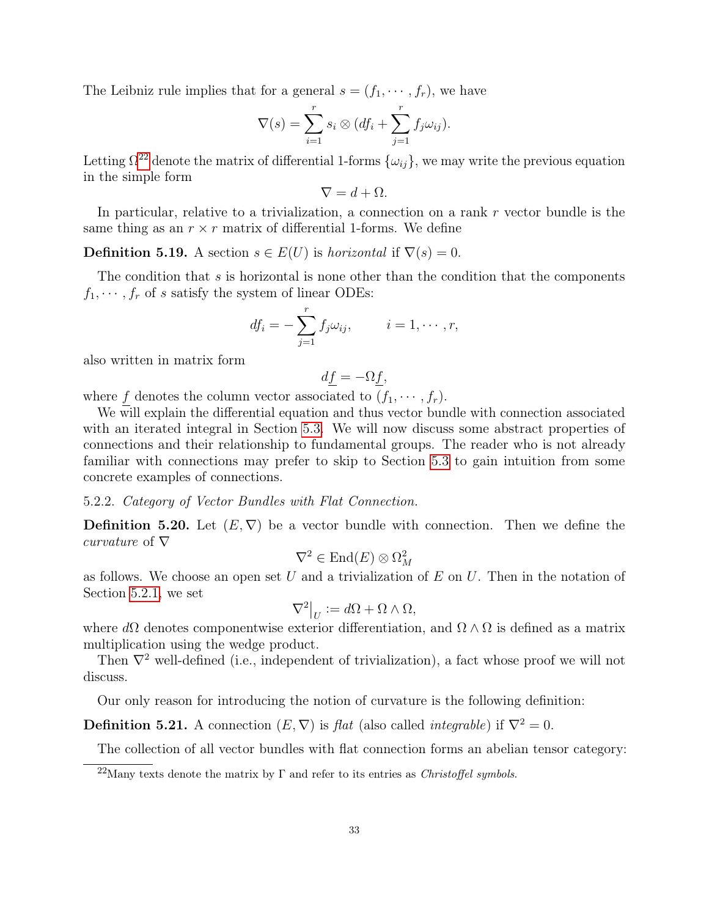The Leibniz rule implies that for a general $s = (f_1, \cdots, f_r)$, we have

$$\nabla(s) = \sum_{i=1}^{r} s_i \otimes (df_i + \sum_{j=1}^{r} f_j \omega_{ij}).$$

Letting $\Omega$[22] denote the matrix of differential 1-forms $\{\omega_{ij}\}$, we may write the previous equation in the simple form

$$\nabla = d + \Omega.$$

In particular, relative to a trivialization, a connection on a rank $r$ vector bundle is the same thing as an $r \times r$ matrix of differential 1-forms. We define

**Definition 5.19.** A section $s \in E(U)$ is *horizontal* if $\nabla(s) = 0$.

The condition that $s$ is horizontal is none other than the condition that the components $f_1, \cdots, f_r$ of $s$ satisfy the system of linear ODEs:

$$df_i = -\sum_{j=1}^{r} f_j \omega_{ij}, \qquad i = 1, \cdots, r,$$

also written in matrix form

$$d\underline{f} = -\Omega \underline{f},$$

where $\underline{f}$ denotes the column vector associated to $(f_1, \cdots, f_r)$.

We will explain the differential equation and thus vector bundle with connection associated with an iterated integral in Section 5.3. We will now discuss some abstract properties of connections and their relationship to fundamental groups. The reader who is not already familiar with connections may prefer to skip to Section 5.3 to gain intuition from some concrete examples of connections.

5.2.2. *Category of Vector Bundles with Flat Connection.*

**Definition 5.20.** Let $(E, \nabla)$ be a vector bundle with connection. Then we define the *curvature* of $\nabla$

$$\nabla^2 \in \mathrm{End}(E) \otimes \Omega^2_M$$

as follows. We choose an open set $U$ and a trivialization of $E$ on $U$. Then in the notation of Section 5.2.1, we set

$$\nabla^2\big|_U := d\Omega + \Omega \wedge \Omega,$$

where $d\Omega$ denotes componentwise exterior differentiation, and $\Omega \wedge \Omega$ is defined as a matrix multiplication using the wedge product.

Then $\nabla^2$ well-defined (i.e., independent of trivialization), a fact whose proof we will not discuss.

Our only reason for introducing the notion of curvature is the following definition:

**Definition 5.21.** A connection $(E, \nabla)$ is *flat* (also called *integrable*) if $\nabla^2 = 0$.

The collection of all vector bundles with flat connection forms an abelian tensor category:

[22] Many texts denote the matrix by $\Gamma$ and refer to its entries as *Christoffel symbols*.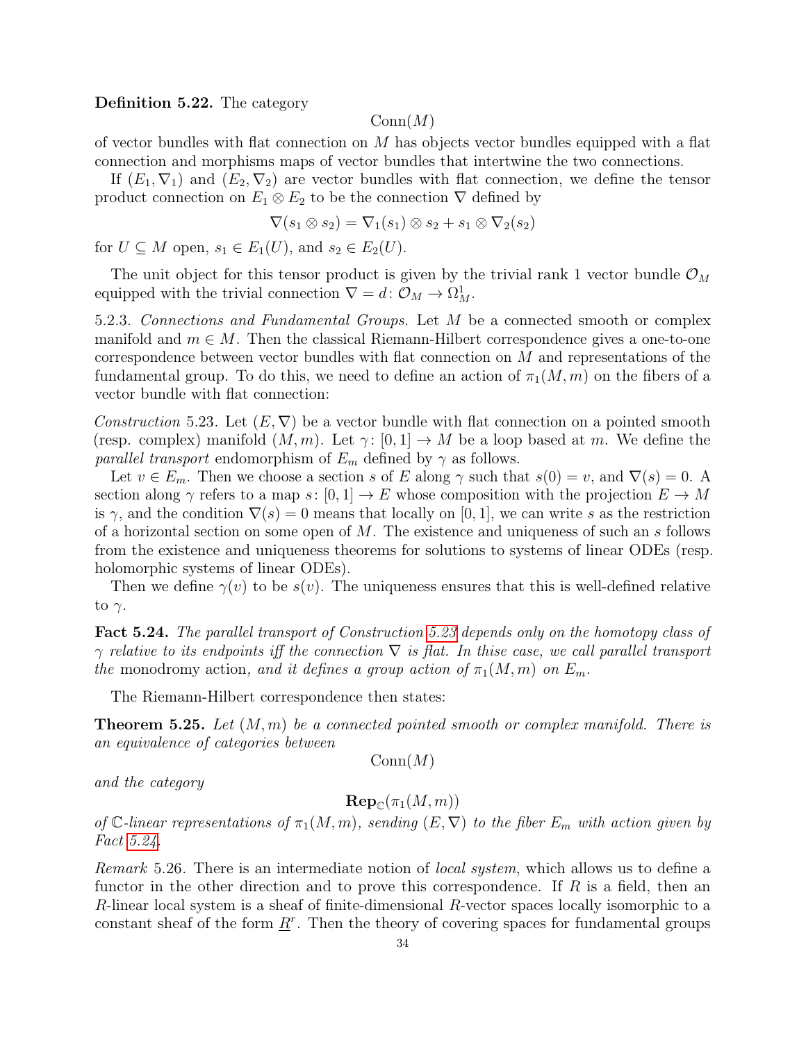**Definition 5.22.** The category

$$\mathrm{Conn}(M)$$

of vector bundles with flat connection on $M$ has objects vector bundles equipped with a flat connection and morphisms maps of vector bundles that intertwine the two connections.

If $(E_1, \nabla_1)$ and $(E_2, \nabla_2)$ are vector bundles with flat connection, we define the tensor product connection on $E_1 \otimes E_2$ to be the connection $\nabla$ defined by

$$\nabla(s_1 \otimes s_2) = \nabla_1(s_1) \otimes s_2 + s_1 \otimes \nabla_2(s_2)$$

for $U \subseteq M$ open, $s_1 \in E_1(U)$, and $s_2 \in E_2(U)$.

The unit object for this tensor product is given by the trivial rank 1 vector bundle $\mathcal{O}_M$ equipped with the trivial connection $\nabla = d \colon \mathcal{O}_M \to \Omega^1_M$.

5.2.3. *Connections and Fundamental Groups.* Let $M$ be a connected smooth or complex manifold and $m \in M$. Then the classical Riemann-Hilbert correspondence gives a one-to-one correspondence between vector bundles with flat connection on $M$ and representations of the fundamental group. To do this, we need to define an action of $\pi_1(M, m)$ on the fibers of a vector bundle with flat connection:

*Construction* 5.23. Let $(E, \nabla)$ be a vector bundle with flat connection on a pointed smooth (resp. complex) manifold $(M, m)$. Let $\gamma \colon [0, 1] \to M$ be a loop based at $m$. We define the *parallel transport* endomorphism of $E_m$ defined by $\gamma$ as follows.

Let $v \in E_m$. Then we choose a section $s$ of $E$ along $\gamma$ such that $s(0) = v$, and $\nabla(s) = 0$. A section along $\gamma$ refers to a map $s \colon [0, 1] \to E$ whose composition with the projection $E \to M$ is $\gamma$, and the condition $\nabla(s) = 0$ means that locally on $[0, 1]$, we can write $s$ as the restriction of a horizontal section on some open of $M$. The existence and uniqueness of such an $s$ follows from the existence and uniqueness theorems for solutions to systems of linear ODEs (resp. holomorphic systems of linear ODEs).

Then we define $\gamma(v)$ to be $s(v)$. The uniqueness ensures that this is well-defined relative to $\gamma$.

**Fact 5.24.** *The parallel transport of Construction 5.23 depends only on the homotopy class of $\gamma$ relative to its endpoints iff the connection $\nabla$ is flat. In thise case, we call parallel transport the* monodromy action*, and it defines a group action of $\pi_1(M, m)$ on $E_m$.*

The Riemann-Hilbert correspondence then states:

**Theorem 5.25.** *Let $(M, m)$ be a connected pointed smooth or complex manifold. There is an equivalence of categories between*

$$\mathrm{Conn}(M)$$

*and the category*

$$\mathbf{Rep}_{\mathbb{C}}(\pi_1(M, m))$$

*of $\mathbb{C}$-linear representations of $\pi_1(M, m)$, sending $(E, \nabla)$ to the fiber $E_m$ with action given by Fact 5.24.*

*Remark* 5.26. There is an intermediate notion of *local system*, which allows us to define a functor in the other direction and to prove this correspondence. If $R$ is a field, then an $R$-linear local system is a sheaf of finite-dimensional $R$-vector spaces locally isomorphic to a constant sheaf of the form $\underline{R}^r$. Then the theory of covering spaces for fundamental groups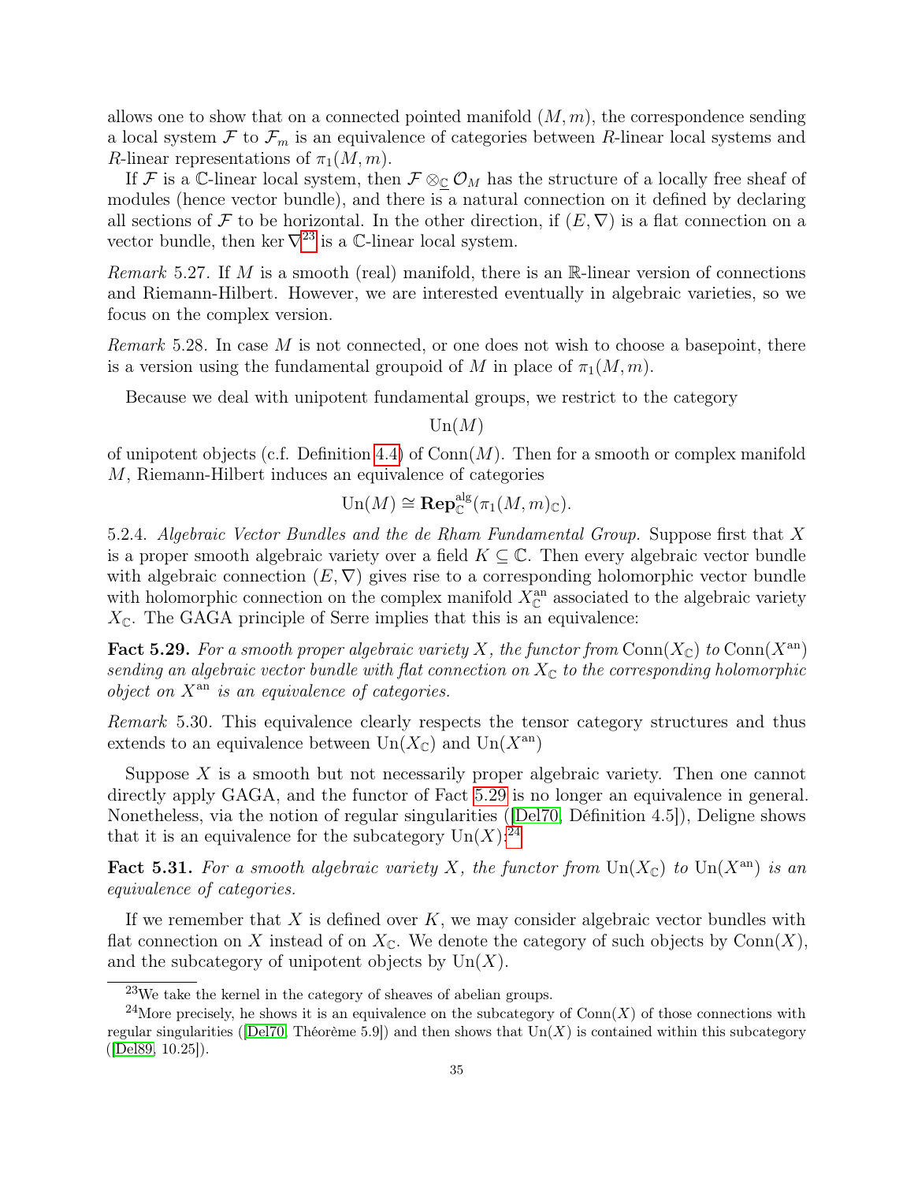allows one to show that on a connected pointed manifold $(M, m)$, the correspondence sending a local system $\mathcal{F}$ to $\mathcal{F}_m$ is an equivalence of categories between $R$-linear local systems and $R$-linear representations of $\pi_1(M, m)$.

If $\mathcal{F}$ is a $\mathbb{C}$-linear local system, then $\mathcal{F} \otimes_{\underline{\mathbb{C}}} \mathcal{O}_M$ has the structure of a locally free sheaf of modules (hence vector bundle), and there is a natural connection on it defined by declaring all sections of $\mathcal{F}$ to be horizontal. In the other direction, if $(E, \nabla)$ is a flat connection on a vector bundle, then $\ker \nabla$[23] is a $\mathbb{C}$-linear local system.

*Remark* 5.27. If $M$ is a smooth (real) manifold, there is an $\mathbb{R}$-linear version of connections and Riemann-Hilbert. However, we are interested eventually in algebraic varieties, so we focus on the complex version.

*Remark* 5.28. In case $M$ is not connected, or one does not wish to choose a basepoint, there is a version using the fundamental groupoid of $M$ in place of $\pi_1(M, m)$.

Because we deal with unipotent fundamental groups, we restrict to the category

$$\mathrm{Un}(M)$$

of unipotent objects (c.f. Definition 4.4) of $\mathrm{Conn}(M)$. Then for a smooth or complex manifold $M$, Riemann-Hilbert induces an equivalence of categories

$$\mathrm{Un}(M) \cong \mathbf{Rep}^{\mathrm{alg}}_{\mathbb{C}}(\pi_1(M, m)_{\mathbb{C}}).$$

5.2.4. *Algebraic Vector Bundles and the de Rham Fundamental Group.* Suppose first that $X$ is a proper smooth algebraic variety over a field $K \subseteq \mathbb{C}$. Then every algebraic vector bundle with algebraic connection $(E, \nabla)$ gives rise to a corresponding holomorphic vector bundle with holomorphic connection on the complex manifold $X^{\mathrm{an}}_{\mathbb{C}}$ associated to the algebraic variety $X_{\mathbb{C}}$. The GAGA principle of Serre implies that this is an equivalence:

**Fact 5.29.** *For a smooth proper algebraic variety $X$, the functor from $\mathrm{Conn}(X_{\mathbb{C}})$ to $\mathrm{Conn}(X^{\mathrm{an}})$ sending an algebraic vector bundle with flat connection on $X_{\mathbb{C}}$ to the corresponding holomorphic object on $X^{\mathrm{an}}$ is an equivalence of categories.*

*Remark* 5.30. This equivalence clearly respects the tensor category structures and thus extends to an equivalence between $\mathrm{Un}(X_{\mathbb{C}})$ and $\mathrm{Un}(X^{\mathrm{an}})$

Suppose $X$ is a smooth but not necessarily proper algebraic variety. Then one cannot directly apply GAGA, and the functor of Fact 5.29 is no longer an equivalence in general. Nonetheless, via the notion of regular singularities ([Del70, Définition 4.5]), Deligne shows that it is an equivalence for the subcategory $\mathrm{Un}(X)$:[24]

**Fact 5.31.** *For a smooth algebraic variety $X$, the functor from $\mathrm{Un}(X_{\mathbb{C}})$ to $\mathrm{Un}(X^{\mathrm{an}})$ is an equivalence of categories.*

If we remember that $X$ is defined over $K$, we may consider algebraic vector bundles with flat connection on $X$ instead of on $X_{\mathbb{C}}$. We denote the category of such objects by $\mathrm{Conn}(X)$, and the subcategory of unipotent objects by $\mathrm{Un}(X)$.

[23] We take the kernel in the category of sheaves of abelian groups.

[24] More precisely, he shows it is an equivalence on the subcategory of $\mathrm{Conn}(X)$ of those connections with regular singularities ([Del70, Théorème 5.9]) and then shows that $\mathrm{Un}(X)$ is contained within this subcategory ([Del89, 10.25]).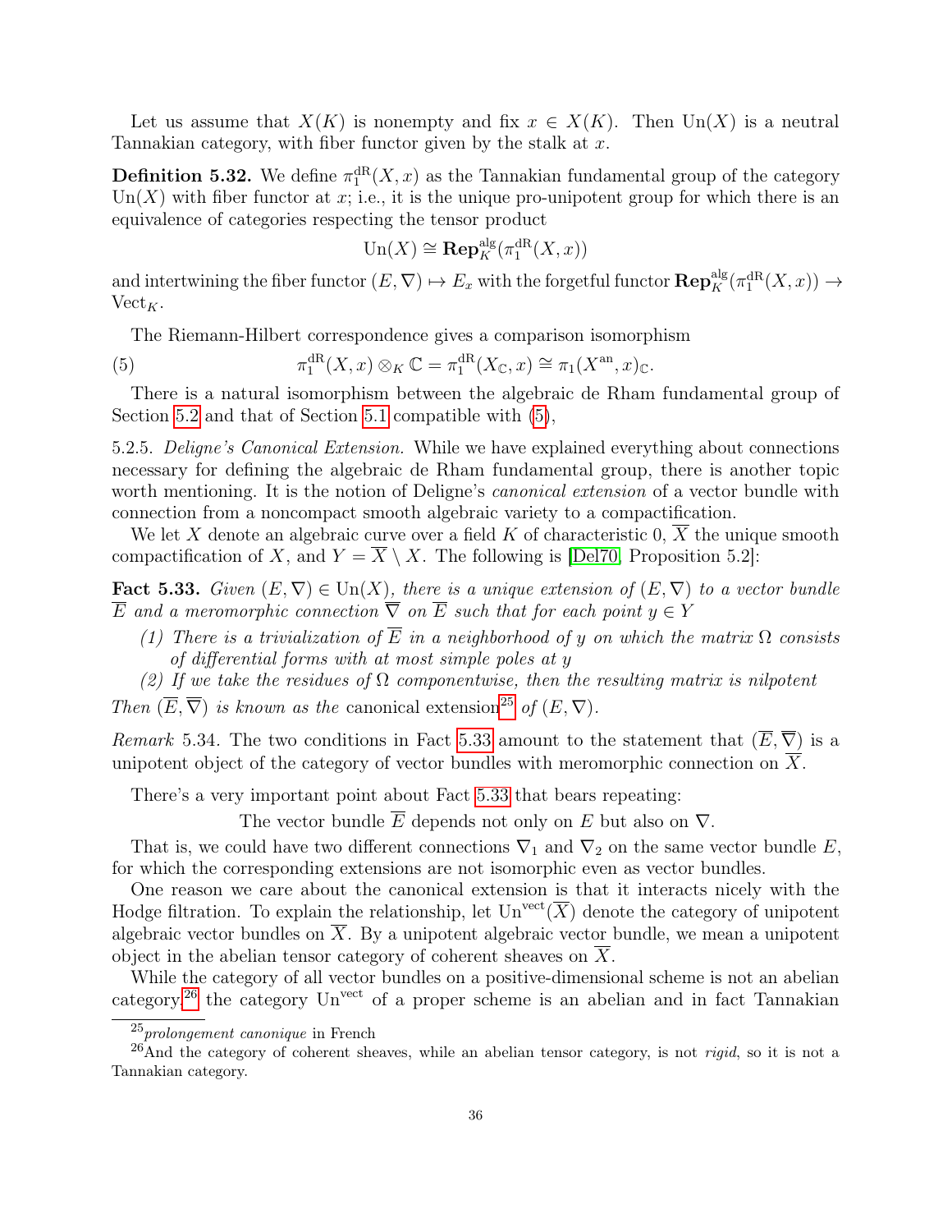Let us assume that $X(K)$ is nonempty and fix $x \in X(K)$. Then $\mathrm{Un}(X)$ is a neutral Tannakian category, with fiber functor given by the stalk at $x$.

**Definition 5.32.** We define $\pi_1^{\mathrm{dR}}(X, x)$ as the Tannakian fundamental group of the category $\mathrm{Un}(X)$ with fiber functor at $x$; i.e., it is the unique pro-unipotent group for which there is an equivalence of categories respecting the tensor product

$$\mathrm{Un}(X) \cong \mathbf{Rep}_K^{\mathrm{alg}}(\pi_1^{\mathrm{dR}}(X, x))$$

and intertwining the fiber functor $(E, \nabla) \mapsto E_x$ with the forgetful functor $\mathbf{Rep}_K^{\mathrm{alg}}(\pi_1^{\mathrm{dR}}(X, x)) \to \mathrm{Vect}_K$.

The Riemann-Hilbert correspondence gives a comparison isomorphism

$$\pi_1^{\mathrm{dR}}(X, x) \otimes_K \mathbb{C} = \pi_1^{\mathrm{dR}}(X_{\mathbb{C}}, x) \cong \pi_1(X^{\mathrm{an}}, x)_{\mathbb{C}}. \tag{5}$$

There is a natural isomorphism between the algebraic de Rham fundamental group of Section 5.2 and that of Section 5.1 compatible with (5),

5.2.5. *Deligne's Canonical Extension.* While we have explained everything about connections necessary for defining the algebraic de Rham fundamental group, there is another topic worth mentioning. It is the notion of Deligne's *canonical extension* of a vector bundle with connection from a noncompact smooth algebraic variety to a compactification.

We let $X$ denote an algebraic curve over a field $K$ of characteristic 0, $\overline{X}$ the unique smooth compactification of $X$, and $Y = \overline{X} \setminus X$. The following is [Del70, Proposition 5.2]:

**Fact 5.33.** *Given $(E, \nabla) \in \mathrm{Un}(X)$, there is a unique extension of $(E, \nabla)$ to a vector bundle $\overline{E}$ and a meromorphic connection $\overline{\nabla}$ on $\overline{E}$ such that for each point $y \in Y$*

1. *There is a trivialization of $\overline{E}$ in a neighborhood of $y$ on which the matrix $\Omega$ consists of differential forms with at most simple poles at $y$*
2. *If we take the residues of $\Omega$ componentwise, then the resulting matrix is nilpotent*

*Then $(\overline{E}, \overline{\nabla})$ is known as the* canonical extension[25] *of $(E, \nabla)$.*

*Remark* 5.34. The two conditions in Fact 5.33 amount to the statement that $(\overline{E}, \overline{\nabla})$ is a unipotent object of the category of vector bundles with meromorphic connection on $\overline{X}$.

There's a very important point about Fact 5.33 that bears repeating:

The vector bundle $\overline{E}$ depends not only on $E$ but also on $\nabla$.

That is, we could have two different connections $\nabla_1$ and $\nabla_2$ on the same vector bundle $E$, for which the corresponding extensions are not isomorphic even as vector bundles.

One reason we care about the canonical extension is that it interacts nicely with the Hodge filtration. To explain the relationship, let $\mathrm{Un}^{\mathrm{vect}}(\overline{X})$ denote the category of unipotent algebraic vector bundles on $\overline{X}$. By a unipotent algebraic vector bundle, we mean a unipotent object in the abelian tensor category of coherent sheaves on $\overline{X}$.

While the category of all vector bundles on a positive-dimensional scheme is not an abelian category,[26] the category $\mathrm{Un}^{\mathrm{vect}}$ of a proper scheme is an abelian and in fact Tannakian

[25] *prolongement canonique* in French

[26] And the category of coherent sheaves, while an abelian tensor category, is not *rigid*, so it is not a Tannakian category.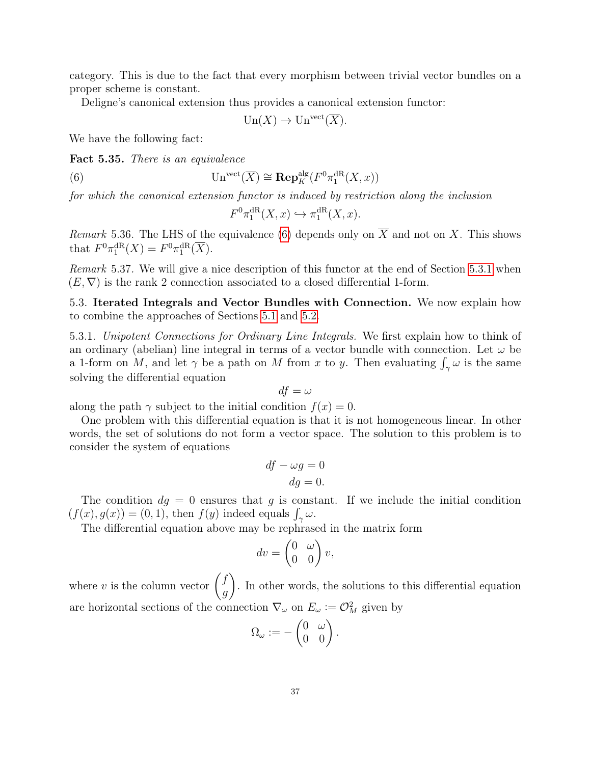category. This is due to the fact that every morphism between trivial vector bundles on a proper scheme is constant.

Deligne's canonical extension thus provides a canonical extension functor:

$$\mathrm{Un}(X) \to \mathrm{Un}^{\mathrm{vect}}(\overline{X}).$$

We have the following fact:

**Fact 5.35.** *There is an equivalence*

$$\mathrm{Un}^{\mathrm{vect}}(\overline{X}) \cong \mathbf{Rep}_K^{\mathrm{alg}}(F^0\pi_1^{\mathrm{dR}}(X,x)) \tag{6}$$

*for which the canonical extension functor is induced by restriction along the inclusion*

$$F^0\pi_1^{\mathrm{dR}}(X,x) \hookrightarrow \pi_1^{\mathrm{dR}}(X,x).$$

*Remark* 5.36. The LHS of the equivalence (6) depends only on $\overline{X}$ and not on $X$. This shows that $F^0\pi_1^{\mathrm{dR}}(X) = F^0\pi_1^{\mathrm{dR}}(\overline{X})$.

*Remark* 5.37. We will give a nice description of this functor at the end of Section 5.3.1 when $(E,\nabla)$ is the rank 2 connection associated to a closed differential 1-form.

5.3. **Iterated Integrals and Vector Bundles with Connection.** We now explain how to combine the approaches of Sections 5.1 and 5.2.

5.3.1. *Unipotent Connections for Ordinary Line Integrals.* We first explain how to think of an ordinary (abelian) line integral in terms of a vector bundle with connection. Let $\omega$ be a 1-form on $M$, and let $\gamma$ be a path on $M$ from $x$ to $y$. Then evaluating $\int_\gamma \omega$ is the same solving the differential equation

$$df = \omega$$

along the path $\gamma$ subject to the initial condition $f(x) = 0$.

One problem with this differential equation is that it is not homogeneous linear. In other words, the set of solutions do not form a vector space. The solution to this problem is to consider the system of equations

$$\begin{aligned} df - \omega g &= 0 \\ dg &= 0. \end{aligned}$$

The condition $dg = 0$ ensures that $g$ is constant. If we include the initial condition $(f(x), g(x)) = (0,1)$, then $f(y)$ indeed equals $\int_\gamma \omega$.

The differential equation above may be rephrased in the matrix form

$$dv = \begin{pmatrix} 0 & \omega \\ 0 & 0 \end{pmatrix} v,$$

where $v$ is the column vector $\begin{pmatrix} f \\ g \end{pmatrix}$. In other words, the solutions to this differential equation are horizontal sections of the connection $\nabla_\omega$ on $E_\omega := \mathcal{O}_M^2$ given by

$$\Omega_\omega := -\begin{pmatrix} 0 & \omega \\ 0 & 0 \end{pmatrix}.$$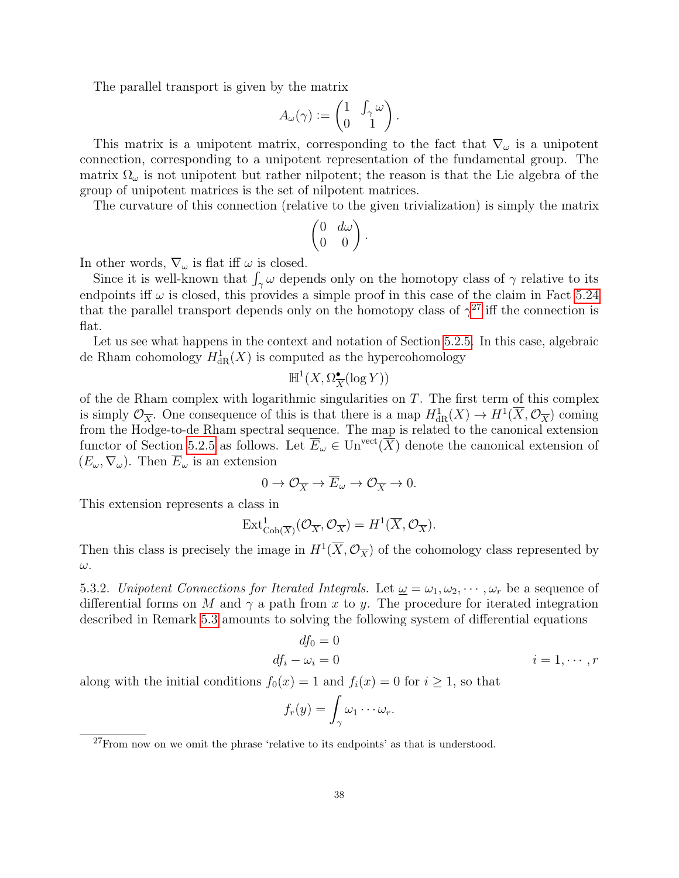The parallel transport is given by the matrix

$$A_\omega(\gamma) := \begin{pmatrix} 1 & \int_\gamma \omega \\ 0 & 1 \end{pmatrix}.$$

This matrix is a unipotent matrix, corresponding to the fact that $\nabla_\omega$ is a unipotent connection, corresponding to a unipotent representation of the fundamental group. The matrix $\Omega_\omega$ is not unipotent but rather nilpotent; the reason is that the Lie algebra of the group of unipotent matrices is the set of nilpotent matrices.

The curvature of this connection (relative to the given trivialization) is simply the matrix

$$\begin{pmatrix} 0 & d\omega \\ 0 & 0 \end{pmatrix}.$$

In other words, $\nabla_\omega$ is flat iff $\omega$ is closed.

Since it is well-known that $\int_\gamma \omega$ depends only on the homotopy class of $\gamma$ relative to its endpoints iff $\omega$ is closed, this provides a simple proof in this case of the claim in Fact 5.24 that the parallel transport depends only on the homotopy class of $\gamma$[27] iff the connection is flat.

Let us see what happens in the context and notation of Section 5.2.5. In this case, algebraic de Rham cohomology $H^1_{\mathrm{dR}}(X)$ is computed as the hypercohomology

$$\mathbb{H}^1(X, \Omega^\bullet_{\overline{X}}(\log Y))$$

of the de Rham complex with logarithmic singularities on $T$. The first term of this complex is simply $\mathcal{O}_{\overline{X}}$. One consequence of this is that there is a map $H^1_{\mathrm{dR}}(X) \to H^1(\overline{X}, \mathcal{O}_{\overline{X}})$ coming from the Hodge-to-de Rham spectral sequence. The map is related to the canonical extension functor of Section 5.2.5 as follows. Let $\overline{E}_\omega \in \mathrm{Un}^{\mathrm{vect}}(\overline{X})$ denote the canonical extension of $(E_\omega, \nabla_\omega)$. Then $\overline{E}_\omega$ is an extension

$$0 \to \mathcal{O}_{\overline{X}} \to \overline{E}_\omega \to \mathcal{O}_{\overline{X}} \to 0.$$

This extension represents a class in

$$\mathrm{Ext}^1_{\mathrm{Coh}(\overline{X})}(\mathcal{O}_{\overline{X}}, \mathcal{O}_{\overline{X}}) = H^1(\overline{X}, \mathcal{O}_{\overline{X}}).$$

Then this class is precisely the image in $H^1(\overline{X}, \mathcal{O}_{\overline{X}})$ of the cohomology class represented by $\omega$.

5.3.2. *Unipotent Connections for Iterated Integrals.* Let $\underline{\omega} = \omega_1, \omega_2, \cdots, \omega_r$ be a sequence of differential forms on $M$ and $\gamma$ a path from $x$ to $y$. The procedure for iterated integration described in Remark 5.3 amounts to solving the following system of differential equations

$$\begin{aligned} df_0 &= 0 \\ df_i - \omega_i &= 0 \qquad\qquad i = 1, \cdots, r \end{aligned}$$

along with the initial conditions $f_0(x) = 1$ and $f_i(x) = 0$ for $i \geq 1$, so that

$$f_r(y) = \int_\gamma \omega_1 \cdots \omega_r.$$

[27] From now on we omit the phrase 'relative to its endpoints' as that is understood.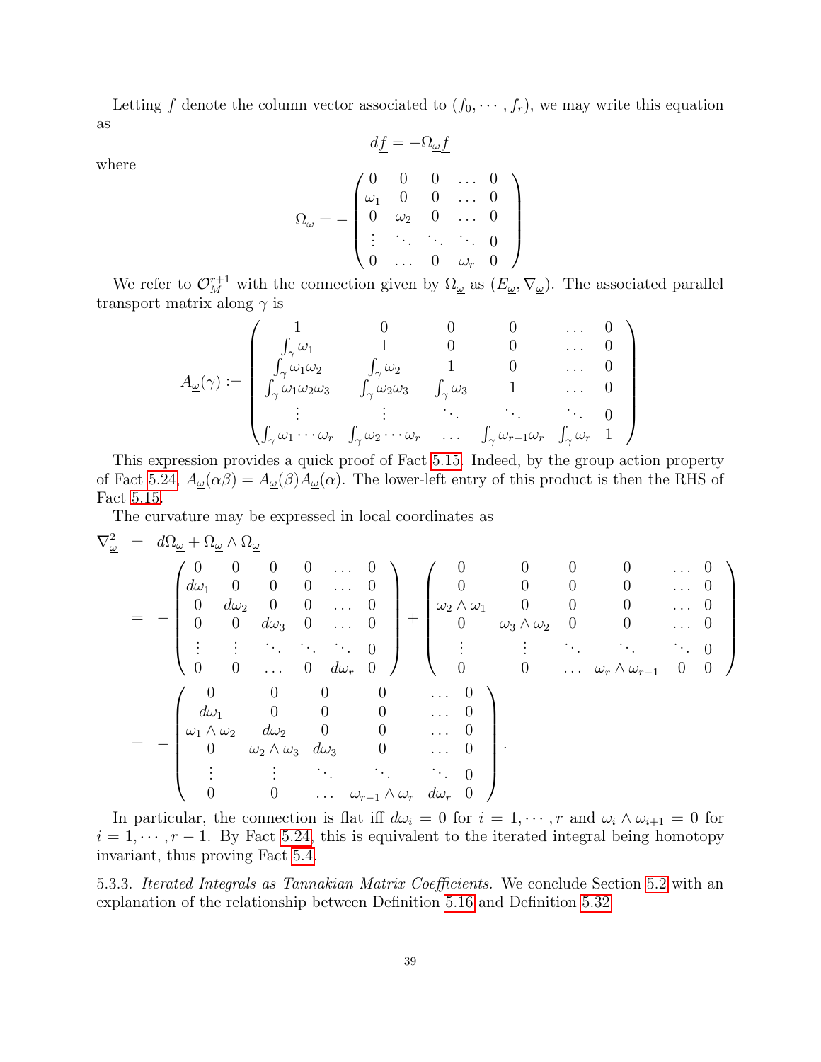Letting $\underline{f}$ denote the column vector associated to $(f_0, \cdots, f_r)$, we may write this equation as

$$d\underline{f} = -\Omega_{\underline{\omega}}\underline{f}$$

where

$$\Omega_{\underline{\omega}} = -\begin{pmatrix} 0 & 0 & 0 & \dots & 0 \\ \omega_1 & 0 & 0 & \dots & 0 \\ 0 & \omega_2 & 0 & \dots & 0 \\ \vdots & \ddots & \ddots & \ddots & 0 \\ 0 & \dots & 0 & \omega_r & 0 \end{pmatrix}$$

We refer to $\mathcal{O}_M^{r+1}$ with the connection given by $\Omega_{\underline{\omega}}$ as $(E_{\underline{\omega}}, \nabla_{\underline{\omega}})$. The associated parallel transport matrix along $\gamma$ is

$$A_{\underline{\omega}}(\gamma) := \begin{pmatrix} 1 & 0 & 0 & 0 & \dots & 0 \\ \int_\gamma \omega_1 & 1 & 0 & 0 & \dots & 0 \\ \int_\gamma \omega_1\omega_2 & \int_\gamma \omega_2 & 1 & 0 & \dots & 0 \\ \int_\gamma \omega_1\omega_2\omega_3 & \int_\gamma \omega_2\omega_3 & \int_\gamma \omega_3 & 1 & \dots & 0 \\ \vdots & \vdots & \ddots & \ddots & \ddots & 0 \\ \int_\gamma \omega_1 \cdots \omega_r & \int_\gamma \omega_2 \cdots \omega_r & \dots & \int_\gamma \omega_{r-1}\omega_r & \int_\gamma \omega_r & 1 \end{pmatrix}$$

This expression provides a quick proof of Fact 5.15. Indeed, by the group action property of Fact 5.24, $A_{\underline{\omega}}(\alpha\beta) = A_{\underline{\omega}}(\beta)A_{\underline{\omega}}(\alpha)$. The lower-left entry of this product is then the RHS of Fact 5.15.

The curvature may be expressed in local coordinates as

$$\begin{aligned}
\nabla_{\underline{\omega}}^2 &= d\Omega_{\underline{\omega}} + \Omega_{\underline{\omega}} \wedge \Omega_{\underline{\omega}} \\
&= -\begin{pmatrix} 0 & 0 & 0 & 0 & \dots & 0 \\ d\omega_1 & 0 & 0 & 0 & \dots & 0 \\ 0 & d\omega_2 & 0 & 0 & \dots & 0 \\ 0 & 0 & d\omega_3 & 0 & \dots & 0 \\ \vdots & \vdots & \ddots & \ddots & \ddots & 0 \\ 0 & 0 & \dots & 0 & d\omega_r & 0 \end{pmatrix} + \begin{pmatrix} 0 & 0 & 0 & 0 & \dots & 0 \\ 0 & 0 & 0 & 0 & \dots & 0 \\ \omega_2 \wedge \omega_1 & 0 & 0 & 0 & \dots & 0 \\ 0 & \omega_3 \wedge \omega_2 & 0 & 0 & \dots & 0 \\ \vdots & \vdots & \ddots & \ddots & \ddots & 0 \\ 0 & 0 & \dots & \omega_r \wedge \omega_{r-1} & 0 & 0 \end{pmatrix} \\
&= -\begin{pmatrix} 0 & 0 & 0 & 0 & \dots & 0 \\ d\omega_1 & 0 & 0 & 0 & \dots & 0 \\ \omega_1 \wedge \omega_2 & d\omega_2 & 0 & 0 & \dots & 0 \\ 0 & \omega_2 \wedge \omega_3 & d\omega_3 & 0 & \dots & 0 \\ \vdots & \vdots & \ddots & \ddots & \ddots & 0 \\ 0 & 0 & \dots & \omega_{r-1} \wedge \omega_r & d\omega_r & 0 \end{pmatrix}.
\end{aligned}$$

In particular, the connection is flat iff $d\omega_i = 0$ for $i = 1, \cdots, r$ and $\omega_i \wedge \omega_{i+1} = 0$ for $i = 1, \cdots, r-1$. By Fact 5.24, this is equivalent to the iterated integral being homotopy invariant, thus proving Fact 5.4.

5.3.3. *Iterated Integrals as Tannakian Matrix Coefficients.* We conclude Section 5.2 with an explanation of the relationship between Definition 5.16 and Definition 5.32.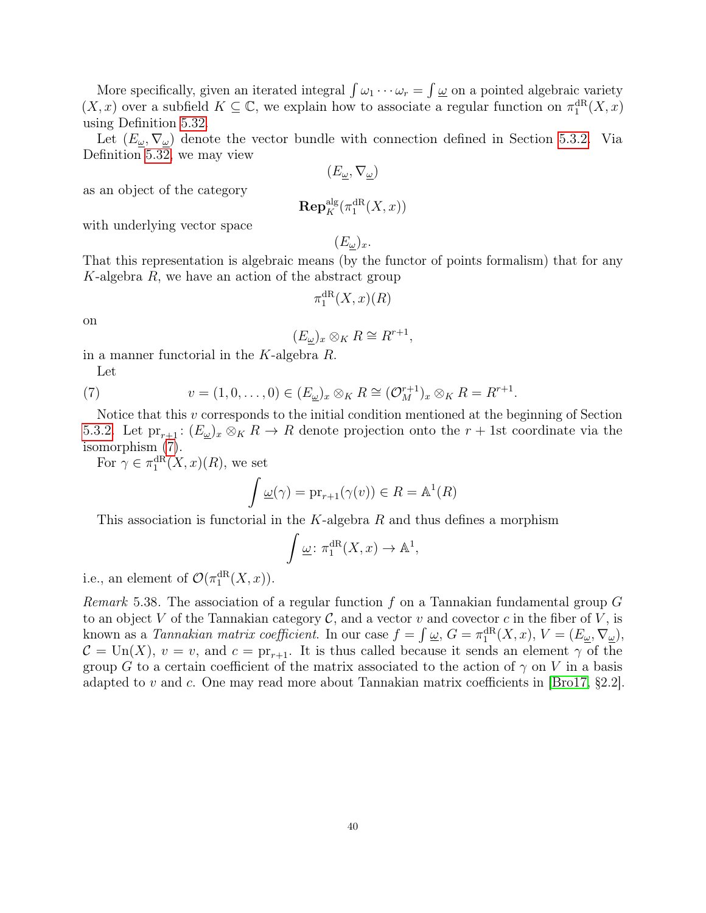More specifically, given an iterated integral $\int \omega_1 \cdots \omega_r = \int \underline{\omega}$ on a pointed algebraic variety $(X, x)$ over a subfield $K \subseteq \mathbb{C}$, we explain how to associate a regular function on $\pi_1^{\mathrm{dR}}(X, x)$ using Definition 5.32.

Let $(E_{\underline{\omega}}, \nabla_{\underline{\omega}})$ denote the vector bundle with connection defined in Section 5.3.2. Via Definition 5.32, we may view

$$(E_{\underline{\omega}}, \nabla_{\underline{\omega}})$$

as an object of the category

$$\mathbf{Rep}_K^{\mathrm{alg}}(\pi_1^{\mathrm{dR}}(X, x))$$

with underlying vector space

$$(E_{\underline{\omega}})_x.$$

That this representation is algebraic means (by the functor of points formalism) that for any $K$-algebra $R$, we have an action of the abstract group

$$\pi_1^{\mathrm{dR}}(X, x)(R)$$

on

$$(E_{\underline{\omega}})_x \otimes_K R \cong R^{r+1},$$

in a manner functorial in the $K$-algebra $R$.

Let

$$v = (1, 0, \ldots, 0) \in (E_{\underline{\omega}})_x \otimes_K R \cong (\mathcal{O}_M^{r+1})_x \otimes_K R = R^{r+1}. \tag{7}$$

Notice that this $v$ corresponds to the initial condition mentioned at the beginning of Section 5.3.2. Let $\mathrm{pr}_{r+1} \colon (E_{\underline{\omega}})_x \otimes_K R \to R$ denote projection onto the $r+1$st coordinate via the isomorphism (7).

For $\gamma \in \pi_1^{\mathrm{dR}}(X, x)(R)$, we set

$$\int \underline{\omega}(\gamma) = \mathrm{pr}_{r+1}(\gamma(v)) \in R = \mathbb{A}^1(R)$$

This association is functorial in the $K$-algebra $R$ and thus defines a morphism

$$\int \underline{\omega} \colon \pi_1^{\mathrm{dR}}(X, x) \to \mathbb{A}^1,$$

i.e., an element of $\mathcal{O}(\pi_1^{\mathrm{dR}}(X, x))$.

*Remark* 5.38. The association of a regular function $f$ on a Tannakian fundamental group $G$ to an object $V$ of the Tannakian category $\mathcal{C}$, and a vector $v$ and covector $c$ in the fiber of $V$, is known as a *Tannakian matrix coefficient*. In our case $f = \int \underline{\omega}$, $G = \pi_1^{\mathrm{dR}}(X, x)$, $V = (E_{\underline{\omega}}, \nabla_{\underline{\omega}})$, $\mathcal{C} = \mathrm{Un}(X)$, $v = v$, and $c = \mathrm{pr}_{r+1}$. It is thus called because it sends an element $\gamma$ of the group $G$ to a certain coefficient of the matrix associated to the action of $\gamma$ on $V$ in a basis adapted to $v$ and $c$. One may read more about Tannakian matrix coefficients in [Bro17, §2.2].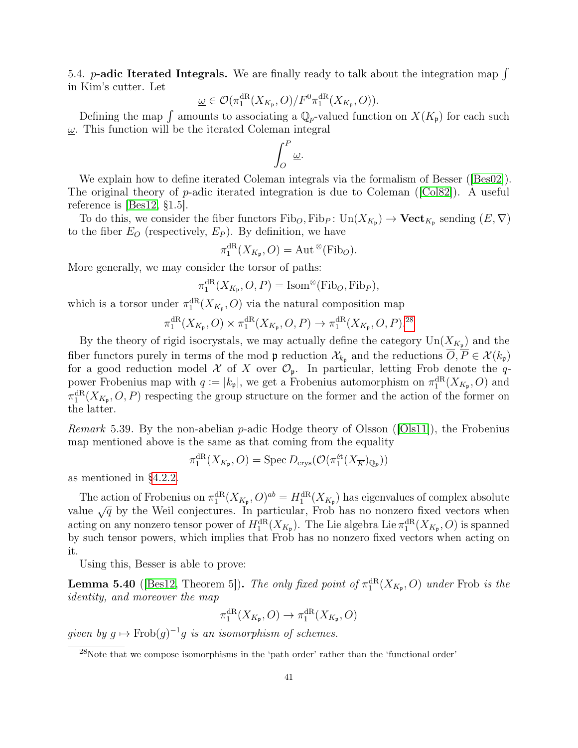5.4. **$p$-adic Iterated Integrals.** We are finally ready to talk about the integration map $\int$ in Kim's cutter. Let

$$\underline{\omega} \in \mathcal{O}(\pi_1^{\mathrm{dR}}(X_{K_\mathfrak{p}}, O)/F^0\pi_1^{\mathrm{dR}}(X_{K_\mathfrak{p}}, O)).$$

Defining the map $\int$ amounts to associating a $\mathbb{Q}_p$-valued function on $X(K_\mathfrak{p})$ for each such $\underline{\omega}$. This function will be the iterated Coleman integral

$$\int_O^P \underline{\omega}.$$

We explain how to define iterated Coleman integrals via the formalism of Besser ([Bes02]). The original theory of $p$-adic iterated integration is due to Coleman ([Col82]). A useful reference is [Bes12, §1.5].

To do this, we consider the fiber functors $\mathrm{Fib}_O, \mathrm{Fib}_P \colon \mathrm{Un}(X_{K_\mathfrak{p}}) \to \mathbf{Vect}_{K_\mathfrak{p}}$ sending $(E, \nabla)$ to the fiber $E_O$ (respectively, $E_P$). By definition, we have

$$\pi_1^{\mathrm{dR}}(X_{K_\mathfrak{p}}, O) = \mathrm{Aut}^{\otimes}(\mathrm{Fib}_O).$$

More generally, we may consider the torsor of paths:

$$\pi_1^{\mathrm{dR}}(X_{K_\mathfrak{p}}, O, P) = \mathrm{Isom}^{\otimes}(\mathrm{Fib}_O, \mathrm{Fib}_P),$$

which is a torsor under $\pi_1^{\mathrm{dR}}(X_{K_\mathfrak{p}}, O)$ via the natural composition map

$$\pi_1^{\mathrm{dR}}(X_{K_\mathfrak{p}}, O) \times \pi_1^{\mathrm{dR}}(X_{K_\mathfrak{p}}, O, P) \to \pi_1^{\mathrm{dR}}(X_{K_\mathfrak{p}}, O, P).[28]$$

By the theory of rigid isocrystals, we may actually define the category $\mathrm{Un}(X_{K_\mathfrak{p}})$ and the fiber functors purely in terms of the mod $\mathfrak{p}$ reduction $\mathcal{X}_{k_\mathfrak{p}}$ and the reductions $\overline{O}, \overline{P} \in \mathcal{X}(k_\mathfrak{p})$ for a good reduction model $\mathcal{X}$ of $X$ over $\mathcal{O}_\mathfrak{p}$. In particular, letting Frob denote the $q$-power Frobenius map with $q := |k_\mathfrak{p}|$, we get a Frobenius automorphism on $\pi_1^{\mathrm{dR}}(X_{K_\mathfrak{p}}, O)$ and $\pi_1^{\mathrm{dR}}(X_{K_\mathfrak{p}}, O, P)$ respecting the group structure on the former and the action of the former on the latter.

*Remark* 5.39. By the non-abelian $p$-adic Hodge theory of Olsson ([Ols11]), the Frobenius map mentioned above is the same as that coming from the equality

$$\pi_1^{\mathrm{dR}}(X_{K_\mathfrak{p}}, O) = \mathrm{Spec}\, D_{\mathrm{crys}}(\mathcal{O}(\pi_1^{\text{ét}}(X_{\overline{K}})_{\mathbb{Q}_p}))$$

as mentioned in §4.2.2.

The action of Frobenius on $\pi_1^{\mathrm{dR}}(X_{K_\mathfrak{p}}, O)^{ab} = H_1^{\mathrm{dR}}(X_{K_\mathfrak{p}})$ has eigenvalues of complex absolute value $\sqrt{q}$ by the Weil conjectures. In particular, Frob has no nonzero fixed vectors when acting on any nonzero tensor power of $H_1^{\mathrm{dR}}(X_{K_\mathfrak{p}})$. The Lie algebra $\mathrm{Lie}\, \pi_1^{\mathrm{dR}}(X_{K_\mathfrak{p}}, O)$ is spanned by such tensor powers, which implies that Frob has no nonzero fixed vectors when acting on it.

Using this, Besser is able to prove:

**Lemma 5.40** ([Bes12, Theorem 5])**.** *The only fixed point of $\pi_1^{\mathrm{dR}}(X_{K_\mathfrak{p}}, O)$ under* Frob *is the identity, and moreover the map*

$$\pi_1^{\mathrm{dR}}(X_{K_\mathfrak{p}}, O) \to \pi_1^{\mathrm{dR}}(X_{K_\mathfrak{p}}, O)$$

*given by $g \mapsto \mathrm{Frob}(g)^{-1}g$ is an isomorphism of schemes.*

[28] Note that we compose isomorphisms in the 'path order' rather than the 'functional order'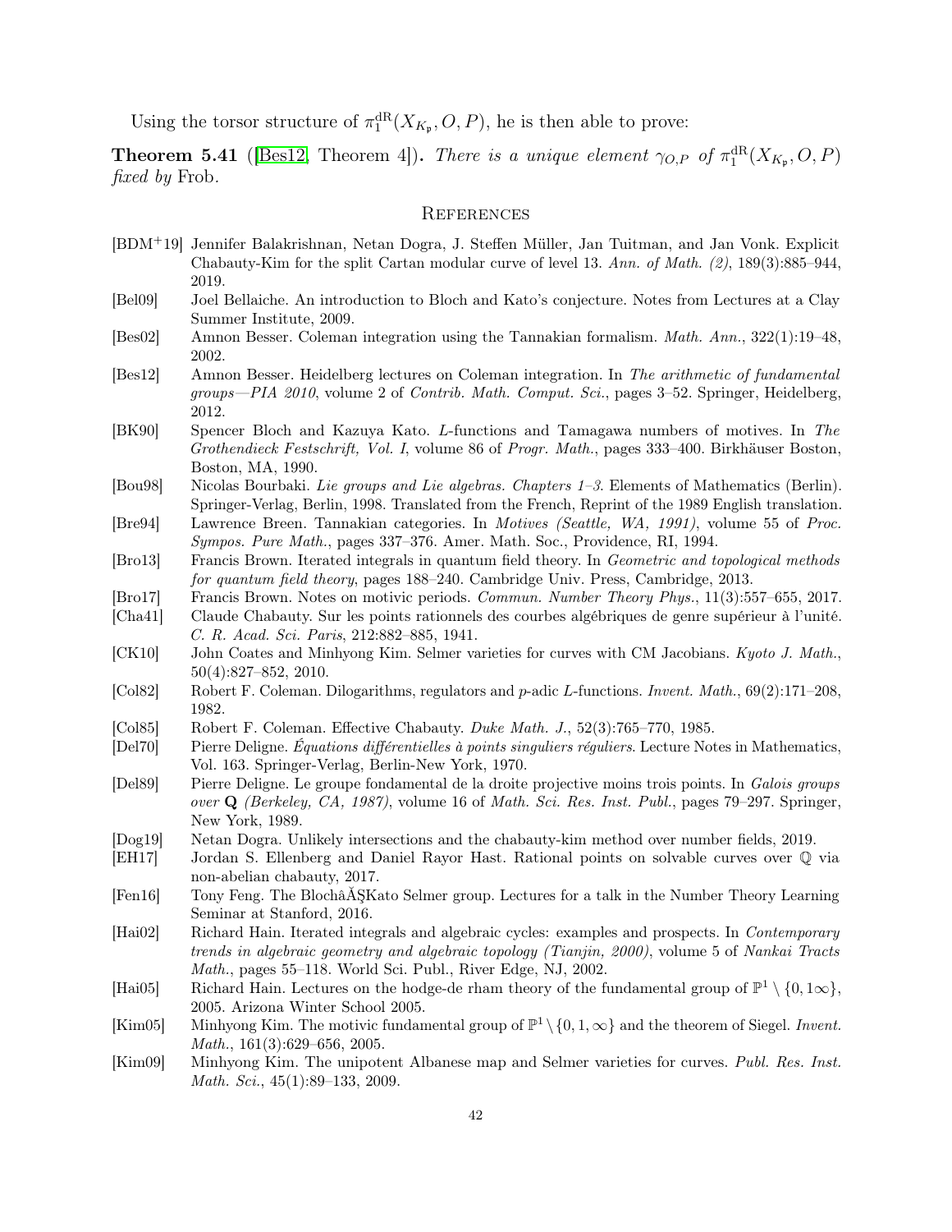Using the torsor structure of $\pi_1^{\mathrm{dR}}(X_{K_\mathfrak{p}}, O, P)$, he is then able to prove:

**Theorem 5.41** ([Bes12, Theorem 4])**.** *There is a unique element $\gamma_{O,P}$ of $\pi_1^{\mathrm{dR}}(X_{K_\mathfrak{p}}, O, P)$ fixed by* Frob*.*

## References

- [BDM+19] Jennifer Balakrishnan, Netan Dogra, J. Steffen Müller, Jan Tuitman, and Jan Vonk. Explicit Chabauty-Kim for the split Cartan modular curve of level 13. *Ann. of Math. (2)*, 189(3):885–944, 2019.
- [Bel09] Joel Bellaiche. An introduction to Bloch and Kato's conjecture. Notes from Lectures at a Clay Summer Institute, 2009.
- [Bes02] Amnon Besser. Coleman integration using the Tannakian formalism. *Math. Ann.*, 322(1):19–48, 2002.
- [Bes12] Amnon Besser. Heidelberg lectures on Coleman integration. In *The arithmetic of fundamental groups—PIA 2010*, volume 2 of *Contrib. Math. Comput. Sci.*, pages 3–52. Springer, Heidelberg, 2012.
- [BK90] Spencer Bloch and Kazuya Kato. $L$-functions and Tamagawa numbers of motives. In *The Grothendieck Festschrift, Vol. I*, volume 86 of *Progr. Math.*, pages 333–400. Birkhäuser Boston, Boston, MA, 1990.
- [Bou98] Nicolas Bourbaki. *Lie groups and Lie algebras. Chapters 1–3*. Elements of Mathematics (Berlin). Springer-Verlag, Berlin, 1998. Translated from the French, Reprint of the 1989 English translation.
- [Bre94] Lawrence Breen. Tannakian categories. In *Motives (Seattle, WA, 1991)*, volume 55 of *Proc. Sympos. Pure Math.*, pages 337–376. Amer. Math. Soc., Providence, RI, 1994.
- [Bro13] Francis Brown. Iterated integrals in quantum field theory. In *Geometric and topological methods for quantum field theory*, pages 188–240. Cambridge Univ. Press, Cambridge, 2013.
- [Bro17] Francis Brown. Notes on motivic periods. *Commun. Number Theory Phys.*, 11(3):557–655, 2017.
- [Cha41] Claude Chabauty. Sur les points rationnels des courbes algébriques de genre supérieur à l'unité. *C. R. Acad. Sci. Paris*, 212:882–885, 1941.
- [CK10] John Coates and Minhyong Kim. Selmer varieties for curves with CM Jacobians. *Kyoto J. Math.*, 50(4):827–852, 2010.
- [Col82] Robert F. Coleman. Dilogarithms, regulators and $p$-adic $L$-functions. *Invent. Math.*, 69(2):171–208, 1982.
- [Col85] Robert F. Coleman. Effective Chabauty. *Duke Math. J.*, 52(3):765–770, 1985.
- [Del70] Pierre Deligne. *Équations différentielles à points singuliers réguliers*. Lecture Notes in Mathematics, Vol. 163. Springer-Verlag, Berlin-New York, 1970.
- [Del89] Pierre Deligne. Le groupe fondamental de la droite projective moins trois points. In *Galois groups over* $\mathbf{Q}$ *(Berkeley, CA, 1987)*, volume 16 of *Math. Sci. Res. Inst. Publ.*, pages 79–297. Springer, New York, 1989.
- [Dog19] Netan Dogra. Unlikely intersections and the chabauty-kim method over number fields, 2019.
- [EH17] Jordan S. Ellenberg and Daniel Rayor Hast. Rational points on solvable curves over $\mathbb{Q}$ via non-abelian chabauty, 2017.
- [Fen16] Tony Feng. The BlochâĂŞKato Selmer group. Lectures for a talk in the Number Theory Learning Seminar at Stanford, 2016.
- [Hai02] Richard Hain. Iterated integrals and algebraic cycles: examples and prospects. In *Contemporary trends in algebraic geometry and algebraic topology (Tianjin, 2000)*, volume 5 of *Nankai Tracts Math.*, pages 55–118. World Sci. Publ., River Edge, NJ, 2002.
- [Hai05] Richard Hain. Lectures on the hodge-de rham theory of the fundamental group of $\mathbb{P}^1 \setminus \{0, 1\infty\}$, 2005. Arizona Winter School 2005.
- [Kim05] Minhyong Kim. The motivic fundamental group of $\mathbb{P}^1 \setminus \{0, 1, \infty\}$ and the theorem of Siegel. *Invent. Math.*, 161(3):629–656, 2005.
- [Kim09] Minhyong Kim. The unipotent Albanese map and Selmer varieties for curves. *Publ. Res. Inst. Math. Sci.*, 45(1):89–133, 2009.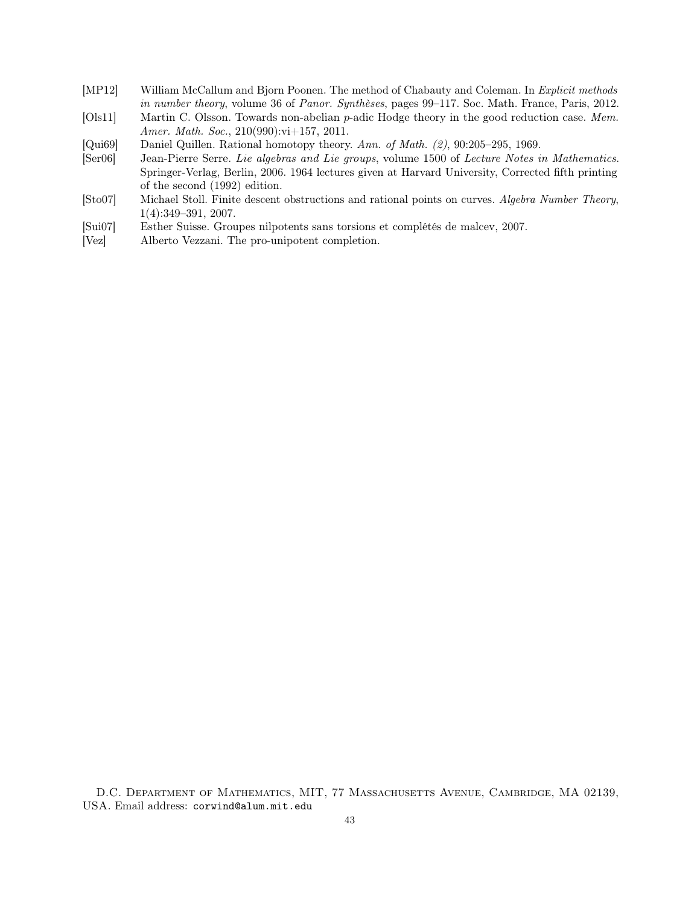[MP12] William McCallum and Bjorn Poonen. The method of Chabauty and Coleman. In *Explicit methods in number theory*, volume 36 of *Panor. Synthèses*, pages 99–117. Soc. Math. France, Paris, 2012.

[Ols11] Martin C. Olsson. Towards non-abelian $p$-adic Hodge theory in the good reduction case. *Mem. Amer. Math. Soc.*, 210(990):vi+157, 2011.

[Qui69] Daniel Quillen. Rational homotopy theory. *Ann. of Math. (2)*, 90:205–295, 1969.

[Ser06] Jean-Pierre Serre. *Lie algebras and Lie groups*, volume 1500 of *Lecture Notes in Mathematics*. Springer-Verlag, Berlin, 2006. 1964 lectures given at Harvard University, Corrected fifth printing of the second (1992) edition.

[Sto07] Michael Stoll. Finite descent obstructions and rational points on curves. *Algebra Number Theory*, 1(4):349–391, 2007.

[Sui07] Esther Suisse. Groupes nilpotents sans torsions et complétés de malcev, 2007.

[Vez] Alberto Vezzani. The pro-unipotent completion.

D.C. Department of Mathematics, MIT, 77 Massachusetts Avenue, Cambridge, MA 02139, USA. Email address: `corwind@alum.mit.edu`